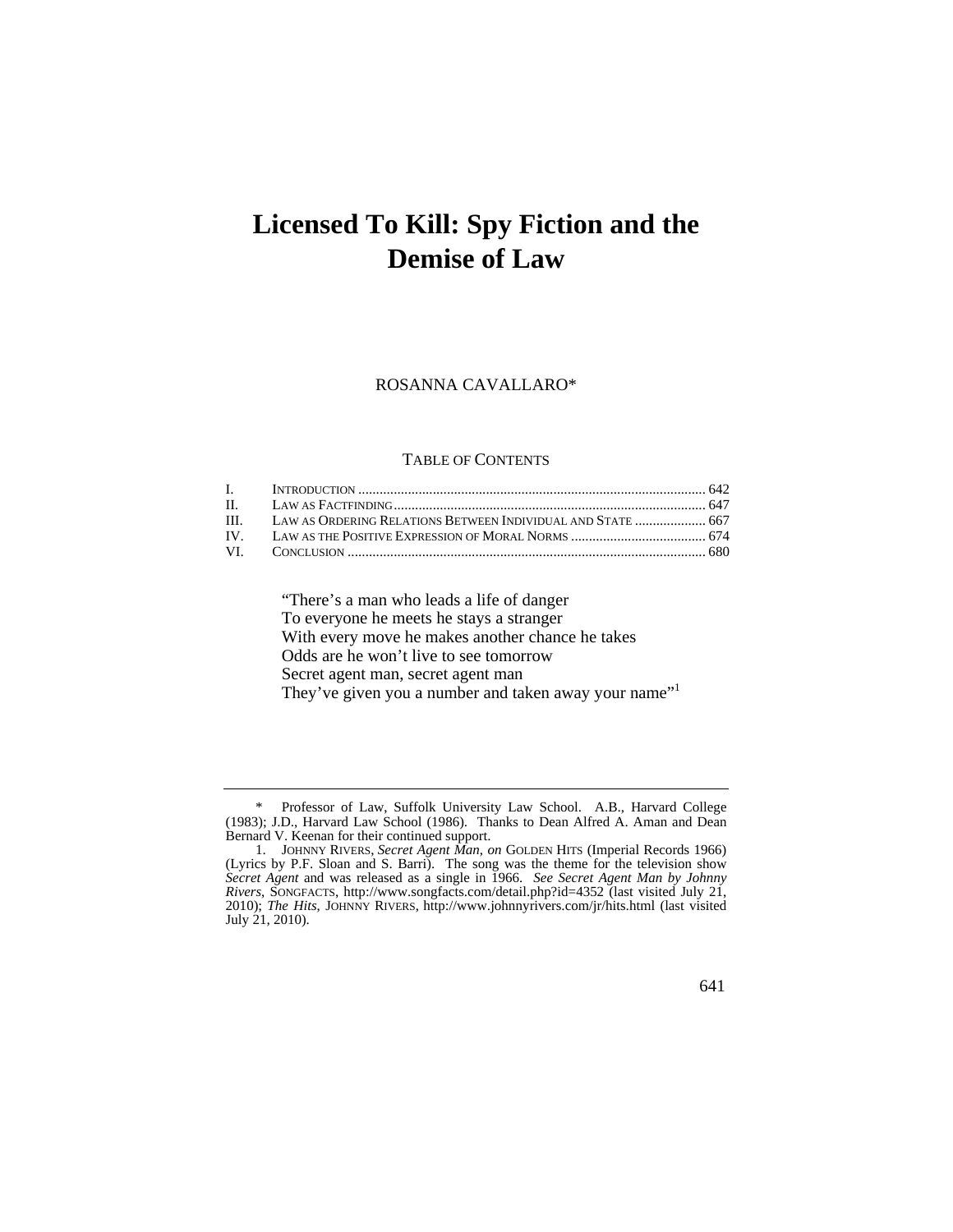# Licensed To Kill: Spy Fiction and the Demise of Law

ROSANNA CAVALLARO*

TABLE OF CONTENTS

| | | |
|---|---|---|
| I. | INTRODUCTION | 642 |
| II. | LAW AS FACTFINDING | 647 |
| III. | LAW AS ORDERING RELATIONS BETWEEN INDIVIDUAL AND STATE | 667 |
| IV. | LAW AS THE POSITIVE EXPRESSION OF MORAL NORMS | 674 |
| VI. | CONCLUSION | 680 |

> "There's a man who leads a life of danger
> To everyone he meets he stays a stranger
> With every move he makes another chance he takes
> Odds are he won't live to see tomorrow
> Secret agent man, secret agent man
> They've given you a number and taken away your name"[1]

---

\* Professor of Law, Suffolk University Law School. A.B., Harvard College (1983); J.D., Harvard Law School (1986). Thanks to Dean Alfred A. Aman and Dean Bernard V. Keenan for their continued support.

1. JOHNNY RIVERS, *Secret Agent Man*, *on* GOLDEN HITS (Imperial Records 1966) (Lyrics by P.F. Sloan and S. Barri). The song was the theme for the television show *Secret Agent* and was released as a single in 1966. *See Secret Agent Man by Johnny Rivers*, SONGFACTS, http://www.songfacts.com/detail.php?id=4352 (last visited July 21, 2010); *The Hits*, JOHNNY RIVERS, http://www.johnnyrivers.com/jr/hits.html (last visited July 21, 2010).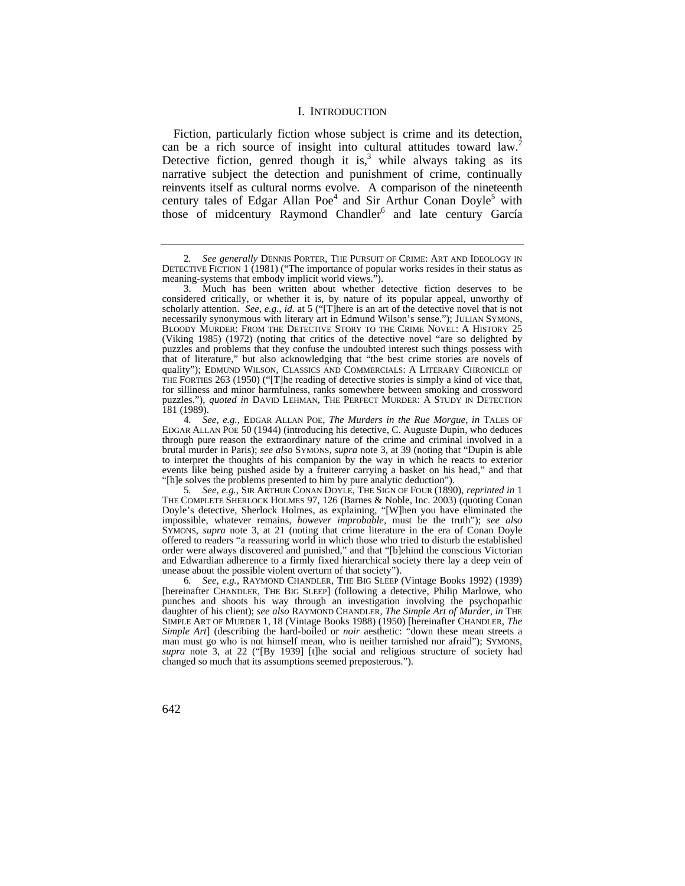## I. Introduction

Fiction, particularly fiction whose subject is crime and its detection, can be a rich source of insight into cultural attitudes toward law.[2] Detective fiction, genred though it is,[3] while always taking as its narrative subject the detection and punishment of crime, continually reinvents itself as cultural norms evolve. A comparison of the nineteenth century tales of Edgar Allan Poe[4] and Sir Arthur Conan Doyle[5] with those of midcentury Raymond Chandler[6] and late century García

---

2. *See generally* DENNIS PORTER, THE PURSUIT OF CRIME: ART AND IDEOLOGY IN DETECTIVE FICTION 1 (1981) ("The importance of popular works resides in their status as meaning-systems that embody implicit world views.").

3. Much has been written about whether detective fiction deserves to be considered critically, or whether it is, by nature of its popular appeal, unworthy of scholarly attention. *See, e.g.*, *id.* at 5 ("[T]here is an art of the detective novel that is not necessarily synonymous with literary art in Edmund Wilson's sense."); JULIAN SYMONS, BLOODY MURDER: FROM THE DETECTIVE STORY TO THE CRIME NOVEL: A HISTORY 25 (Viking 1985) (1972) (noting that critics of the detective novel "are so delighted by puzzles and problems that they confuse the undoubted interest such things possess with that of literature," but also acknowledging that "the best crime stories are novels of quality"); EDMUND WILSON, CLASSICS AND COMMERCIALS: A LITERARY CHRONICLE OF THE FORTIES 263 (1950) ("[T]he reading of detective stories is simply a kind of vice that, for silliness and minor harmfulness, ranks somewhere between smoking and crossword puzzles."), *quoted in* DAVID LEHMAN, THE PERFECT MURDER: A STUDY IN DETECTION 181 (1989).

4. *See, e.g.*, EDGAR ALLAN POE, *The Murders in the Rue Morgue*, *in* TALES OF EDGAR ALLAN POE 50 (1944) (introducing his detective, C. Auguste Dupin, who deduces through pure reason the extraordinary nature of the crime and criminal involved in a brutal murder in Paris); *see also* SYMONS, *supra* note 3, at 39 (noting that "Dupin is able to interpret the thoughts of his companion by the way in which he reacts to exterior events like being pushed aside by a fruiterer carrying a basket on his head," and that "[h]e solves the problems presented to him by pure analytic deduction").

5. *See, e.g.*, SIR ARTHUR CONAN DOYLE, THE SIGN OF FOUR (1890), *reprinted in* 1 THE COMPLETE SHERLOCK HOLMES 97, 126 (Barnes & Noble, Inc. 2003) (quoting Conan Doyle's detective, Sherlock Holmes, as explaining, "[W]hen you have eliminated the impossible, whatever remains, *however improbable*, must be the truth"); *see also* SYMONS, *supra* note 3, at 21 (noting that crime literature in the era of Conan Doyle offered to readers "a reassuring world in which those who tried to disturb the established order were always discovered and punished," and that "[b]ehind the conscious Victorian and Edwardian adherence to a firmly fixed hierarchical society there lay a deep vein of unease about the possible violent overturn of that society").

6. *See, e.g.*, RAYMOND CHANDLER, THE BIG SLEEP (Vintage Books 1992) (1939) [hereinafter CHANDLER, THE BIG SLEEP] (following a detective, Philip Marlowe, who punches and shoots his way through an investigation involving the psychopathic daughter of his client); *see also* RAYMOND CHANDLER, *The Simple Art of Murder*, *in* THE SIMPLE ART OF MURDER 1, 18 (Vintage Books 1988) (1950) [hereinafter CHANDLER, *The Simple Art*] (describing the hard-boiled or *noir* aesthetic: "down these mean streets a man must go who is not himself mean, who is neither tarnished nor afraid"); SYMONS, *supra* note 3, at 22 ("[By 1939] [t]he social and religious structure of society had changed so much that its assumptions seemed preposterous.").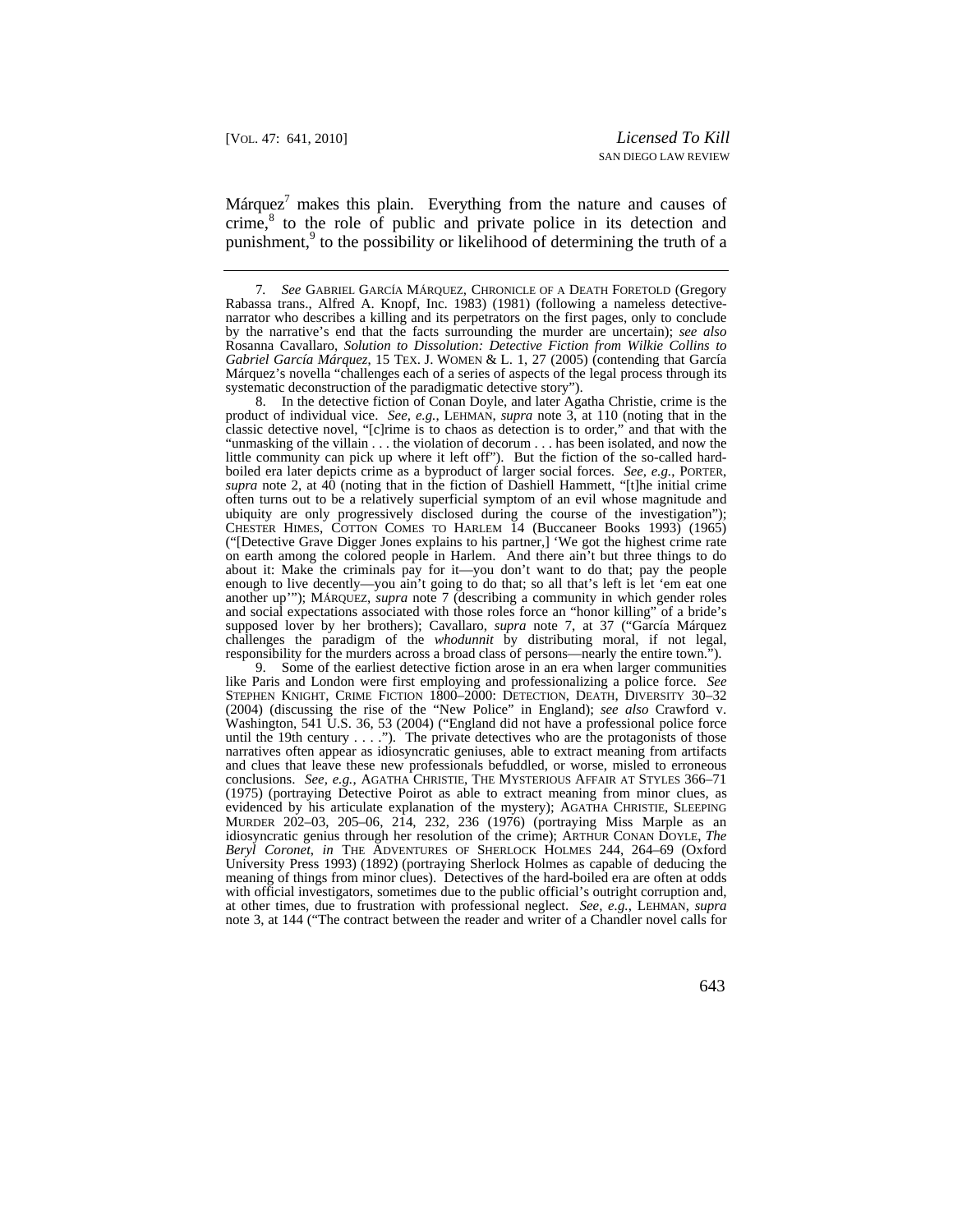Márquez[7] makes this plain. Everything from the nature and causes of crime,[8] to the role of public and private police in its detection and punishment,[9] to the possibility or likelihood of determining the truth of a

7. *See* GABRIEL GARCÍA MÁRQUEZ, CHRONICLE OF A DEATH FORETOLD (Gregory Rabassa trans., Alfred A. Knopf, Inc. 1983) (1981) (following a nameless detective-narrator who describes a killing and its perpetrators on the first pages, only to conclude by the narrative's end that the facts surrounding the murder are uncertain); *see also* Rosanna Cavallaro, *Solution to Dissolution: Detective Fiction from Wilkie Collins to Gabriel García Márquez*, 15 TEX. J. WOMEN & L. 1, 27 (2005) (contending that García Márquez's novella "challenges each of a series of aspects of the legal process through its systematic deconstruction of the paradigmatic detective story").

8. In the detective fiction of Conan Doyle, and later Agatha Christie, crime is the product of individual vice. *See, e.g.*, LEHMAN, *supra* note 3, at 110 (noting that in the classic detective novel, "[c]rime is to chaos as detection is to order," and that with the "unmasking of the villain . . . the violation of decorum . . . has been isolated, and now the little community can pick up where it left off"). But the fiction of the so-called hard-boiled era later depicts crime as a byproduct of larger social forces. *See, e.g.*, PORTER, *supra* note 2, at 40 (noting that in the fiction of Dashiell Hammett, "[t]he initial crime often turns out to be a relatively superficial symptom of an evil whose magnitude and ubiquity are only progressively disclosed during the course of the investigation"); CHESTER HIMES, COTTON COMES TO HARLEM 14 (Buccaneer Books 1993) (1965) ("[Detective Grave Digger Jones explains to his partner,] 'We got the highest crime rate on earth among the colored people in Harlem. And there ain't but three things to do about it: Make the criminals pay for it—you don't want to do that; pay the people enough to live decently—you ain't going to do that; so all that's left is let 'em eat one another up'"); MÁRQUEZ, *supra* note 7 (describing a community in which gender roles and social expectations associated with those roles force an "honor killing" of a bride's supposed lover by her brothers); Cavallaro, *supra* note 7, at 37 ("García Márquez challenges the paradigm of the *whodunnit* by distributing moral, if not legal, responsibility for the murders across a broad class of persons—nearly the entire town.").

9. Some of the earliest detective fiction arose in an era when larger communities like Paris and London were first employing and professionalizing a police force. *See* STEPHEN KNIGHT, CRIME FICTION 1800–2000: DETECTION, DEATH, DIVERSITY 30–32 (2004) (discussing the rise of the "New Police" in England); *see also* Crawford v. Washington, 541 U.S. 36, 53 (2004) ("England did not have a professional police force until the 19th century . . . ."). The private detectives who are the protagonists of those narratives often appear as idiosyncratic geniuses, able to extract meaning from artifacts and clues that leave these new professionals befuddled, or worse, misled to erroneous conclusions. *See, e.g.*, AGATHA CHRISTIE, THE MYSTERIOUS AFFAIR AT STYLES 366–71 (1975) (portraying Detective Poirot as able to extract meaning from minor clues, as evidenced by his articulate explanation of the mystery); AGATHA CHRISTIE, SLEEPING MURDER 202–03, 205–06, 214, 232, 236 (1976) (portraying Miss Marple as an idiosyncratic genius through her resolution of the crime); ARTHUR CONAN DOYLE, *The Beryl Coronet*, *in* THE ADVENTURES OF SHERLOCK HOLMES 244, 264–69 (Oxford University Press 1993) (1892) (portraying Sherlock Holmes as capable of deducing the meaning of things from minor clues). Detectives of the hard-boiled era are often at odds with official investigators, sometimes due to the public official's outright corruption and, at other times, due to frustration with professional neglect. *See, e.g.*, LEHMAN, *supra* note 3, at 144 ("The contract between the reader and writer of a Chandler novel calls for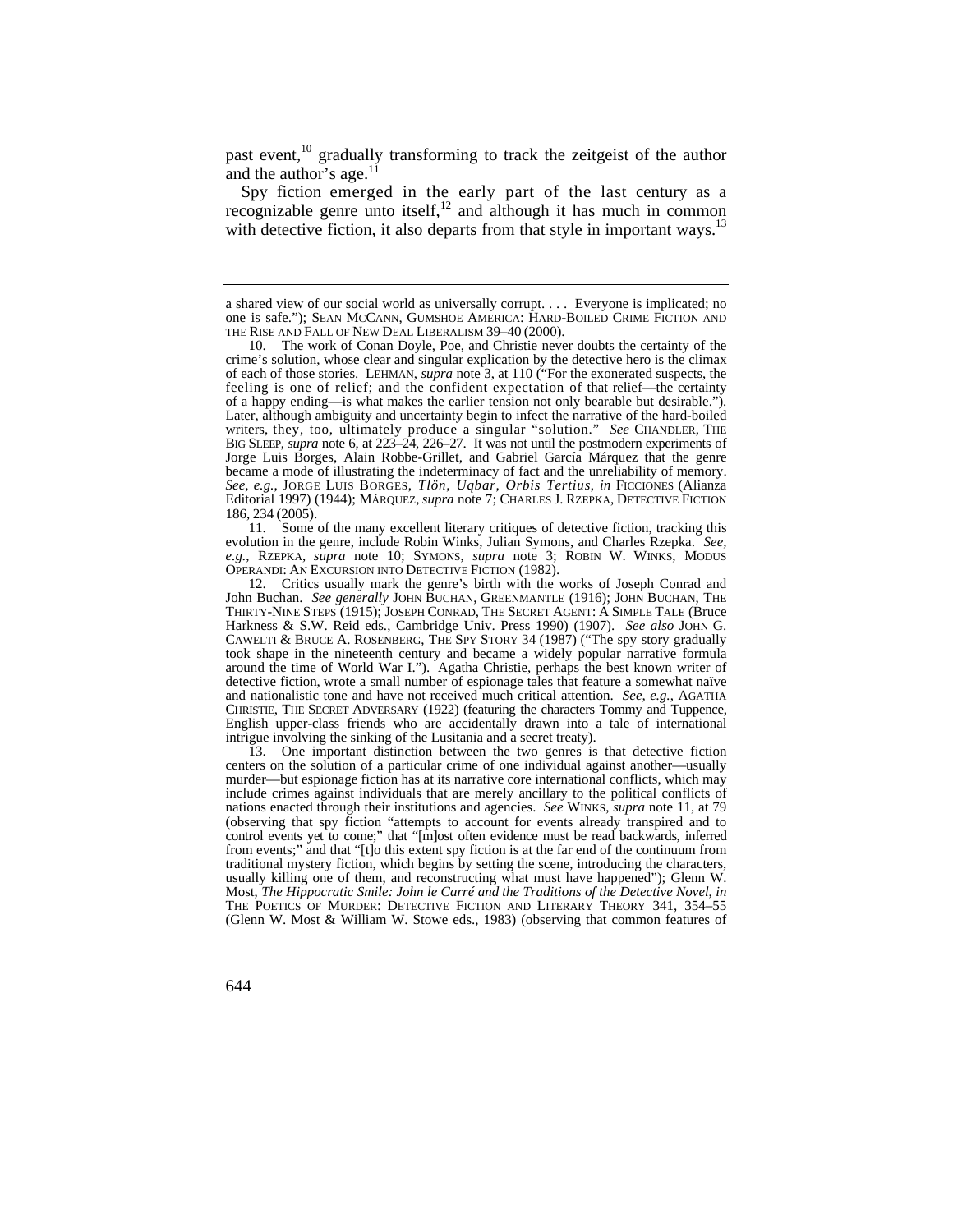past event,[10] gradually transforming to track the zeitgeist of the author and the author's age.[11]

Spy fiction emerged in the early part of the last century as a recognizable genre unto itself,[12] and although it has much in common with detective fiction, it also departs from that style in important ways.[13]

---

a shared view of our social world as universally corrupt. . . . Everyone is implicated; no one is safe."); SEAN MCCANN, GUMSHOE AMERICA: HARD-BOILED CRIME FICTION AND THE RISE AND FALL OF NEW DEAL LIBERALISM 39–40 (2000).

10. The work of Conan Doyle, Poe, and Christie never doubts the certainty of the crime's solution, whose clear and singular explication by the detective hero is the climax of each of those stories. LEHMAN, *supra* note 3, at 110 ("For the exonerated suspects, the feeling is one of relief; and the confident expectation of that relief—the certainty of a happy ending—is what makes the earlier tension not only bearable but desirable."). Later, although ambiguity and uncertainty begin to infect the narrative of the hard-boiled writers, they, too, ultimately produce a singular "solution." *See* CHANDLER, THE BIG SLEEP, *supra* note 6, at 223–24, 226–27. It was not until the postmodern experiments of Jorge Luis Borges, Alain Robbe-Grillet, and Gabriel García Márquez that the genre became a mode of illustrating the indeterminacy of fact and the unreliability of memory. *See, e.g.*, JORGE LUIS BORGES, *Tlön, Uqbar, Orbis Tertius*, *in* FICCIONES (Alianza Editorial 1997) (1944); MÁRQUEZ, *supra* note 7; CHARLES J. RZEPKA, DETECTIVE FICTION 186, 234 (2005).

11. Some of the many excellent literary critiques of detective fiction, tracking this evolution in the genre, include Robin Winks, Julian Symons, and Charles Rzepka. *See, e.g.*, RZEPKA, *supra* note 10; SYMONS, *supra* note 3; ROBIN W. WINKS, MODUS OPERANDI: AN EXCURSION INTO DETECTIVE FICTION (1982).

12. Critics usually mark the genre's birth with the works of Joseph Conrad and John Buchan. *See generally* JOHN BUCHAN, GREENMANTLE (1916); JOHN BUCHAN, THE THIRTY-NINE STEPS (1915); JOSEPH CONRAD, THE SECRET AGENT: A SIMPLE TALE (Bruce Harkness & S.W. Reid eds., Cambridge Univ. Press 1990) (1907). *See also* JOHN G. CAWELTI & BRUCE A. ROSENBERG, THE SPY STORY 34 (1987) ("The spy story gradually took shape in the nineteenth century and became a widely popular narrative formula around the time of World War I."). Agatha Christie, perhaps the best known writer of detective fiction, wrote a small number of espionage tales that feature a somewhat naïve and nationalistic tone and have not received much critical attention. *See, e.g.*, AGATHA CHRISTIE, THE SECRET ADVERSARY (1922) (featuring the characters Tommy and Tuppence, English upper-class friends who are accidentally drawn into a tale of international intrigue involving the sinking of the Lusitania and a secret treaty).

13. One important distinction between the two genres is that detective fiction centers on the solution of a particular crime of one individual against another—usually murder—but espionage fiction has at its narrative core international conflicts, which may include crimes against individuals that are merely ancillary to the political conflicts of nations enacted through their institutions and agencies. *See* WINKS, *supra* note 11, at 79 (observing that spy fiction "attempts to account for events already transpired and to control events yet to come;" that "[m]ost often evidence must be read backwards, inferred from events;" and that "[t]o this extent spy fiction is at the far end of the continuum from traditional mystery fiction, which begins by setting the scene, introducing the characters, usually killing one of them, and reconstructing what must have happened"); Glenn W. Most, *The Hippocratic Smile: John le Carré and the Traditions of the Detective Novel*, *in* THE POETICS OF MURDER: DETECTIVE FICTION AND LITERARY THEORY 341, 354–55 (Glenn W. Most & William W. Stowe eds., 1983) (observing that common features of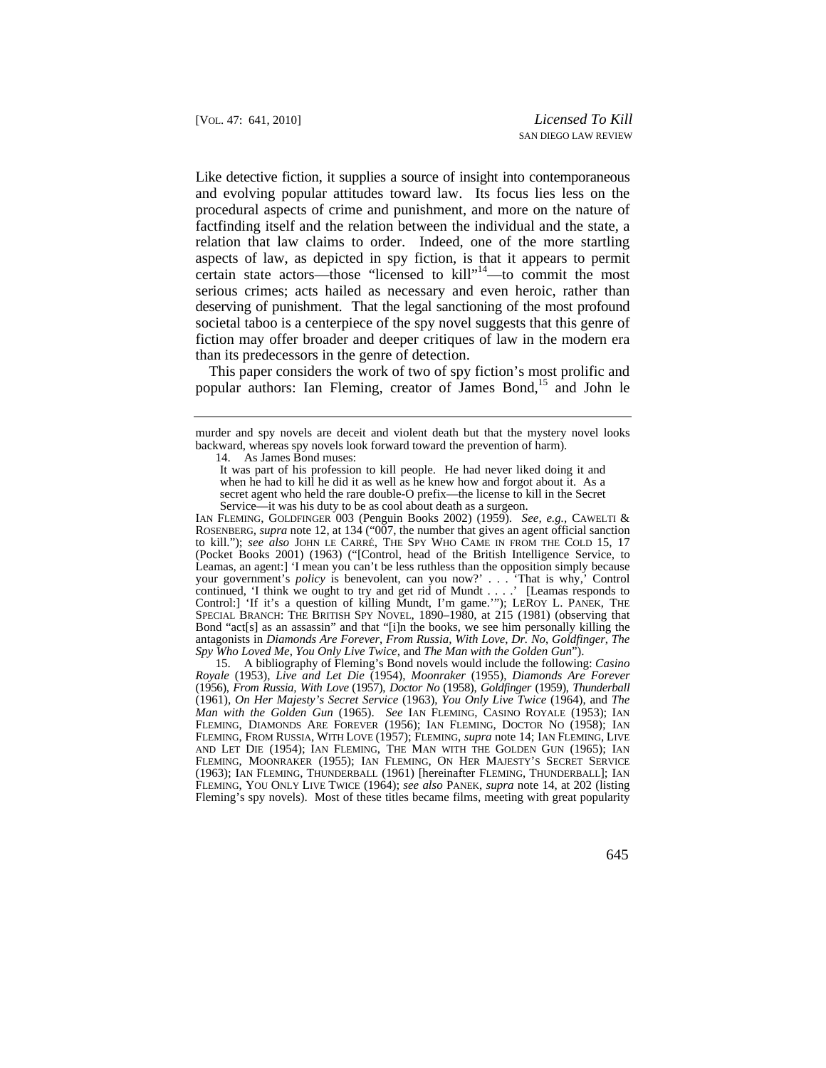Like detective fiction, it supplies a source of insight into contemporaneous and evolving popular attitudes toward law. Its focus lies less on the procedural aspects of crime and punishment, and more on the nature of factfinding itself and the relation between the individual and the state, a relation that law claims to order. Indeed, one of the more startling aspects of law, as depicted in spy fiction, is that it appears to permit certain state actors—those "licensed to kill"[14]—to commit the most serious crimes; acts hailed as necessary and even heroic, rather than deserving of punishment. That the legal sanctioning of the most profound societal taboo is a centerpiece of the spy novel suggests that this genre of fiction may offer broader and deeper critiques of law in the modern era than its predecessors in the genre of detection.

This paper considers the work of two of spy fiction's most prolific and popular authors: Ian Fleming, creator of James Bond,[15] and John le

---

murder and spy novels are deceit and violent death but that the mystery novel looks backward, whereas spy novels look forward toward the prevention of harm).

14. As James Bond muses:

> It was part of his profession to kill people. He had never liked doing it and when he had to kill he did it as well as he knew how and forgot about it. As a secret agent who held the rare double-O prefix—the license to kill in the Secret Service—it was his duty to be as cool about death as a surgeon.

IAN FLEMING, GOLDFINGER 003 (Penguin Books 2002) (1959). *See, e.g.*, CAWELTI & ROSENBERG, *supra* note 12, at 134 ("007, the number that gives an agent official sanction to kill."); *see also* JOHN LE CARRÉ, THE SPY WHO CAME IN FROM THE COLD 15, 17 (Pocket Books 2001) (1963) ("[Control, head of the British Intelligence Service, to Leamas, an agent:] 'I mean you can't be less ruthless than the opposition simply because your government's *policy* is benevolent, can you now?' . . . 'That is why,' Control continued, 'I think we ought to try and get rid of Mundt . . . .' [Leamas responds to Control:] 'If it's a question of killing Mundt, I'm game.'"); LEROY L. PANEK, THE SPECIAL BRANCH: THE BRITISH SPY NOVEL, 1890–1980, at 215 (1981) (observing that Bond "act[s] as an assassin" and that "[i]n the books, we see him personally killing the antagonists in *Diamonds Are Forever*, *From Russia, With Love*, *Dr. No*, *Goldfinger*, *The Spy Who Loved Me*, *You Only Live Twice*, and *The Man with the Golden Gun*").

15. A bibliography of Fleming's Bond novels would include the following: *Casino Royale* (1953), *Live and Let Die* (1954), *Moonraker* (1955), *Diamonds Are Forever* (1956), *From Russia, With Love* (1957), *Doctor No* (1958), *Goldfinger* (1959), *Thunderball* (1961), *On Her Majesty's Secret Service* (1963), *You Only Live Twice* (1964), and *The Man with the Golden Gun* (1965). *See* IAN FLEMING, CASINO ROYALE (1953); IAN FLEMING, DIAMONDS ARE FOREVER (1956); IAN FLEMING, DOCTOR NO (1958); IAN FLEMING, FROM RUSSIA, WITH LOVE (1957); FLEMING, *supra* note 14; IAN FLEMING, LIVE AND LET DIE (1954); IAN FLEMING, THE MAN WITH THE GOLDEN GUN (1965); IAN FLEMING, MOONRAKER (1955); IAN FLEMING, ON HER MAJESTY'S SECRET SERVICE (1963); IAN FLEMING, THUNDERBALL (1961) [hereinafter FLEMING, THUNDERBALL]; IAN FLEMING, YOU ONLY LIVE TWICE (1964); *see also* PANEK, *supra* note 14, at 202 (listing Fleming's spy novels). Most of these titles became films, meeting with great popularity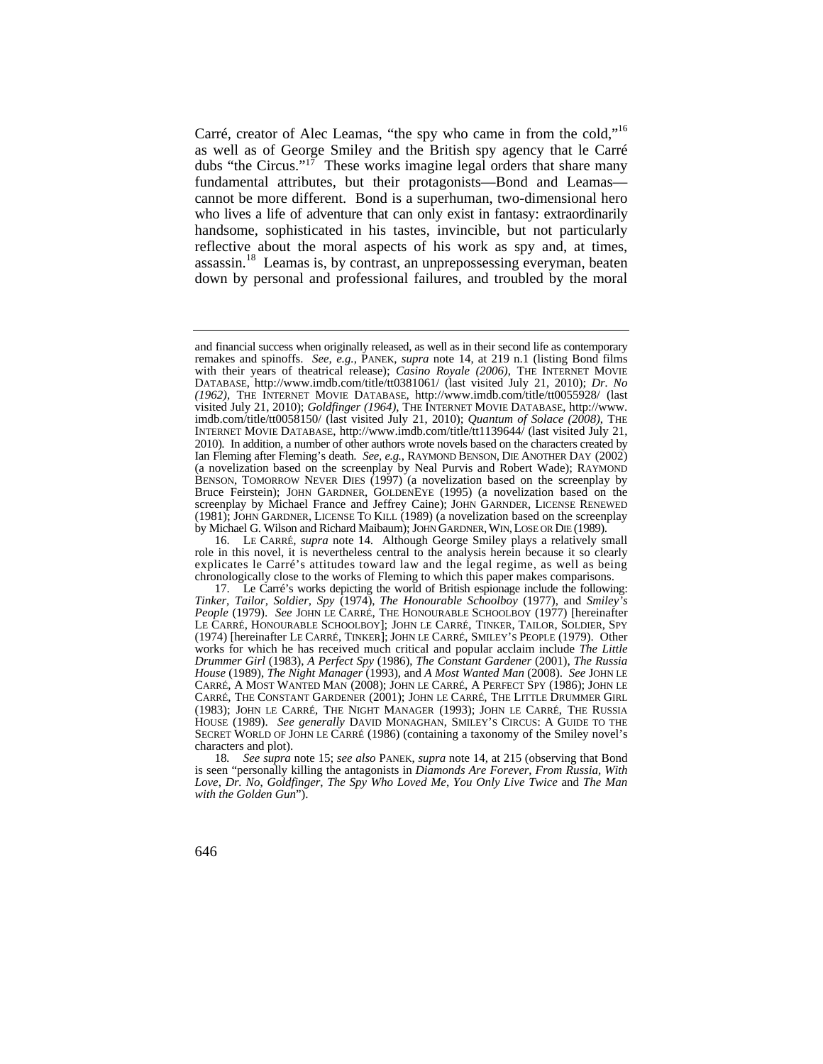Carré, creator of Alec Leamas, "the spy who came in from the cold,"[16] as well as of George Smiley and the British spy agency that le Carré dubs "the Circus."[17] These works imagine legal orders that share many fundamental attributes, but their protagonists—Bond and Leamas—cannot be more different. Bond is a superhuman, two-dimensional hero who lives a life of adventure that can only exist in fantasy: extraordinarily handsome, sophisticated in his tastes, invincible, but not particularly reflective about the moral aspects of his work as spy and, at times, assassin.[18] Leamas is, by contrast, an unprepossessing everyman, beaten down by personal and professional failures, and troubled by the moral

---

and financial success when originally released, as well as in their second life as contemporary remakes and spinoffs. *See, e.g.*, PANEK, *supra* note 14, at 219 n.1 (listing Bond films with their years of theatrical release); *Casino Royale (2006)*, THE INTERNET MOVIE DATABASE, http://www.imdb.com/title/tt0381061/ (last visited July 21, 2010); *Dr. No (1962)*, THE INTERNET MOVIE DATABASE, http://www.imdb.com/title/tt0055928/ (last visited July 21, 2010); *Goldfinger (1964)*, THE INTERNET MOVIE DATABASE, http://www.imdb.com/title/tt0058150/ (last visited July 21, 2010); *Quantum of Solace (2008)*, THE INTERNET MOVIE DATABASE, http://www.imdb.com/title/tt1139644/ (last visited July 21, 2010). In addition, a number of other authors wrote novels based on the characters created by Ian Fleming after Fleming's death. *See, e.g.*, RAYMOND BENSON, DIE ANOTHER DAY (2002) (a novelization based on the screenplay by Neal Purvis and Robert Wade); RAYMOND BENSON, TOMORROW NEVER DIES (1997) (a novelization based on the screenplay by Bruce Feirstein); JOHN GARDNER, GOLDENEYE (1995) (a novelization based on the screenplay by Michael France and Jeffrey Caine); JOHN GARNDER, LICENSE RENEWED (1981); JOHN GARDNER, LICENSE TO KILL (1989) (a novelization based on the screenplay by Michael G. Wilson and Richard Maibaum); JOHN GARDNER, WIN, LOSE OR DIE (1989).

16. LE CARRÉ, *supra* note 14. Although George Smiley plays a relatively small role in this novel, it is nevertheless central to the analysis herein because it so clearly explicates le Carré's attitudes toward law and the legal regime, as well as being chronologically close to the works of Fleming to which this paper makes comparisons.

17. Le Carré's works depicting the world of British espionage include the following: *Tinker, Tailor, Soldier, Spy* (1974), *The Honourable Schoolboy* (1977), and *Smiley's People* (1979). *See* JOHN LE CARRÉ, THE HONOURABLE SCHOOLBOY (1977) [hereinafter LE CARRÉ, HONOURABLE SCHOOLBOY]; JOHN LE CARRÉ, TINKER, TAILOR, SOLDIER, SPY (1974) [hereinafter LE CARRÉ, TINKER]; JOHN LE CARRÉ, SMILEY'S PEOPLE (1979). Other works for which he has received much critical and popular acclaim include *The Little Drummer Girl* (1983), *A Perfect Spy* (1986), *The Constant Gardener* (2001), *The Russia House* (1989), *The Night Manager* (1993), and *A Most Wanted Man* (2008). *See* JOHN LE CARRÉ, A MOST WANTED MAN (2008); JOHN LE CARRÉ, A PERFECT SPY (1986); JOHN LE CARRÉ, THE CONSTANT GARDENER (2001); JOHN LE CARRÉ, THE LITTLE DRUMMER GIRL (1983); JOHN LE CARRÉ, THE NIGHT MANAGER (1993); JOHN LE CARRÉ, THE RUSSIA HOUSE (1989). *See generally* DAVID MONAGHAN, SMILEY'S CIRCUS: A GUIDE TO THE SECRET WORLD OF JOHN LE CARRÉ (1986) (containing a taxonomy of the Smiley novel's characters and plot).

18. *See supra* note 15; *see also* PANEK, *supra* note 14, at 215 (observing that Bond is seen "personally killing the antagonists in *Diamonds Are Forever*, *From Russia, With Love*, *Dr. No*, *Goldfinger*, *The Spy Who Loved Me*, *You Only Live Twice* and *The Man with the Golden Gun*").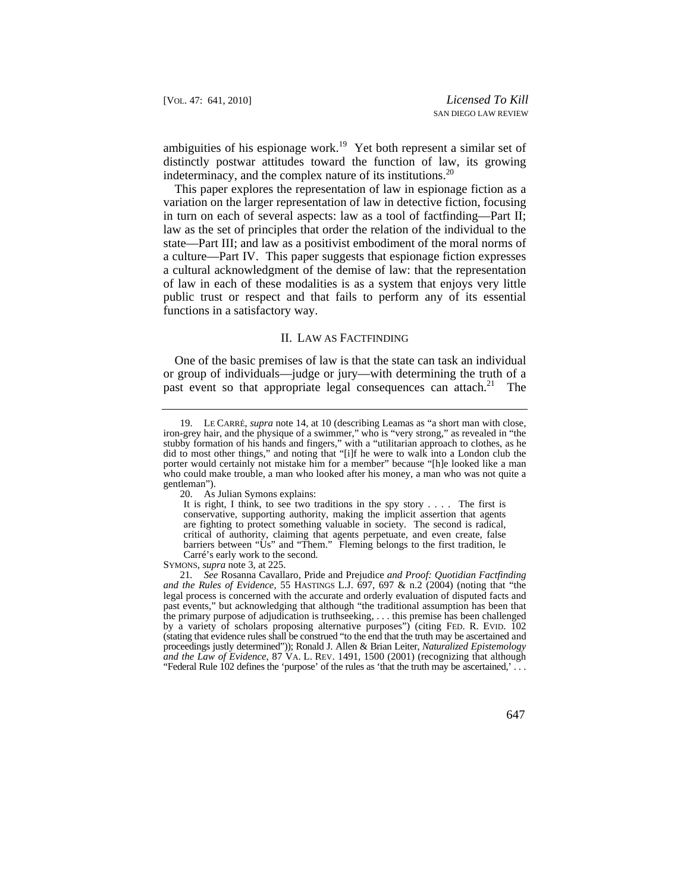ambiguities of his espionage work.[19] Yet both represent a similar set of distinctly postwar attitudes toward the function of law, its growing indeterminacy, and the complex nature of its institutions.[20]

This paper explores the representation of law in espionage fiction as a variation on the larger representation of law in detective fiction, focusing in turn on each of several aspects: law as a tool of factfinding—Part II; law as the set of principles that order the relation of the individual to the state—Part III; and law as a positivist embodiment of the moral norms of a culture—Part IV. This paper suggests that espionage fiction expresses a cultural acknowledgment of the demise of law: that the representation of law in each of these modalities is as a system that enjoys very little public trust or respect and that fails to perform any of its essential functions in a satisfactory way.

## II. Law as Factfinding

One of the basic premises of law is that the state can task an individual or group of individuals—judge or jury—with determining the truth of a past event so that appropriate legal consequences can attach.[21] The

---

19. Le Carré, *supra* note 14, at 10 (describing Leamas as "a short man with close, iron-grey hair, and the physique of a swimmer," who is "very strong," as revealed in "the stubby formation of his hands and fingers," with a "utilitarian approach to clothes, as he did to most other things," and noting that "[i]f he were to walk into a London club the porter would certainly not mistake him for a member" because "[h]e looked like a man who could make trouble, a man who looked after his money, a man who was not quite a gentleman").

20. As Julian Symons explains:

> It is right, I think, to see two traditions in the spy story . . . . The first is conservative, supporting authority, making the implicit assertion that agents are fighting to protect something valuable in society. The second is radical, critical of authority, claiming that agents perpetuate, and even create, false barriers between "Us" and "Them." Fleming belongs to the first tradition, le Carré's early work to the second.

Symons, *supra* note 3, at 225.

21. *See* Rosanna Cavallaro, Pride and Prejudice *and Proof: Quotidian Factfinding and the Rules of Evidence*, 55 Hastings L.J. 697, 697 & n.2 (2004) (noting that "the legal process is concerned with the accurate and orderly evaluation of disputed facts and past events," but acknowledging that although "the traditional assumption has been that the primary purpose of adjudication is truthseeking, . . . this premise has been challenged by a variety of scholars proposing alternative purposes") (citing Fed. R. Evid. 102 (stating that evidence rules shall be construed "to the end that the truth may be ascertained and proceedings justly determined")); Ronald J. Allen & Brian Leiter, *Naturalized Epistemology and the Law of Evidence*, 87 Va. L. Rev. 1491, 1500 (2001) (recognizing that although "Federal Rule 102 defines the 'purpose' of the rules as 'that the truth may be ascertained,' . . .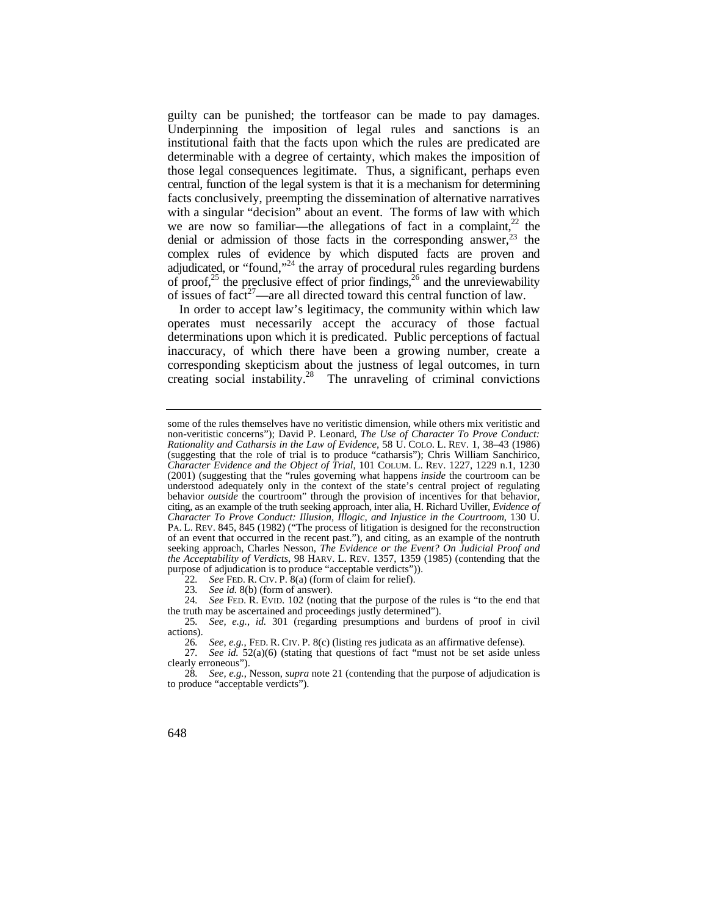guilty can be punished; the tortfeasor can be made to pay damages. Underpinning the imposition of legal rules and sanctions is an institutional faith that the facts upon which the rules are predicated are determinable with a degree of certainty, which makes the imposition of those legal consequences legitimate. Thus, a significant, perhaps even central, function of the legal system is that it is a mechanism for determining facts conclusively, preempting the dissemination of alternative narratives with a singular "decision" about an event. The forms of law with which we are now so familiar—the allegations of fact in a complaint,[22] the denial or admission of those facts in the corresponding answer,[23] the complex rules of evidence by which disputed facts are proven and adjudicated, or "found,"[24] the array of procedural rules regarding burdens of proof,[25] the preclusive effect of prior findings,[26] and the unreviewability of issues of fact[27]—are all directed toward this central function of law.

In order to accept law's legitimacy, the community within which law operates must necessarily accept the accuracy of those factual determinations upon which it is predicated. Public perceptions of factual inaccuracy, of which there have been a growing number, create a corresponding skepticism about the justness of legal outcomes, in turn creating social instability.[28] The unraveling of criminal convictions

---

some of the rules themselves have no veritistic dimension, while others mix veritistic and non-veritistic concerns"); David P. Leonard, *The Use of Character To Prove Conduct: Rationality and Catharsis in the Law of Evidence*, 58 U. COLO. L. REV. 1, 38–43 (1986) (suggesting that the role of trial is to produce "catharsis"); Chris William Sanchirico, *Character Evidence and the Object of Trial*, 101 COLUM. L. REV. 1227, 1229 n.1, 1230 (2001) (suggesting that the "rules governing what happens *inside* the courtroom can be understood adequately only in the context of the state's central project of regulating behavior *outside* the courtroom" through the provision of incentives for that behavior, citing, as an example of the truth seeking approach, inter alia, H. Richard Uviller, *Evidence of Character To Prove Conduct: Illusion, Illogic, and Injustice in the Courtroom*, 130 U. PA. L. REV. 845, 845 (1982) ("The process of litigation is designed for the reconstruction of an event that occurred in the recent past."), and citing, as an example of the nontruth seeking approach, Charles Nesson, *The Evidence or the Event? On Judicial Proof and the Acceptability of Verdicts*, 98 HARV. L. REV. 1357, 1359 (1985) (contending that the purpose of adjudication is to produce "acceptable verdicts")).

22. *See* FED. R. CIV. P. 8(a) (form of claim for relief).

23. *See id.* 8(b) (form of answer).

24. *See* FED. R. EVID. 102 (noting that the purpose of the rules is "to the end that the truth may be ascertained and proceedings justly determined").

25. *See, e.g.*, *id.* 301 (regarding presumptions and burdens of proof in civil actions).

26. *See, e.g.*, FED. R. CIV. P. 8(c) (listing res judicata as an affirmative defense).

27. *See id.* 52(a)(6) (stating that questions of fact "must not be set aside unless clearly erroneous").

28. *See, e.g.*, Nesson, *supra* note 21 (contending that the purpose of adjudication is to produce "acceptable verdicts").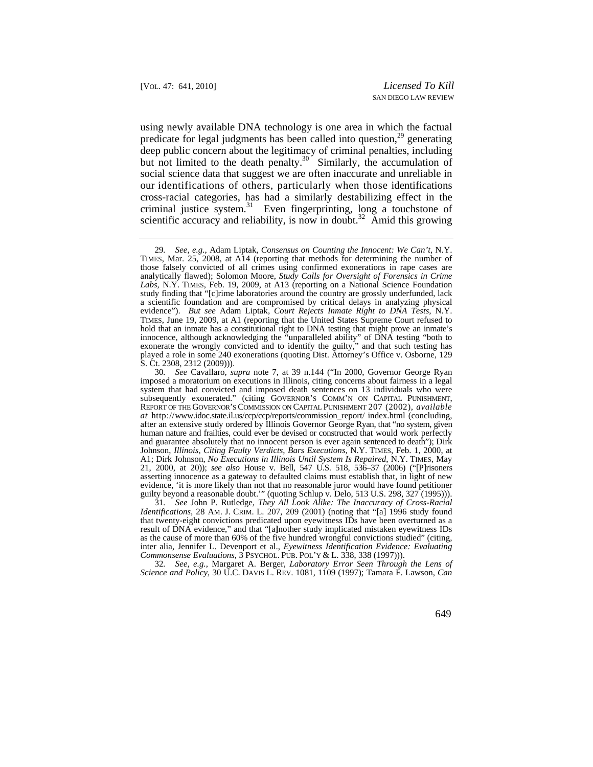using newly available DNA technology is one area in which the factual predicate for legal judgments has been called into question,[29] generating deep public concern about the legitimacy of criminal penalties, including but not limited to the death penalty.[30] Similarly, the accumulation of social science data that suggest we are often inaccurate and unreliable in our identifications of others, particularly when those identifications cross-racial categories, has had a similarly destabilizing effect in the criminal justice system.[31] Even fingerprinting, long a touchstone of scientific accuracy and reliability, is now in doubt.[32] Amid this growing

29. *See, e.g.*, Adam Liptak, *Consensus on Counting the Innocent: We Can't*, N.Y. TIMES, Mar. 25, 2008, at A14 (reporting that methods for determining the number of those falsely convicted of all crimes using confirmed exonerations in rape cases are analytically flawed); Solomon Moore, *Study Calls for Oversight of Forensics in Crime Labs*, N.Y. TIMES, Feb. 19, 2009, at A13 (reporting on a National Science Foundation study finding that "[c]rime laboratories around the country are grossly underfunded, lack a scientific foundation and are compromised by critical delays in analyzing physical evidence"). *But see* Adam Liptak, *Court Rejects Inmate Right to DNA Tests*, N.Y. TIMES, June 19, 2009, at A1 (reporting that the United States Supreme Court refused to hold that an inmate has a constitutional right to DNA testing that might prove an inmate's innocence, although acknowledging the "unparalleled ability" of DNA testing "both to exonerate the wrongly convicted and to identify the guilty," and that such testing has played a role in some 240 exonerations (quoting Dist. Attorney's Office v. Osborne, 129 S. Ct. 2308, 2312 (2009))).

30. *See* Cavallaro, *supra* note 7, at 39 n.144 ("In 2000, Governor George Ryan imposed a moratorium on executions in Illinois, citing concerns about fairness in a legal system that had convicted and imposed death sentences on 13 individuals who were subsequently exonerated." (citing GOVERNOR'S COMM'N ON CAPITAL PUNISHMENT, REPORT OF THE GOVERNOR'S COMMISSION ON CAPITAL PUNISHMENT 207 (2002), *available at* http://www.idoc.state.il.us/ccp/ccp/reports/commission_report/ index.html (concluding, after an extensive study ordered by Illinois Governor George Ryan, that "no system, given human nature and frailties, could ever be devised or constructed that would work perfectly and guarantee absolutely that no innocent person is ever again sentenced to death"); Dirk Johnson, *Illinois, Citing Faulty Verdicts, Bars Executions*, N.Y. TIMES, Feb. 1, 2000, at A1; Dirk Johnson, *No Executions in Illinois Until System Is Repaired*, N.Y. TIMES, May 21, 2000, at 20)); *see also* House v. Bell, 547 U.S. 518, 536–37 (2006) ("[P]risoners asserting innocence as a gateway to defaulted claims must establish that, in light of new evidence, 'it is more likely than not that no reasonable juror would have found petitioner guilty beyond a reasonable doubt.'" (quoting Schlup v. Delo, 513 U.S. 298, 327 (1995))).

31. *See* John P. Rutledge, *They All Look Alike: The Inaccuracy of Cross-Racial Identifications*, 28 AM. J. CRIM. L. 207, 209 (2001) (noting that "[a] 1996 study found that twenty-eight convictions predicated upon eyewitness IDs have been overturned as a result of DNA evidence," and that "[a]nother study implicated mistaken eyewitness IDs as the cause of more than 60% of the five hundred wrongful convictions studied" (citing, inter alia, Jennifer L. Devenport et al., *Eyewitness Identification Evidence: Evaluating Commonsense Evaluations*, 3 PSYCHOL. PUB. POL'Y & L. 338, 338 (1997))).

32. *See, e.g.*, Margaret A. Berger, *Laboratory Error Seen Through the Lens of Science and Policy*, 30 U.C. DAVIS L. REV. 1081, 1109 (1997); Tamara F. Lawson, *Can*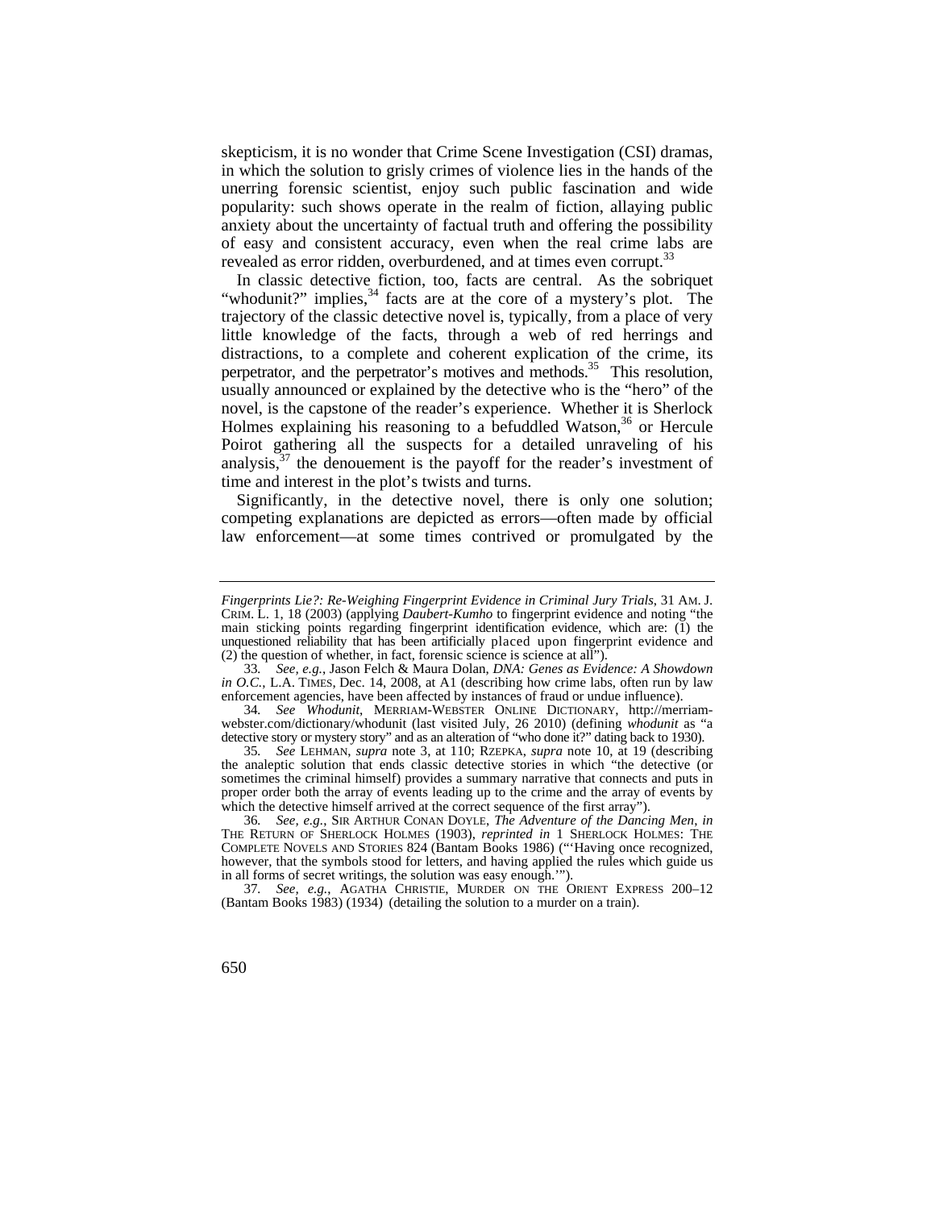skepticism, it is no wonder that Crime Scene Investigation (CSI) dramas, in which the solution to grisly crimes of violence lies in the hands of the unerring forensic scientist, enjoy such public fascination and wide popularity: such shows operate in the realm of fiction, allaying public anxiety about the uncertainty of factual truth and offering the possibility of easy and consistent accuracy, even when the real crime labs are revealed as error ridden, overburdened, and at times even corrupt.[33]

In classic detective fiction, too, facts are central. As the sobriquet "whodunit?" implies,[34] facts are at the core of a mystery's plot. The trajectory of the classic detective novel is, typically, from a place of very little knowledge of the facts, through a web of red herrings and distractions, to a complete and coherent explication of the crime, its perpetrator, and the perpetrator's motives and methods.[35] This resolution, usually announced or explained by the detective who is the "hero" of the novel, is the capstone of the reader's experience. Whether it is Sherlock Holmes explaining his reasoning to a befuddled Watson,[36] or Hercule Poirot gathering all the suspects for a detailed unraveling of his analysis,[37] the denouement is the payoff for the reader's investment of time and interest in the plot's twists and turns.

Significantly, in the detective novel, there is only one solution; competing explanations are depicted as errors—often made by official law enforcement—at some times contrived or promulgated by the

---

*Fingerprints Lie?: Re-Weighing Fingerprint Evidence in Criminal Jury Trials*, 31 AM. J. CRIM. L. 1, 18 (2003) (applying *Daubert-Kumho* to fingerprint evidence and noting "the main sticking points regarding fingerprint identification evidence, which are: (1) the unquestioned reliability that has been artificially placed upon fingerprint evidence and (2) the question of whether, in fact, forensic science is science at all").

33. *See, e.g.*, Jason Felch & Maura Dolan, *DNA: Genes as Evidence: A Showdown in O.C.*, L.A. TIMES, Dec. 14, 2008, at A1 (describing how crime labs, often run by law enforcement agencies, have been affected by instances of fraud or undue influence).

34. *See Whodunit*, MERRIAM-WEBSTER ONLINE DICTIONARY, http://merriam-webster.com/dictionary/whodunit (last visited July, 26 2010) (defining *whodunit* as "a detective story or mystery story" and as an alteration of "who done it?" dating back to 1930).

35. *See* LEHMAN, *supra* note 3, at 110; RZEPKA, *supra* note 10, at 19 (describing the analeptic solution that ends classic detective stories in which "the detective (or sometimes the criminal himself) provides a summary narrative that connects and puts in proper order both the array of events leading up to the crime and the array of events by which the detective himself arrived at the correct sequence of the first array").

36. *See, e.g.*, SIR ARTHUR CONAN DOYLE, *The Adventure of the Dancing Men*, *in* THE RETURN OF SHERLOCK HOLMES (1903), *reprinted in* 1 SHERLOCK HOLMES: THE COMPLETE NOVELS AND STORIES 824 (Bantam Books 1986) ("'Having once recognized, however, that the symbols stood for letters, and having applied the rules which guide us in all forms of secret writings, the solution was easy enough.'").

37. *See, e.g.*, AGATHA CHRISTIE, MURDER ON THE ORIENT EXPRESS 200–12 (Bantam Books 1983) (1934) (detailing the solution to a murder on a train).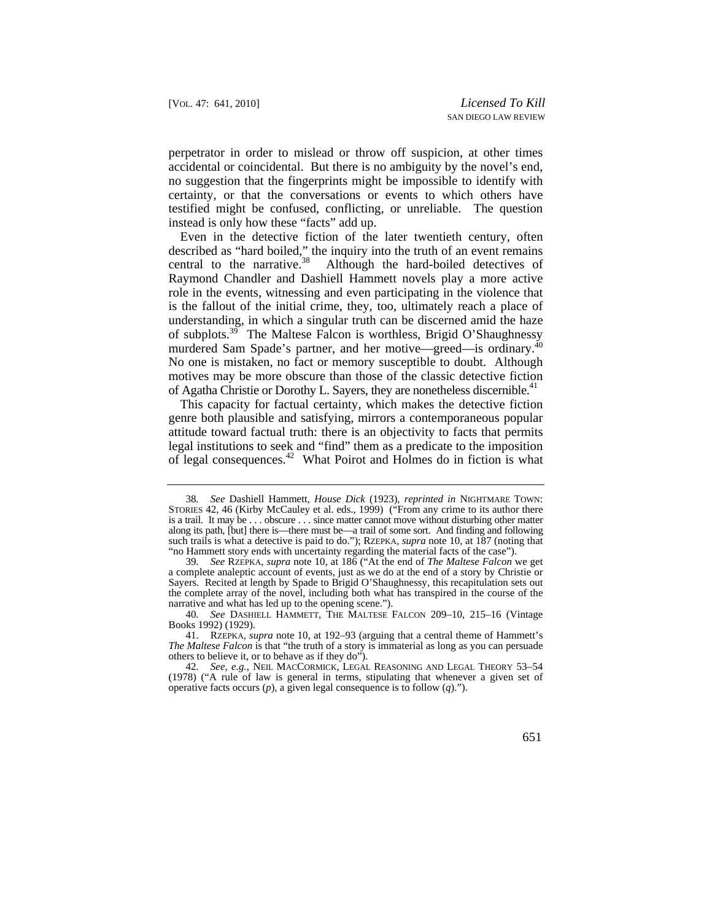perpetrator in order to mislead or throw off suspicion, at other times accidental or coincidental. But there is no ambiguity by the novel's end, no suggestion that the fingerprints might be impossible to identify with certainty, or that the conversations or events to which others have testified might be confused, conflicting, or unreliable. The question instead is only how these "facts" add up.

Even in the detective fiction of the later twentieth century, often described as "hard boiled," the inquiry into the truth of an event remains central to the narrative.[38] Although the hard-boiled detectives of Raymond Chandler and Dashiell Hammett novels play a more active role in the events, witnessing and even participating in the violence that is the fallout of the initial crime, they, too, ultimately reach a place of understanding, in which a singular truth can be discerned amid the haze of subplots.[39] The Maltese Falcon is worthless, Brigid O'Shaughnessy murdered Sam Spade's partner, and her motive—greed—is ordinary.[40] No one is mistaken, no fact or memory susceptible to doubt. Although motives may be more obscure than those of the classic detective fiction of Agatha Christie or Dorothy L. Sayers, they are nonetheless discernible.[41]

This capacity for factual certainty, which makes the detective fiction genre both plausible and satisfying, mirrors a contemporaneous popular attitude toward factual truth: there is an objectivity to facts that permits legal institutions to seek and "find" them as a predicate to the imposition of legal consequences.[42] What Poirot and Holmes do in fiction is what

---

38. *See* Dashiell Hammett, *House Dick* (1923), *reprinted in* NIGHTMARE TOWN: STORIES 42, 46 (Kirby McCauley et al. eds., 1999) ("From any crime to its author there is a trail. It may be . . . obscure . . . since matter cannot move without disturbing other matter along its path, [but] there is—there must be—a trail of some sort. And finding and following such trails is what a detective is paid to do."); RZEPKA, *supra* note 10, at 187 (noting that "no Hammett story ends with uncertainty regarding the material facts of the case").

39. *See* RZEPKA, *supra* note 10, at 186 ("At the end of *The Maltese Falcon* we get a complete analeptic account of events, just as we do at the end of a story by Christie or Sayers. Recited at length by Spade to Brigid O'Shaughnessy, this recapitulation sets out the complete array of the novel, including both what has transpired in the course of the narrative and what has led up to the opening scene.").

40. *See* DASHIELL HAMMETT, THE MALTESE FALCON 209–10, 215–16 (Vintage Books 1992) (1929).

41. RZEPKA, *supra* note 10, at 192–93 (arguing that a central theme of Hammett's *The Maltese Falcon* is that "the truth of a story is immaterial as long as you can persuade others to believe it, or to behave as if they do").

42. *See, e.g.*, NEIL MACCORMICK, LEGAL REASONING AND LEGAL THEORY 53–54 (1978) ("A rule of law is general in terms, stipulating that whenever a given set of operative facts occurs (*p*), a given legal consequence is to follow (*q*).").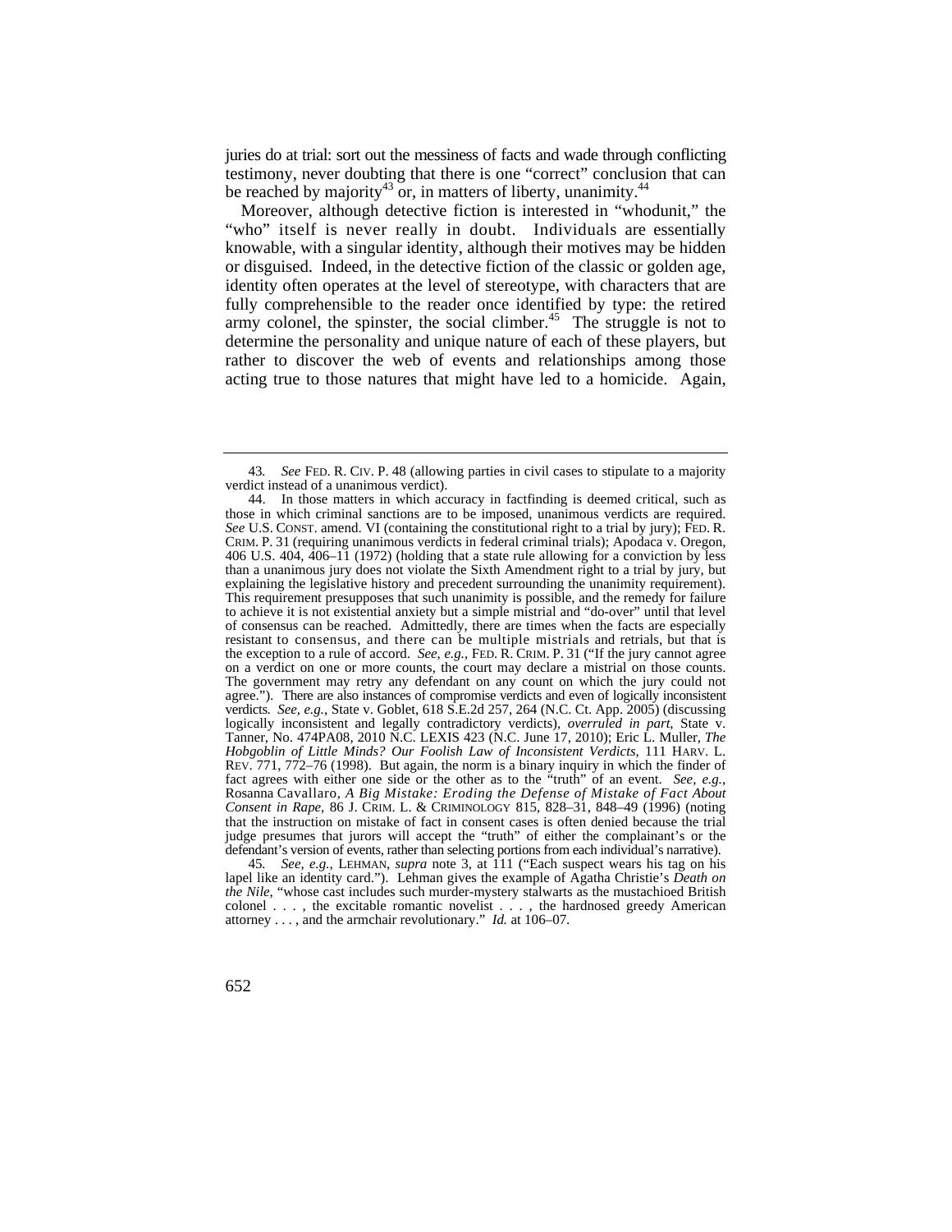juries do at trial: sort out the messiness of facts and wade through conflicting testimony, never doubting that there is one "correct" conclusion that can be reached by majority[43] or, in matters of liberty, unanimity.[44]

Moreover, although detective fiction is interested in "whodunit," the "who" itself is never really in doubt. Individuals are essentially knowable, with a singular identity, although their motives may be hidden or disguised. Indeed, in the detective fiction of the classic or golden age, identity often operates at the level of stereotype, with characters that are fully comprehensible to the reader once identified by type: the retired army colonel, the spinster, the social climber.[45] The struggle is not to determine the personality and unique nature of each of these players, but rather to discover the web of events and relationships among those acting true to those natures that might have led to a homicide. Again,

---

43. *See* FED. R. CIV. P. 48 (allowing parties in civil cases to stipulate to a majority verdict instead of a unanimous verdict).

44. In those matters in which accuracy in factfinding is deemed critical, such as those in which criminal sanctions are to be imposed, unanimous verdicts are required. *See* U.S. CONST. amend. VI (containing the constitutional right to a trial by jury); FED. R. CRIM. P. 31 (requiring unanimous verdicts in federal criminal trials); Apodaca v. Oregon, 406 U.S. 404, 406–11 (1972) (holding that a state rule allowing for a conviction by less than a unanimous jury does not violate the Sixth Amendment right to a trial by jury, but explaining the legislative history and precedent surrounding the unanimity requirement). This requirement presupposes that such unanimity is possible, and the remedy for failure to achieve it is not existential anxiety but a simple mistrial and "do-over" until that level of consensus can be reached. Admittedly, there are times when the facts are especially resistant to consensus, and there can be multiple mistrials and retrials, but that is the exception to a rule of accord. *See, e.g.*, FED. R. CRIM. P. 31 ("If the jury cannot agree on a verdict on one or more counts, the court may declare a mistrial on those counts. The government may retry any defendant on any count on which the jury could not agree."). There are also instances of compromise verdicts and even of logically inconsistent verdicts. *See, e.g.*, State v. Goblet, 618 S.E.2d 257, 264 (N.C. Ct. App. 2005) (discussing logically inconsistent and legally contradictory verdicts), *overruled in part*, State v. Tanner, No. 474PA08, 2010 N.C. LEXIS 423 (N.C. June 17, 2010); Eric L. Muller, *The Hobgoblin of Little Minds? Our Foolish Law of Inconsistent Verdicts*, 111 HARV. L. REV. 771, 772–76 (1998). But again, the norm is a binary inquiry in which the finder of fact agrees with either one side or the other as to the "truth" of an event. *See, e.g.*, Rosanna Cavallaro, *A Big Mistake: Eroding the Defense of Mistake of Fact About Consent in Rape*, 86 J. CRIM. L. & CRIMINOLOGY 815, 828–31, 848–49 (1996) (noting that the instruction on mistake of fact in consent cases is often denied because the trial judge presumes that jurors will accept the "truth" of either the complainant's or the defendant's version of events, rather than selecting portions from each individual's narrative).

45. *See, e.g.*, LEHMAN, *supra* note 3, at 111 ("Each suspect wears his tag on his lapel like an identity card."). Lehman gives the example of Agatha Christie's *Death on the Nile*, "whose cast includes such murder-mystery stalwarts as the mustachioed British colonel . . . , the excitable romantic novelist . . . , the hardnosed greedy American attorney . . . , and the armchair revolutionary." *Id.* at 106–07.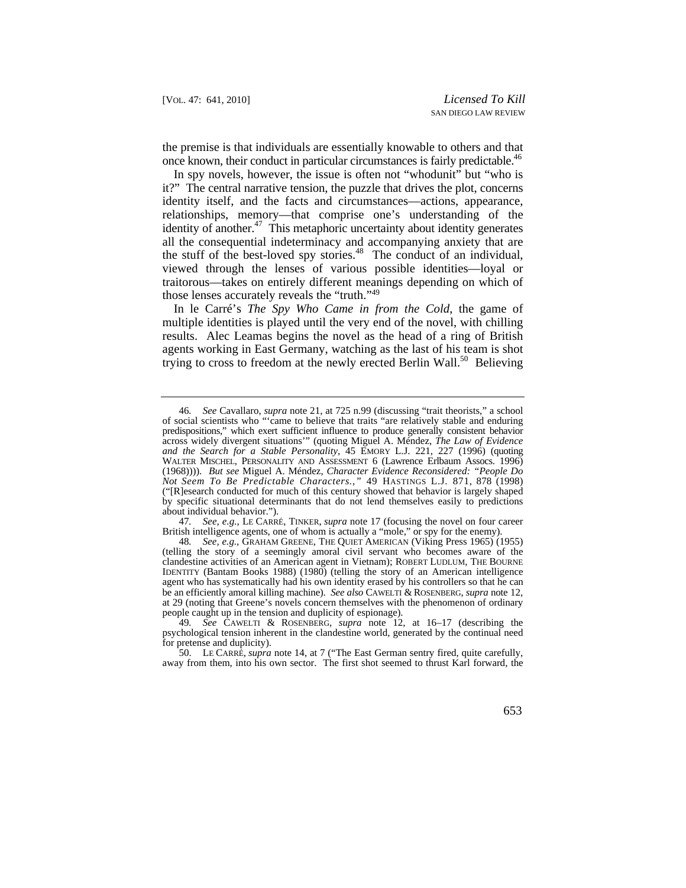the premise is that individuals are essentially knowable to others and that once known, their conduct in particular circumstances is fairly predictable.[46]

In spy novels, however, the issue is often not "whodunit" but "who is it?" The central narrative tension, the puzzle that drives the plot, concerns identity itself, and the facts and circumstances—actions, appearance, relationships, memory—that comprise one's understanding of the identity of another.[47] This metaphoric uncertainty about identity generates all the consequential indeterminacy and accompanying anxiety that are the stuff of the best-loved spy stories.[48] The conduct of an individual, viewed through the lenses of various possible identities—loyal or traitorous—takes on entirely different meanings depending on which of those lenses accurately reveals the "truth."[49]

In le Carré's *The Spy Who Came in from the Cold*, the game of multiple identities is played until the very end of the novel, with chilling results. Alec Leamas begins the novel as the head of a ring of British agents working in East Germany, watching as the last of his team is shot trying to cross to freedom at the newly erected Berlin Wall.[50] Believing

---

46. *See* Cavallaro, *supra* note 21, at 725 n.99 (discussing "trait theorists," a school of social scientists who "'came to believe that traits "are relatively stable and enduring predispositions," which exert sufficient influence to produce generally consistent behavior across widely divergent situations'" (quoting Miguel A. Méndez, *The Law of Evidence and the Search for a Stable Personality*, 45 EMORY L.J. 221, 227 (1996) (quoting WALTER MISCHEL, PERSONALITY AND ASSESSMENT 6 (Lawrence Erlbaum Assocs. 1996) (1968)))). *But see* Miguel A. Méndez, *Character Evidence Reconsidered: "People Do Not Seem To Be Predictable Characters.,"* 49 HASTINGS L.J. 871, 878 (1998) ("[R]esearch conducted for much of this century showed that behavior is largely shaped by specific situational determinants that do not lend themselves easily to predictions about individual behavior.").

47. *See, e.g.*, LE CARRÉ, TINKER, *supra* note 17 (focusing the novel on four career British intelligence agents, one of whom is actually a "mole," or spy for the enemy).

48. *See, e.g.*, GRAHAM GREENE, THE QUIET AMERICAN (Viking Press 1965) (1955) (telling the story of a seemingly amoral civil servant who becomes aware of the clandestine activities of an American agent in Vietnam); ROBERT LUDLUM, THE BOURNE IDENTITY (Bantam Books 1988) (1980) (telling the story of an American intelligence agent who has systematically had his own identity erased by his controllers so that he can be an efficiently amoral killing machine). *See also* CAWELTI & ROSENBERG, *supra* note 12, at 29 (noting that Greene's novels concern themselves with the phenomenon of ordinary people caught up in the tension and duplicity of espionage).

49. *See* CAWELTI & ROSENBERG, *supra* note 12, at 16–17 (describing the psychological tension inherent in the clandestine world, generated by the continual need for pretense and duplicity).

50. LE CARRÉ, *supra* note 14, at 7 ("The East German sentry fired, quite carefully, away from them, into his own sector. The first shot seemed to thrust Karl forward, the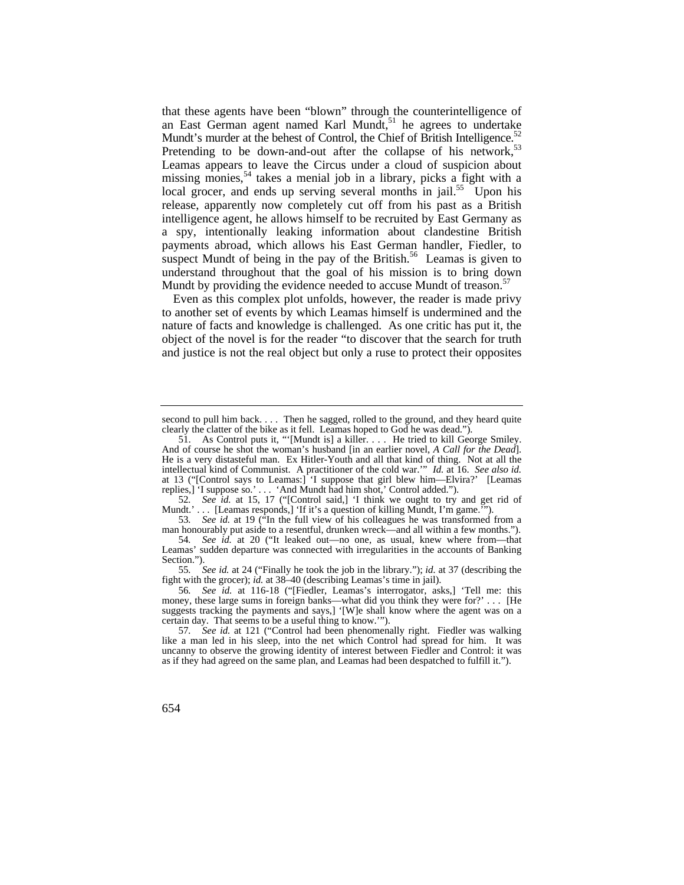that these agents have been "blown" through the counterintelligence of an East German agent named Karl Mundt,[51] he agrees to undertake Mundt's murder at the behest of Control, the Chief of British Intelligence.[52] Pretending to be down-and-out after the collapse of his network,[53] Leamas appears to leave the Circus under a cloud of suspicion about missing monies,[54] takes a menial job in a library, picks a fight with a local grocer, and ends up serving several months in jail.[55] Upon his release, apparently now completely cut off from his past as a British intelligence agent, he allows himself to be recruited by East Germany as a spy, intentionally leaking information about clandestine British payments abroad, which allows his East German handler, Fiedler, to suspect Mundt of being in the pay of the British.[56] Leamas is given to understand throughout that the goal of his mission is to bring down Mundt by providing the evidence needed to accuse Mundt of treason.[57]

Even as this complex plot unfolds, however, the reader is made privy to another set of events by which Leamas himself is undermined and the nature of facts and knowledge is challenged. As one critic has put it, the object of the novel is for the reader "to discover that the search for truth and justice is not the real object but only a ruse to protect their opposites

---

second to pull him back. . . . Then he sagged, rolled to the ground, and they heard quite clearly the clatter of the bike as it fell. Leamas hoped to God he was dead.").

51. As Control puts it, "'[Mundt is] a killer. . . . He tried to kill George Smiley. And of course he shot the woman's husband [in an earlier novel, *A Call for the Dead*]. He is a very distasteful man. Ex Hitler-Youth and all that kind of thing. Not at all the intellectual kind of Communist. A practitioner of the cold war.'" *Id.* at 16. *See also id.* at 13 ("[Control says to Leamas:] 'I suppose that girl blew him—Elvira?' [Leamas replies,] 'I suppose so.' . . . 'And Mundt had him shot,' Control added.").

52. *See id.* at 15, 17 ("[Control said,] 'I think we ought to try and get rid of Mundt.' . . . [Leamas responds,] 'If it's a question of killing Mundt, I'm game.'").

53. *See id.* at 19 ("In the full view of his colleagues he was transformed from a man honourably put aside to a resentful, drunken wreck—and all within a few months.").

54. *See id.* at 20 ("It leaked out—no one, as usual, knew where from—that Leamas' sudden departure was connected with irregularities in the accounts of Banking Section.").

55. *See id.* at 24 ("Finally he took the job in the library."); *id.* at 37 (describing the fight with the grocer); *id.* at 38–40 (describing Leamas's time in jail).

56. *See id.* at 116-18 ("[Fiedler, Leamas's interrogator, asks,] 'Tell me: this money, these large sums in foreign banks—what did you think they were for?' . . . [He suggests tracking the payments and says,] '[W]e shall know where the agent was on a certain day. That seems to be a useful thing to know.'").

57. *See id.* at 121 ("Control had been phenomenally right. Fiedler was walking like a man led in his sleep, into the net which Control had spread for him. It was uncanny to observe the growing identity of interest between Fiedler and Control: it was as if they had agreed on the same plan, and Leamas had been despatched to fulfill it.").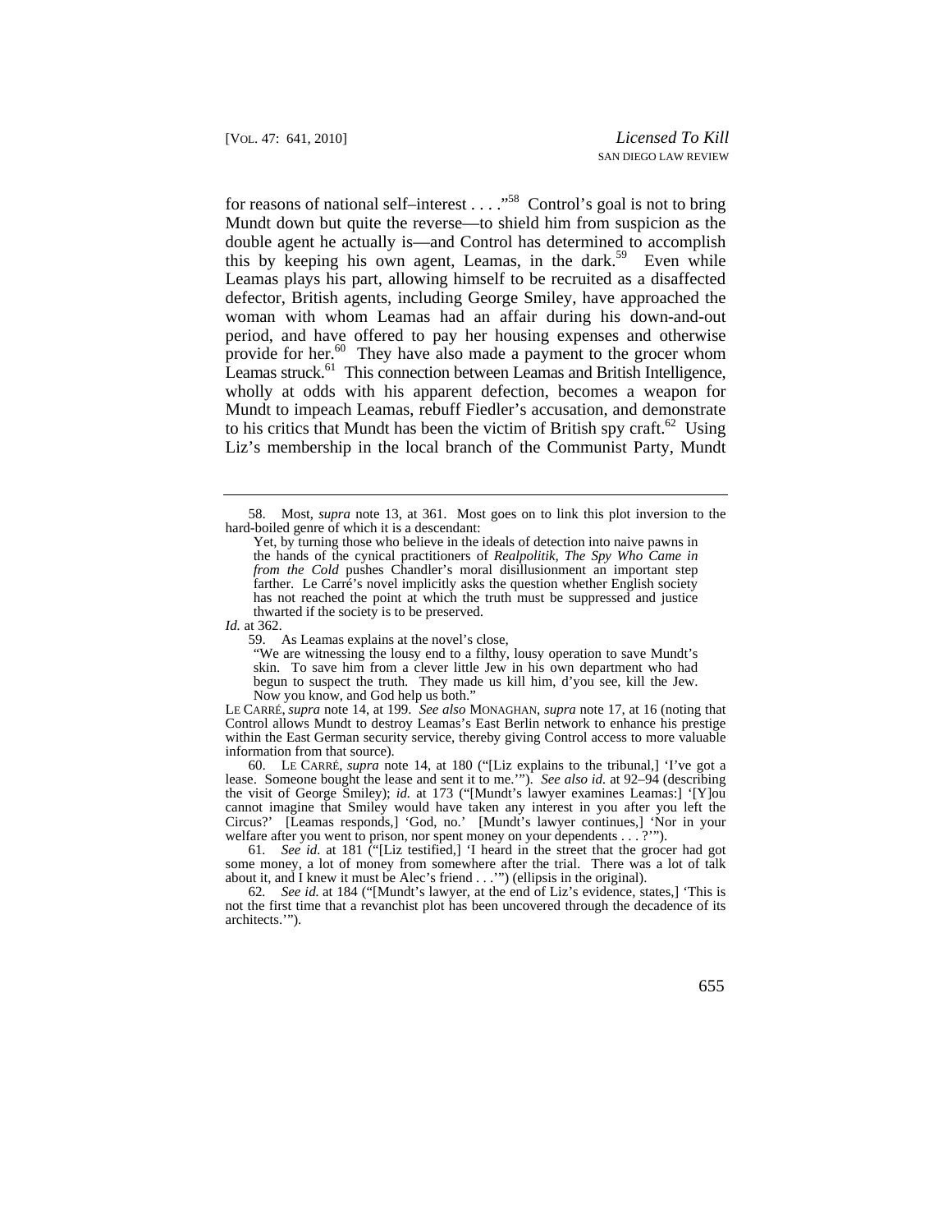for reasons of national self–interest . . . ."[58] Control's goal is not to bring Mundt down but quite the reverse—to shield him from suspicion as the double agent he actually is—and Control has determined to accomplish this by keeping his own agent, Leamas, in the dark.[59] Even while Leamas plays his part, allowing himself to be recruited as a disaffected defector, British agents, including George Smiley, have approached the woman with whom Leamas had an affair during his down-and-out period, and have offered to pay her housing expenses and otherwise provide for her.[60] They have also made a payment to the grocer whom Leamas struck.[61] This connection between Leamas and British Intelligence, wholly at odds with his apparent defection, becomes a weapon for Mundt to impeach Leamas, rebuff Fiedler's accusation, and demonstrate to his critics that Mundt has been the victim of British spy craft.[62] Using Liz's membership in the local branch of the Communist Party, Mundt

---

58. Most, *supra* note 13, at 361. Most goes on to link this plot inversion to the hard-boiled genre of which it is a descendant:

> Yet, by turning those who believe in the ideals of detection into naive pawns in the hands of the cynical practitioners of *Realpolitik*, *The Spy Who Came in from the Cold* pushes Chandler's moral disillusionment an important step farther. Le Carré's novel implicitly asks the question whether English society has not reached the point at which the truth must be suppressed and justice thwarted if the society is to be preserved.

*Id.* at 362.

59. As Leamas explains at the novel's close,

> "We are witnessing the lousy end to a filthy, lousy operation to save Mundt's skin. To save him from a clever little Jew in his own department who had begun to suspect the truth. They made us kill him, d'you see, kill the Jew. Now you know, and God help us both."

LE CARRÉ, *supra* note 14, at 199. *See also* MONAGHAN, *supra* note 17, at 16 (noting that Control allows Mundt to destroy Leamas's East Berlin network to enhance his prestige within the East German security service, thereby giving Control access to more valuable information from that source).

60. LE CARRÉ, *supra* note 14, at 180 ("[Liz explains to the tribunal,] 'I've got a lease. Someone bought the lease and sent it to me.'"). *See also id.* at 92–94 (describing the visit of George Smiley); *id.* at 173 ("[Mundt's lawyer examines Leamas:] '[Y]ou cannot imagine that Smiley would have taken any interest in you after you left the Circus?' [Leamas responds,] 'God, no.' [Mundt's lawyer continues,] 'Nor in your welfare after you went to prison, nor spent money on your dependents . . . ?'").

61. *See id.* at 181 ("[Liz testified,] 'I heard in the street that the grocer had got some money, a lot of money from somewhere after the trial. There was a lot of talk about it, and I knew it must be Alec's friend . . .'") (ellipsis in the original).

62. *See id.* at 184 ("[Mundt's lawyer, at the end of Liz's evidence, states,] 'This is not the first time that a revanchist plot has been uncovered through the decadence of its architects.'").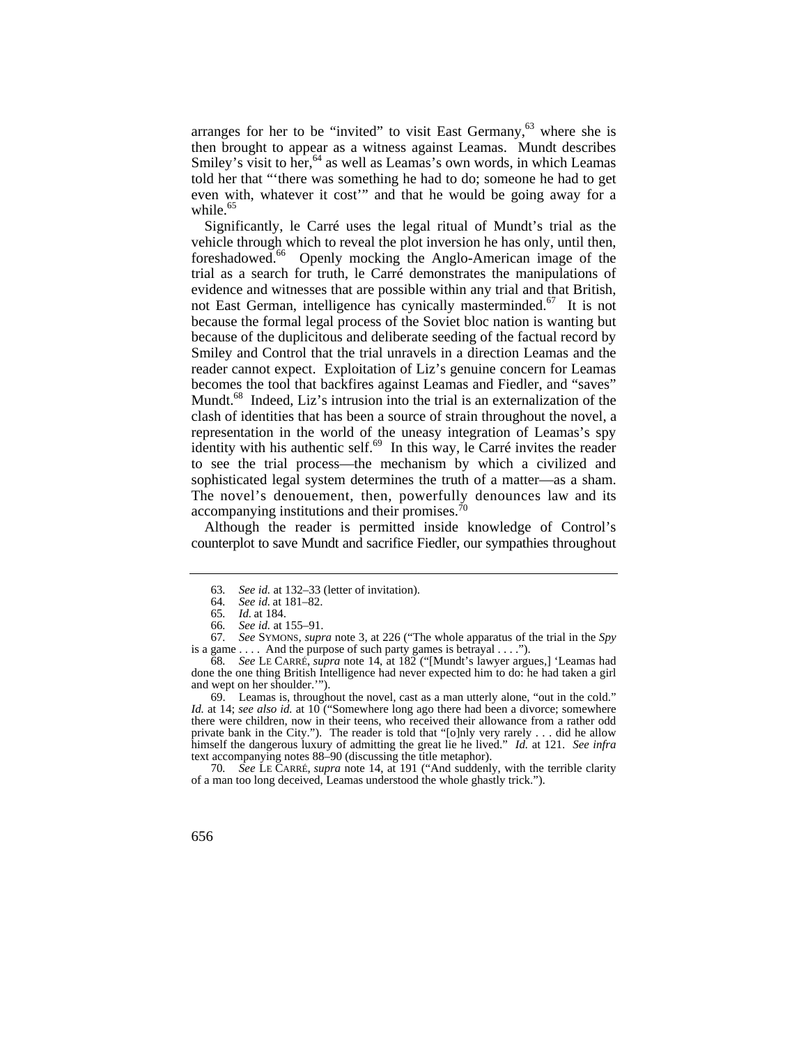arranges for her to be "invited" to visit East Germany,[63] where she is then brought to appear as a witness against Leamas. Mundt describes Smiley's visit to her,[64] as well as Leamas's own words, in which Leamas told her that "'there was something he had to do; someone he had to get even with, whatever it cost'" and that he would be going away for a while.[65]

Significantly, le Carré uses the legal ritual of Mundt's trial as the vehicle through which to reveal the plot inversion he has only, until then, foreshadowed.[66] Openly mocking the Anglo-American image of the trial as a search for truth, le Carré demonstrates the manipulations of evidence and witnesses that are possible within any trial and that British, not East German, intelligence has cynically masterminded.[67] It is not because the formal legal process of the Soviet bloc nation is wanting but because of the duplicitous and deliberate seeding of the factual record by Smiley and Control that the trial unravels in a direction Leamas and the reader cannot expect. Exploitation of Liz's genuine concern for Leamas becomes the tool that backfires against Leamas and Fiedler, and "saves" Mundt.[68] Indeed, Liz's intrusion into the trial is an externalization of the clash of identities that has been a source of strain throughout the novel, a representation in the world of the uneasy integration of Leamas's spy identity with his authentic self.[69] In this way, le Carré invites the reader to see the trial process—the mechanism by which a civilized and sophisticated legal system determines the truth of a matter—as a sham. The novel's denouement, then, powerfully denounces law and its accompanying institutions and their promises.[70]

Although the reader is permitted inside knowledge of Control's counterplot to save Mundt and sacrifice Fiedler, our sympathies throughout

---

63. *See id.* at 132–33 (letter of invitation).

64. *See id.* at 181–82.

65. *Id.* at 184.

66. *See id.* at 155–91.

67. *See* SYMONS, *supra* note 3, at 226 ("The whole apparatus of the trial in the *Spy* is a game . . . . And the purpose of such party games is betrayal . . . .").

68. *See* LE CARRÉ, *supra* note 14, at 182 ("[Mundt's lawyer argues,] 'Leamas had done the one thing British Intelligence had never expected him to do: he had taken a girl and wept on her shoulder.'").

69. Leamas is, throughout the novel, cast as a man utterly alone, "out in the cold." *Id.* at 14; *see also id.* at 10 ("Somewhere long ago there had been a divorce; somewhere there were children, now in their teens, who received their allowance from a rather odd private bank in the City."). The reader is told that "[o]nly very rarely . . . did he allow himself the dangerous luxury of admitting the great lie he lived." *Id.* at 121. *See infra* text accompanying notes 88–90 (discussing the title metaphor).

70. *See* LE CARRÉ, *supra* note 14, at 191 ("And suddenly, with the terrible clarity of a man too long deceived, Leamas understood the whole ghastly trick.").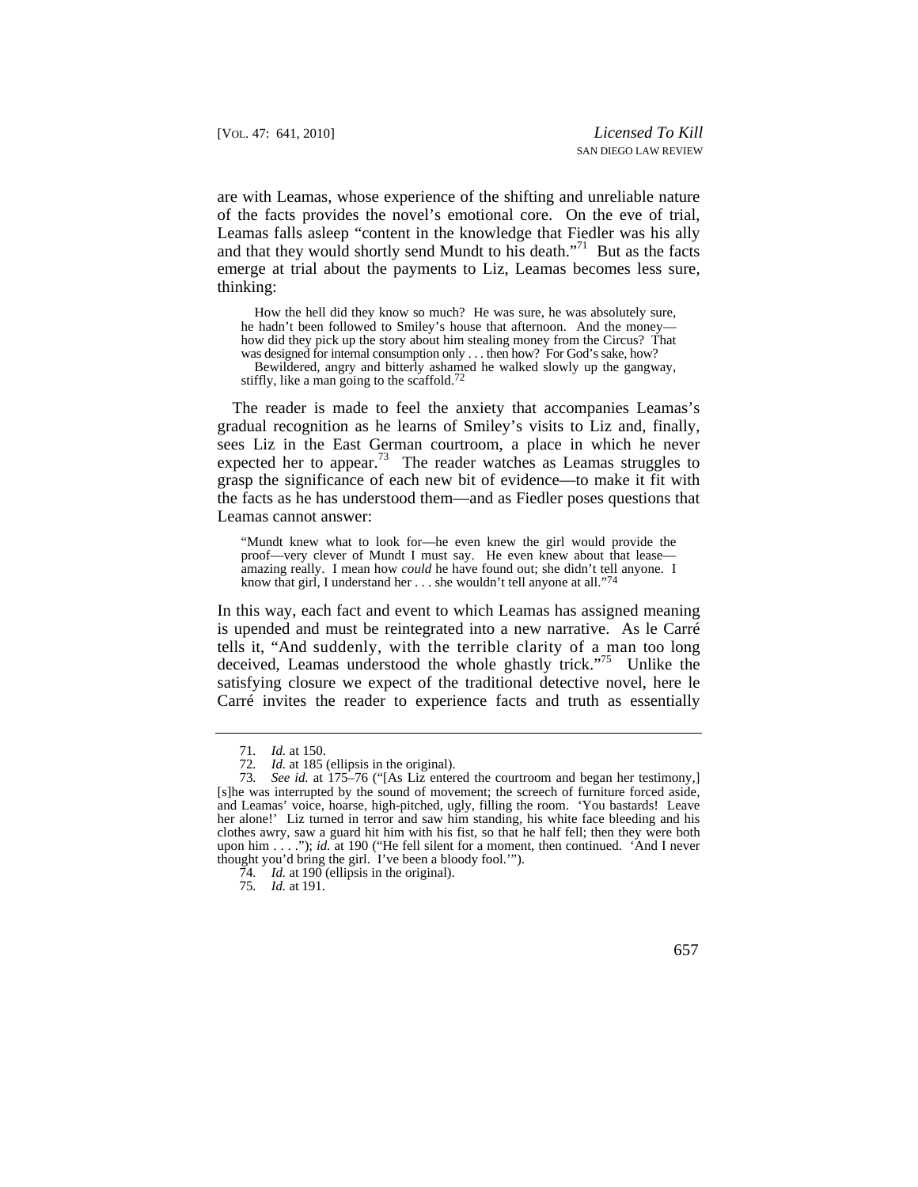are with Leamas, whose experience of the shifting and unreliable nature of the facts provides the novel's emotional core. On the eve of trial, Leamas falls asleep "content in the knowledge that Fiedler was his ally and that they would shortly send Mundt to his death."[71] But as the facts emerge at trial about the payments to Liz, Leamas becomes less sure, thinking:

> How the hell did they know so much? He was sure, he was absolutely sure, he hadn't been followed to Smiley's house that afternoon. And the money—how did they pick up the story about him stealing money from the Circus? That was designed for internal consumption only . . . then how? For God's sake, how?
>
> Bewildered, angry and bitterly ashamed he walked slowly up the gangway, stiffly, like a man going to the scaffold.[72]

The reader is made to feel the anxiety that accompanies Leamas's gradual recognition as he learns of Smiley's visits to Liz and, finally, sees Liz in the East German courtroom, a place in which he never expected her to appear.[73] The reader watches as Leamas struggles to grasp the significance of each new bit of evidence—to make it fit with the facts as he has understood them—and as Fiedler poses questions that Leamas cannot answer:

> "Mundt knew what to look for—he even knew the girl would provide the proof—very clever of Mundt I must say. He even knew about that lease—amazing really. I mean how *could* he have found out; she didn't tell anyone. I know that girl, I understand her . . . she wouldn't tell anyone at all."[74]

In this way, each fact and event to which Leamas has assigned meaning is upended and must be reintegrated into a new narrative. As le Carré tells it, "And suddenly, with the terrible clarity of a man too long deceived, Leamas understood the whole ghastly trick."[75] Unlike the satisfying closure we expect of the traditional detective novel, here le Carré invites the reader to experience facts and truth as essentially

---

71. *Id.* at 150.

72. *Id.* at 185 (ellipsis in the original).

73. *See id.* at 175–76 ("[As Liz entered the courtroom and began her testimony,] [s]he was interrupted by the sound of movement; the screech of furniture forced aside, and Leamas' voice, hoarse, high-pitched, ugly, filling the room. 'You bastards! Leave her alone!' Liz turned in terror and saw him standing, his white face bleeding and his clothes awry, saw a guard hit him with his fist, so that he half fell; then they were both upon him . . . ."); *id.* at 190 ("He fell silent for a moment, then continued. 'And I never thought you'd bring the girl. I've been a bloody fool.'").

74. *Id.* at 190 (ellipsis in the original).

75. *Id.* at 191.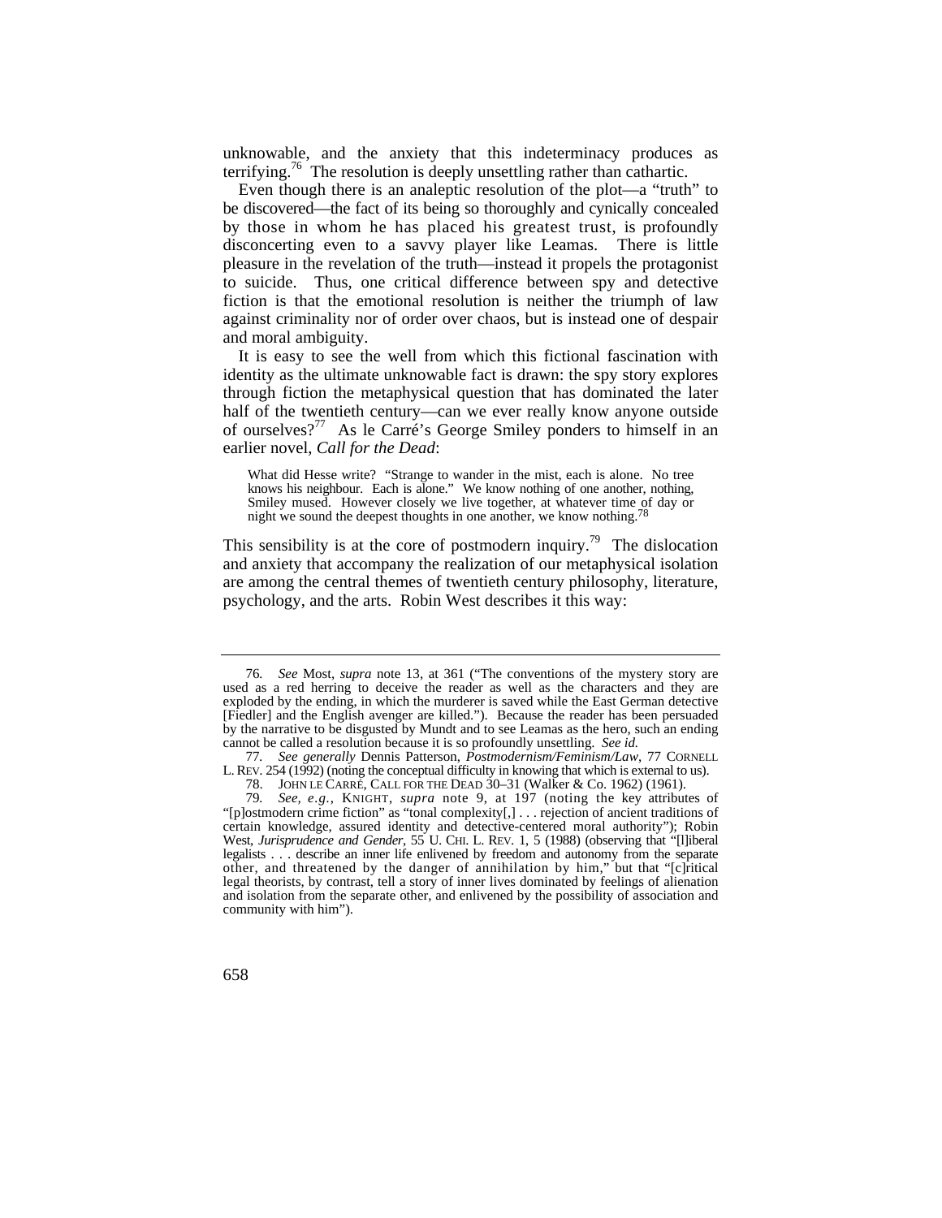unknowable, and the anxiety that this indeterminacy produces as terrifying.[76] The resolution is deeply unsettling rather than cathartic.

Even though there is an analeptic resolution of the plot—a "truth" to be discovered—the fact of its being so thoroughly and cynically concealed by those in whom he has placed his greatest trust, is profoundly disconcerting even to a savvy player like Leamas. There is little pleasure in the revelation of the truth—instead it propels the protagonist to suicide. Thus, one critical difference between spy and detective fiction is that the emotional resolution is neither the triumph of law against criminality nor of order over chaos, but is instead one of despair and moral ambiguity.

It is easy to see the well from which this fictional fascination with identity as the ultimate unknowable fact is drawn: the spy story explores through fiction the metaphysical question that has dominated the later half of the twentieth century—can we ever really know anyone outside of ourselves?[77] As le Carré's George Smiley ponders to himself in an earlier novel, *Call for the Dead*:

> What did Hesse write? "Strange to wander in the mist, each is alone. No tree knows his neighbour. Each is alone." We know nothing of one another, nothing, Smiley mused. However closely we live together, at whatever time of day or night we sound the deepest thoughts in one another, we know nothing.[78]

This sensibility is at the core of postmodern inquiry.[79] The dislocation and anxiety that accompany the realization of our metaphysical isolation are among the central themes of twentieth century philosophy, literature, psychology, and the arts. Robin West describes it this way:

---

76. *See* Most, *supra* note 13, at 361 ("The conventions of the mystery story are used as a red herring to deceive the reader as well as the characters and they are exploded by the ending, in which the murderer is saved while the East German detective [Fiedler] and the English avenger are killed."). Because the reader has been persuaded by the narrative to be disgusted by Mundt and to see Leamas as the hero, such an ending cannot be called a resolution because it is so profoundly unsettling. *See id.*

77. *See generally* Dennis Patterson, *Postmodernism/Feminism/Law*, 77 CORNELL L. REV. 254 (1992) (noting the conceptual difficulty in knowing that which is external to us).

78. JOHN LE CARRÉ, CALL FOR THE DEAD 30–31 (Walker & Co. 1962) (1961).

79. *See, e.g.*, KNIGHT, *supra* note 9, at 197 (noting the key attributes of "[p]ostmodern crime fiction" as "tonal complexity[,] . . . rejection of ancient traditions of certain knowledge, assured identity and detective-centered moral authority"); Robin West, *Jurisprudence and Gender*, 55 U. CHI. L. REV. 1, 5 (1988) (observing that "[l]iberal legalists . . . describe an inner life enlivened by freedom and autonomy from the separate other, and threatened by the danger of annihilation by him," but that "[c]ritical legal theorists, by contrast, tell a story of inner lives dominated by feelings of alienation and isolation from the separate other, and enlivened by the possibility of association and community with him").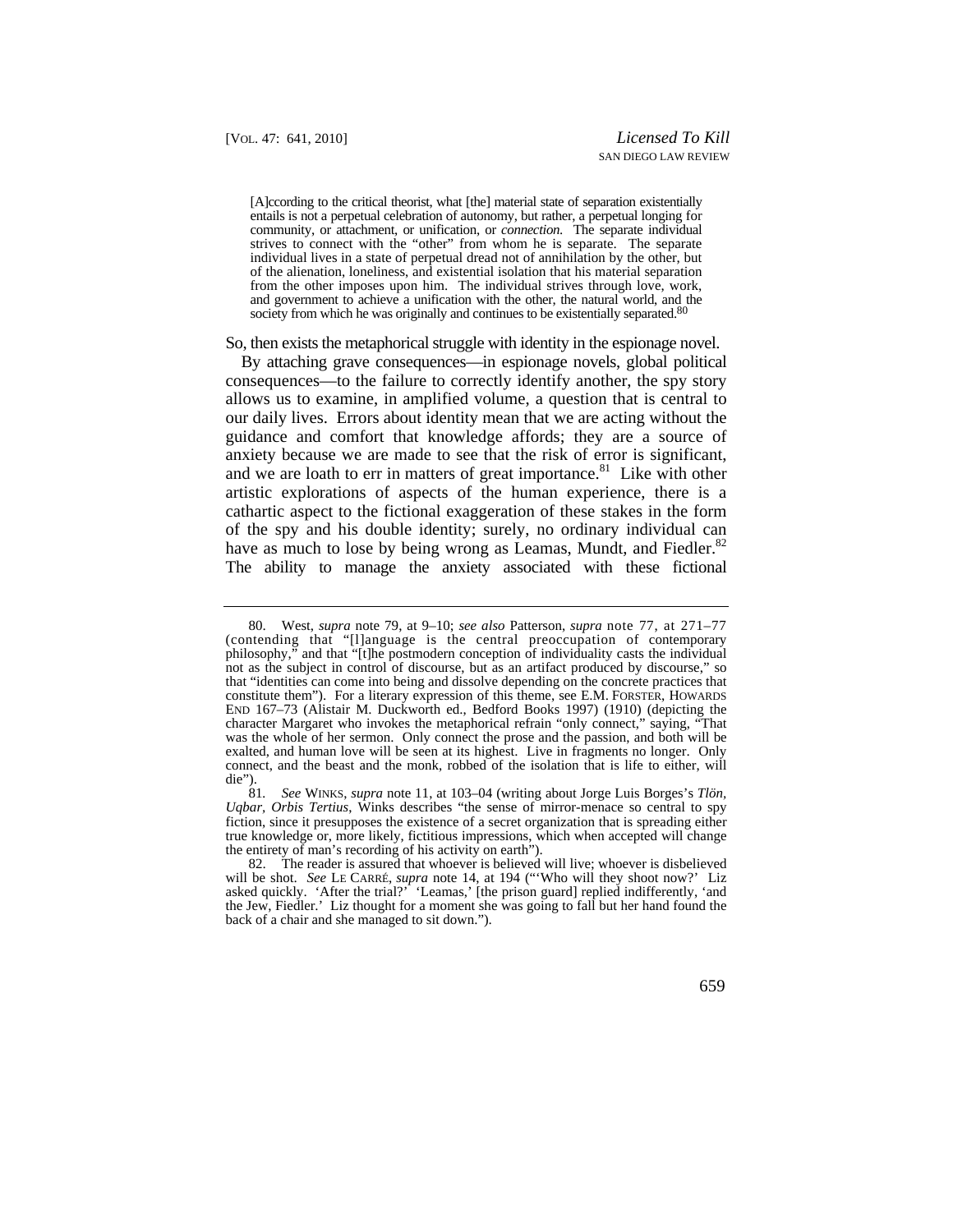> [A]ccording to the critical theorist, what [the] material state of separation existentially entails is not a perpetual celebration of autonomy, but rather, a perpetual longing for community, or attachment, or unification, or *connection.* The separate individual strives to connect with the "other" from whom he is separate. The separate individual lives in a state of perpetual dread not of annihilation by the other, but of the alienation, loneliness, and existential isolation that his material separation from the other imposes upon him. The individual strives through love, work, and government to achieve a unification with the other, the natural world, and the society from which he was originally and continues to be existentially separated.[80]

So, then exists the metaphorical struggle with identity in the espionage novel.

By attaching grave consequences—in espionage novels, global political consequences—to the failure to correctly identify another, the spy story allows us to examine, in amplified volume, a question that is central to our daily lives. Errors about identity mean that we are acting without the guidance and comfort that knowledge affords; they are a source of anxiety because we are made to see that the risk of error is significant, and we are loath to err in matters of great importance.[81] Like with other artistic explorations of aspects of the human experience, there is a cathartic aspect to the fictional exaggeration of these stakes in the form of the spy and his double identity; surely, no ordinary individual can have as much to lose by being wrong as Leamas, Mundt, and Fiedler.[82] The ability to manage the anxiety associated with these fictional

---

80. West, *supra* note 79, at 9–10; *see also* Patterson, *supra* note 77, at 271–77 (contending that "[l]anguage is the central preoccupation of contemporary philosophy," and that "[t]he postmodern conception of individuality casts the individual not as the subject in control of discourse, but as an artifact produced by discourse," so that "identities can come into being and dissolve depending on the concrete practices that constitute them"). For a literary expression of this theme, see E.M. FORSTER, HOWARDS END 167–73 (Alistair M. Duckworth ed., Bedford Books 1997) (1910) (depicting the character Margaret who invokes the metaphorical refrain "only connect," saying, "That was the whole of her sermon. Only connect the prose and the passion, and both will be exalted, and human love will be seen at its highest. Live in fragments no longer. Only connect, and the beast and the monk, robbed of the isolation that is life to either, will die").

81. *See* WINKS, *supra* note 11, at 103–04 (writing about Jorge Luis Borges's *Tlön, Uqbar, Orbis Tertius*, Winks describes "the sense of mirror-menace so central to spy fiction, since it presupposes the existence of a secret organization that is spreading either true knowledge or, more likely, fictitious impressions, which when accepted will change the entirety of man's recording of his activity on earth").

82. The reader is assured that whoever is believed will live; whoever is disbelieved will be shot. *See* LE CARRÉ, *supra* note 14, at 194 ("'Who will they shoot now?' Liz asked quickly. 'After the trial?' 'Leamas,' [the prison guard] replied indifferently, 'and the Jew, Fiedler.' Liz thought for a moment she was going to fall but her hand found the back of a chair and she managed to sit down.").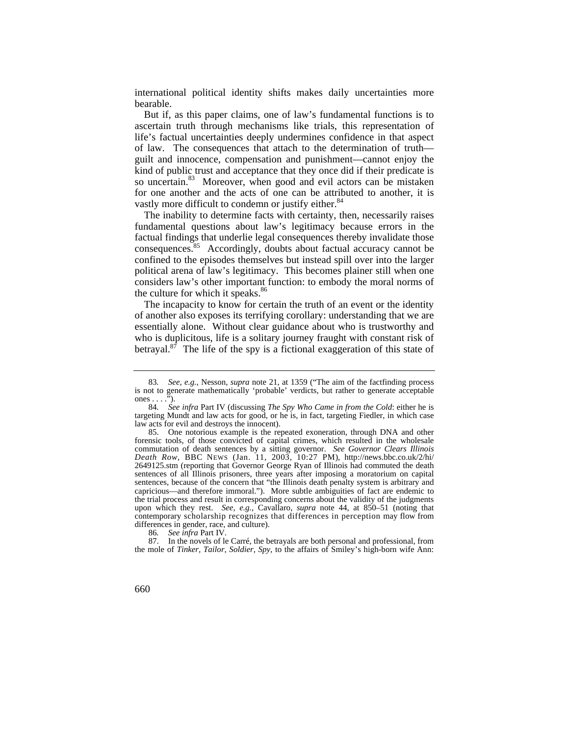international political identity shifts makes daily uncertainties more bearable.

But if, as this paper claims, one of law's fundamental functions is to ascertain truth through mechanisms like trials, this representation of life's factual uncertainties deeply undermines confidence in that aspect of law. The consequences that attach to the determination of truth—guilt and innocence, compensation and punishment—cannot enjoy the kind of public trust and acceptance that they once did if their predicate is so uncertain.[83] Moreover, when good and evil actors can be mistaken for one another and the acts of one can be attributed to another, it is vastly more difficult to condemn or justify either.[84]

The inability to determine facts with certainty, then, necessarily raises fundamental questions about law's legitimacy because errors in the factual findings that underlie legal consequences thereby invalidate those consequences.[85] Accordingly, doubts about factual accuracy cannot be confined to the episodes themselves but instead spill over into the larger political arena of law's legitimacy. This becomes plainer still when one considers law's other important function: to embody the moral norms of the culture for which it speaks.[86]

The incapacity to know for certain the truth of an event or the identity of another also exposes its terrifying corollary: understanding that we are essentially alone. Without clear guidance about who is trustworthy and who is duplicitous, life is a solitary journey fraught with constant risk of betrayal.[87] The life of the spy is a fictional exaggeration of this state of

---

83. *See, e.g.*, Nesson, *supra* note 21, at 1359 ("The aim of the factfinding process is not to generate mathematically 'probable' verdicts, but rather to generate acceptable ones . . . .").

84. *See infra* Part IV (discussing *The Spy Who Came in from the Cold*: either he is targeting Mundt and law acts for good, or he is, in fact, targeting Fiedler, in which case law acts for evil and destroys the innocent).

85. One notorious example is the repeated exoneration, through DNA and other forensic tools, of those convicted of capital crimes, which resulted in the wholesale commutation of death sentences by a sitting governor. *See Governor Clears Illinois Death Row*, BBC NEWS (Jan. 11, 2003, 10:27 PM), http://news.bbc.co.uk/2/hi/2649125.stm (reporting that Governor George Ryan of Illinois had commuted the death sentences of all Illinois prisoners, three years after imposing a moratorium on capital sentences, because of the concern that "the Illinois death penalty system is arbitrary and capricious—and therefore immoral."). More subtle ambiguities of fact are endemic to the trial process and result in corresponding concerns about the validity of the judgments upon which they rest. *See, e.g.*, Cavallaro, *supra* note 44, at 850–51 (noting that contemporary scholarship recognizes that differences in perception may flow from differences in gender, race, and culture).

86. *See infra* Part IV.

87. In the novels of le Carré, the betrayals are both personal and professional, from the mole of *Tinker, Tailor, Soldier, Spy*, to the affairs of Smiley's high-born wife Ann: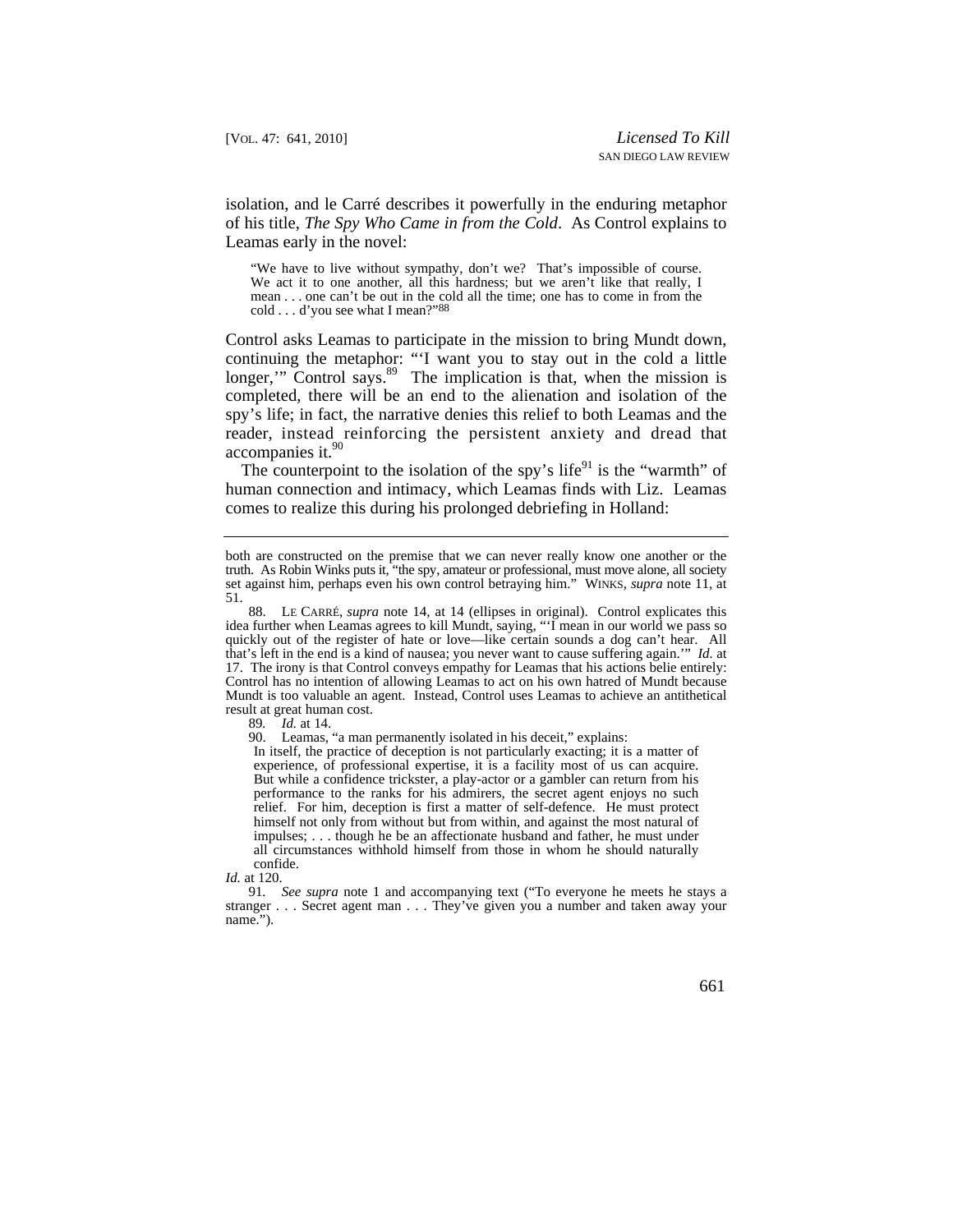isolation, and le Carré describes it powerfully in the enduring metaphor of his title, *The Spy Who Came in from the Cold*. As Control explains to Leamas early in the novel:

> "We have to live without sympathy, don't we? That's impossible of course. We act it to one another, all this hardness; but we aren't like that really, I mean . . . one can't be out in the cold all the time; one has to come in from the cold . . . d'you see what I mean?"[88]

Control asks Leamas to participate in the mission to bring Mundt down, continuing the metaphor: "'I want you to stay out in the cold a little longer,'" Control says.[89] The implication is that, when the mission is completed, there will be an end to the alienation and isolation of the spy's life; in fact, the narrative denies this relief to both Leamas and the reader, instead reinforcing the persistent anxiety and dread that accompanies it.[90]

The counterpoint to the isolation of the spy's life[91] is the "warmth" of human connection and intimacy, which Leamas finds with Liz. Leamas comes to realize this during his prolonged debriefing in Holland:

---

both are constructed on the premise that we can never really know one another or the truth. As Robin Winks puts it, "the spy, amateur or professional, must move alone, all society set against him, perhaps even his own control betraying him." WINKS, *supra* note 11, at 51.

88. LE CARRÉ, *supra* note 14, at 14 (ellipses in original). Control explicates this idea further when Leamas agrees to kill Mundt, saying, "'I mean in our world we pass so quickly out of the register of hate or love—like certain sounds a dog can't hear. All that's left in the end is a kind of nausea; you never want to cause suffering again.'" *Id.* at 17. The irony is that Control conveys empathy for Leamas that his actions belie entirely: Control has no intention of allowing Leamas to act on his own hatred of Mundt because Mundt is too valuable an agent. Instead, Control uses Leamas to achieve an antithetical result at great human cost.

89. *Id.* at 14.

90. Leamas, "a man permanently isolated in his deceit," explains:

> In itself, the practice of deception is not particularly exacting; it is a matter of experience, of professional expertise, it is a facility most of us can acquire. But while a confidence trickster, a play-actor or a gambler can return from his performance to the ranks for his admirers, the secret agent enjoys no such relief. For him, deception is first a matter of self-defence. He must protect himself not only from without but from within, and against the most natural of impulses; . . . though he be an affectionate husband and father, he must under all circumstances withhold himself from those in whom he should naturally confide.

*Id.* at 120.

91. *See supra* note 1 and accompanying text ("To everyone he meets he stays a stranger . . . Secret agent man . . . They've given you a number and taken away your name.").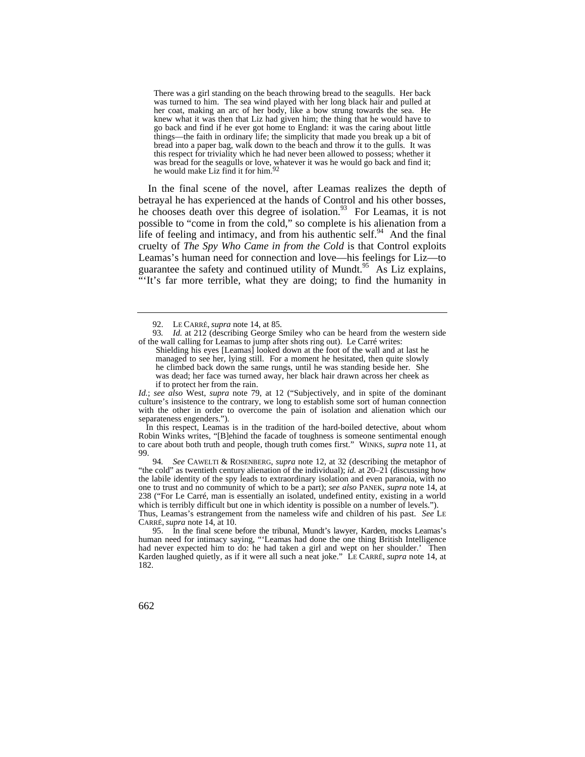> There was a girl standing on the beach throwing bread to the seagulls. Her back was turned to him. The sea wind played with her long black hair and pulled at her coat, making an arc of her body, like a bow strung towards the sea. He knew what it was then that Liz had given him; the thing that he would have to go back and find if he ever got home to England: it was the caring about little things—the faith in ordinary life; the simplicity that made you break up a bit of bread into a paper bag, walk down to the beach and throw it to the gulls. It was this respect for triviality which he had never been allowed to possess; whether it was bread for the seagulls or love, whatever it was he would go back and find it; he would make Liz find it for him.[92]

In the final scene of the novel, after Leamas realizes the depth of betrayal he has experienced at the hands of Control and his other bosses, he chooses death over this degree of isolation.[93] For Leamas, it is not possible to "come in from the cold," so complete is his alienation from a life of feeling and intimacy, and from his authentic self.[94] And the final cruelty of *The Spy Who Came in from the Cold* is that Control exploits Leamas's human need for connection and love—his feelings for Liz—to guarantee the safety and continued utility of Mundt.[95] As Liz explains, "'It's far more terrible, what they are doing; to find the humanity in

---

92. LE CARRÉ, *supra* note 14, at 85.

93. *Id.* at 212 (describing George Smiley who can be heard from the western side of the wall calling for Leamas to jump after shots ring out). Le Carré writes:

> Shielding his eyes [Leamas] looked down at the foot of the wall and at last he managed to see her, lying still. For a moment he hesitated, then quite slowly he climbed back down the same rungs, until he was standing beside her. She was dead; her face was turned away, her black hair drawn across her cheek as if to protect her from the rain.

*Id.*; *see also* West, *supra* note 79, at 12 ("Subjectively, and in spite of the dominant culture's insistence to the contrary, we long to establish some sort of human connection with the other in order to overcome the pain of isolation and alienation which our separateness engenders.").

In this respect, Leamas is in the tradition of the hard-boiled detective, about whom Robin Winks writes, "[B]ehind the facade of toughness is someone sentimental enough to care about both truth and people, though truth comes first." WINKS, *supra* note 11, at 99.

94. *See* CAWELTI & ROSENBERG, *supra* note 12, at 32 (describing the metaphor of "the cold" as twentieth century alienation of the individual); *id.* at 20–21 (discussing how the labile identity of the spy leads to extraordinary isolation and even paranoia, with no one to trust and no community of which to be a part); *see also* PANEK, *supra* note 14, at 238 ("For Le Carré, man is essentially an isolated, undefined entity, existing in a world which is terribly difficult but one in which identity is possible on a number of levels."). Thus, Leamas's estrangement from the nameless wife and children of his past. *See* LE CARRÉ, *supra* note 14, at 10.

95. In the final scene before the tribunal, Mundt's lawyer, Karden, mocks Leamas's human need for intimacy saying, "'Leamas had done the one thing British Intelligence had never expected him to do: he had taken a girl and wept on her shoulder.' Then Karden laughed quietly, as if it were all such a neat joke." LE CARRÉ, *supra* note 14, at 182.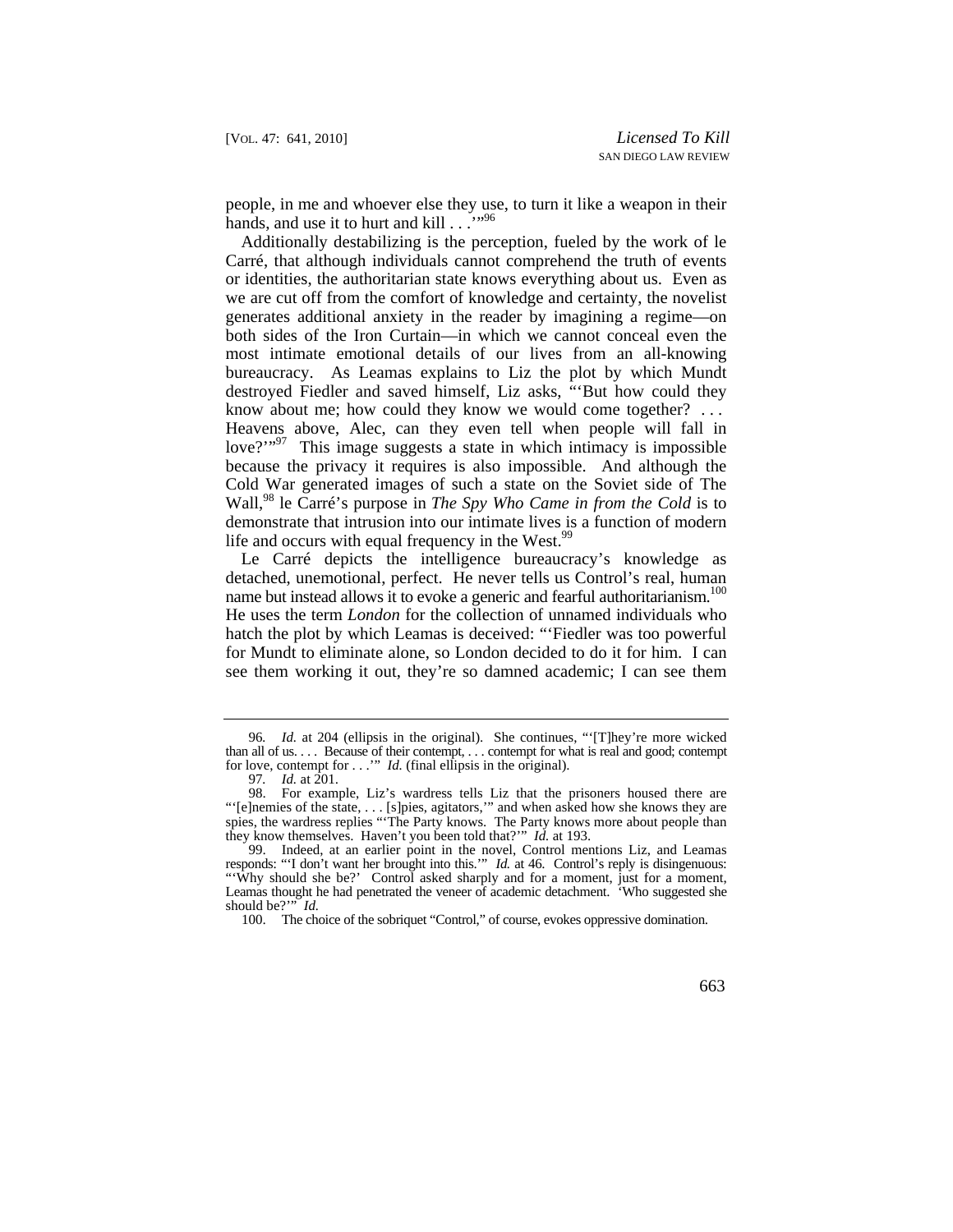people, in me and whoever else they use, to turn it like a weapon in their hands, and use it to hurt and kill . . .'"[96]

Additionally destabilizing is the perception, fueled by the work of le Carré, that although individuals cannot comprehend the truth of events or identities, the authoritarian state knows everything about us. Even as we are cut off from the comfort of knowledge and certainty, the novelist generates additional anxiety in the reader by imagining a regime—on both sides of the Iron Curtain—in which we cannot conceal even the most intimate emotional details of our lives from an all-knowing bureaucracy. As Leamas explains to Liz the plot by which Mundt destroyed Fiedler and saved himself, Liz asks, "'But how could they know about me; how could they know we would come together? . . . Heavens above, Alec, can they even tell when people will fall in love?'"[97] This image suggests a state in which intimacy is impossible because the privacy it requires is also impossible. And although the Cold War generated images of such a state on the Soviet side of The Wall,[98] le Carré's purpose in *The Spy Who Came in from the Cold* is to demonstrate that intrusion into our intimate lives is a function of modern life and occurs with equal frequency in the West.[99]

Le Carré depicts the intelligence bureaucracy's knowledge as detached, unemotional, perfect. He never tells us Control's real, human name but instead allows it to evoke a generic and fearful authoritarianism.[100] He uses the term *London* for the collection of unnamed individuals who hatch the plot by which Leamas is deceived: "'Fiedler was too powerful for Mundt to eliminate alone, so London decided to do it for him. I can see them working it out, they're so damned academic; I can see them

---

96. *Id.* at 204 (ellipsis in the original). She continues, "'[T]hey're more wicked than all of us. . . . Because of their contempt, . . . contempt for what is real and good; contempt for love, contempt for . . .'" *Id.* (final ellipsis in the original).

97. *Id.* at 201.

98. For example, Liz's wardress tells Liz that the prisoners housed there are "'[e]nemies of the state, . . . [s]pies, agitators,'" and when asked how she knows they are spies, the wardress replies "'The Party knows. The Party knows more about people than they know themselves. Haven't you been told that?'" *Id.* at 193.

99. Indeed, at an earlier point in the novel, Control mentions Liz, and Leamas responds: "'I don't want her brought into this.'" *Id.* at 46. Control's reply is disingenuous: "'Why should she be?' Control asked sharply and for a moment, just for a moment, Leamas thought he had penetrated the veneer of academic detachment. 'Who suggested she should be?'" *Id.*

100. The choice of the sobriquet "Control," of course, evokes oppressive domination.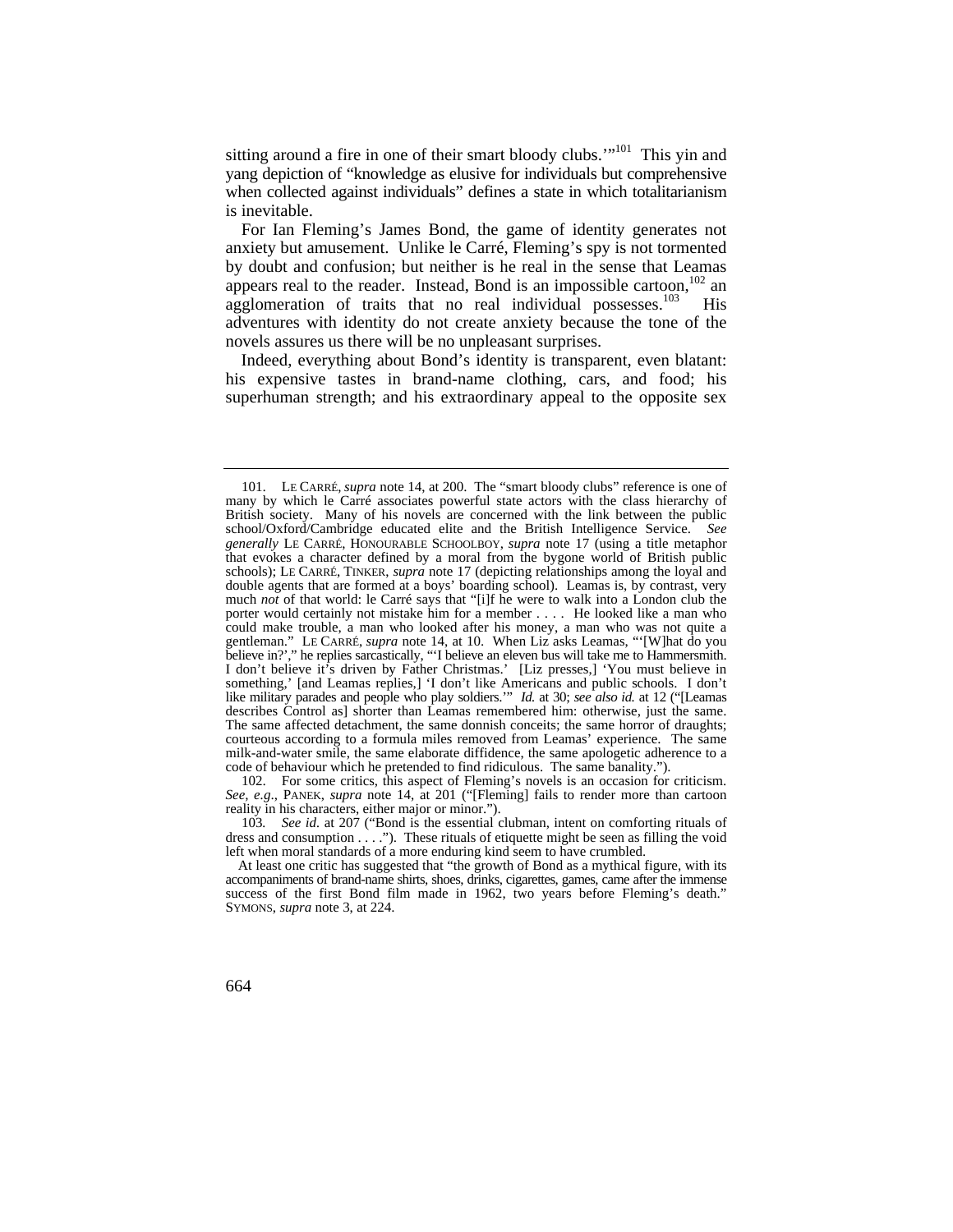sitting around a fire in one of their smart bloody clubs.'"[101] This yin and yang depiction of "knowledge as elusive for individuals but comprehensive when collected against individuals" defines a state in which totalitarianism is inevitable.

For Ian Fleming's James Bond, the game of identity generates not anxiety but amusement. Unlike le Carré, Fleming's spy is not tormented by doubt and confusion; but neither is he real in the sense that Leamas appears real to the reader. Instead, Bond is an impossible cartoon,[102] an agglomeration of traits that no real individual possesses.[103] His adventures with identity do not create anxiety because the tone of the novels assures us there will be no unpleasant surprises.

Indeed, everything about Bond's identity is transparent, even blatant: his expensive tastes in brand-name clothing, cars, and food; his superhuman strength; and his extraordinary appeal to the opposite sex

---

101. LE CARRÉ, *supra* note 14, at 200. The "smart bloody clubs" reference is one of many by which le Carré associates powerful state actors with the class hierarchy of British society. Many of his novels are concerned with the link between the public school/Oxford/Cambridge educated elite and the British Intelligence Service. *See generally* LE CARRÉ, HONOURABLE SCHOOLBOY, *supra* note 17 (using a title metaphor that evokes a character defined by a moral from the bygone world of British public schools); LE CARRÉ, TINKER, *supra* note 17 (depicting relationships among the loyal and double agents that are formed at a boys' boarding school). Leamas is, by contrast, very much *not* of that world: le Carré says that "[i]f he were to walk into a London club the porter would certainly not mistake him for a member . . . . He looked like a man who could make trouble, a man who looked after his money, a man who was not quite a gentleman." LE CARRÉ, *supra* note 14, at 10. When Liz asks Leamas, "'[W]hat do you believe in?'," he replies sarcastically, "'I believe an eleven bus will take me to Hammersmith. I don't believe it's driven by Father Christmas.' [Liz presses,] 'You must believe in something,' [and Leamas replies,] 'I don't like Americans and public schools. I don't like military parades and people who play soldiers.'" *Id.* at 30; *see also id.* at 12 ("[Leamas describes Control as] shorter than Leamas remembered him: otherwise, just the same. The same affected detachment, the same donnish conceits; the same horror of draughts; courteous according to a formula miles removed from Leamas' experience. The same milk-and-water smile, the same elaborate diffidence, the same apologetic adherence to a code of behaviour which he pretended to find ridiculous. The same banality.").

102. For some critics, this aspect of Fleming's novels is an occasion for criticism. *See, e.g.*, PANEK, *supra* note 14, at 201 ("[Fleming] fails to render more than cartoon reality in his characters, either major or minor.").

103. *See id.* at 207 ("Bond is the essential clubman, intent on comforting rituals of dress and consumption . . . ."). These rituals of etiquette might be seen as filling the void left when moral standards of a more enduring kind seem to have crumbled.

At least one critic has suggested that "the growth of Bond as a mythical figure, with its accompaniments of brand-name shirts, shoes, drinks, cigarettes, games, came after the immense success of the first Bond film made in 1962, two years before Fleming's death." SYMONS, *supra* note 3, at 224.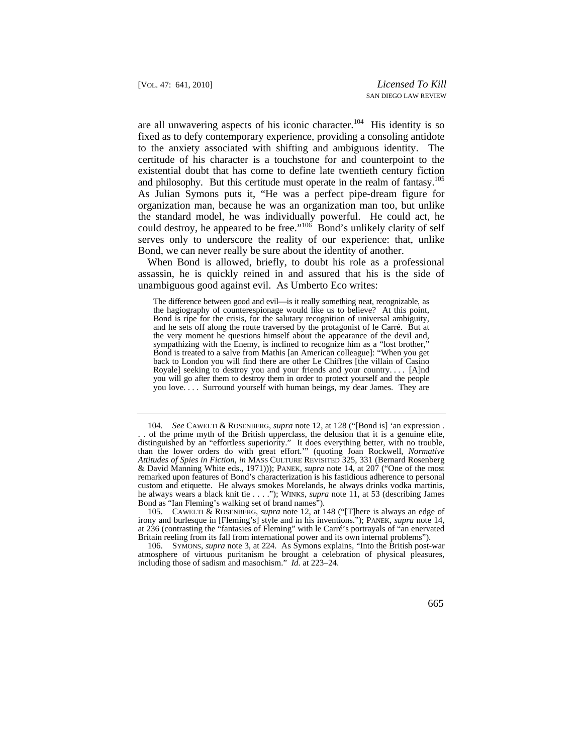are all unwavering aspects of his iconic character.[104] His identity is so fixed as to defy contemporary experience, providing a consoling antidote to the anxiety associated with shifting and ambiguous identity. The certitude of his character is a touchstone for and counterpoint to the existential doubt that has come to define late twentieth century fiction and philosophy. But this certitude must operate in the realm of fantasy.[105] As Julian Symons puts it, "He was a perfect pipe-dream figure for organization man, because he was an organization man too, but unlike the standard model, he was individually powerful. He could act, he could destroy, he appeared to be free."[106] Bond's unlikely clarity of self serves only to underscore the reality of our experience: that, unlike Bond, we can never really be sure about the identity of another.

When Bond is allowed, briefly, to doubt his role as a professional assassin, he is quickly reined in and assured that his is the side of unambiguous good against evil. As Umberto Eco writes:

> The difference between good and evil—is it really something neat, recognizable, as the hagiography of counterespionage would like us to believe? At this point, Bond is ripe for the crisis, for the salutary recognition of universal ambiguity, and he sets off along the route traversed by the protagonist of le Carré. But at the very moment he questions himself about the appearance of the devil and, sympathizing with the Enemy, is inclined to recognize him as a "lost brother," Bond is treated to a salve from Mathis [an American colleague]: "When you get back to London you will find there are other Le Chiffres [the villain of Casino Royale] seeking to destroy you and your friends and your country. . . . [A]nd you will go after them to destroy them in order to protect yourself and the people you love. . . . Surround yourself with human beings, my dear James. They are

---

104. *See* CAWELTI & ROSENBERG, *supra* note 12, at 128 ("[Bond is] 'an expression . . . of the prime myth of the British upperclass, the delusion that it is a genuine elite, distinguished by an "effortless superiority." It does everything better, with no trouble, than the lower orders do with great effort.'" (quoting Joan Rockwell, *Normative Attitudes of Spies in Fiction*, *in* MASS CULTURE REVISITED 325, 331 (Bernard Rosenberg & David Manning White eds., 1971))); PANEK, *supra* note 14, at 207 ("One of the most remarked upon features of Bond's characterization is his fastidious adherence to personal custom and etiquette. He always smokes Morelands, he always drinks vodka martinis, he always wears a black knit tie . . . ."); WINKS, *supra* note 11, at 53 (describing James Bond as "Ian Fleming's walking set of brand names").

105. CAWELTI & ROSENBERG, *supra* note 12, at 148 ("[T]here is always an edge of irony and burlesque in [Fleming's] style and in his inventions."); PANEK, *supra* note 14, at 236 (contrasting the "fantasies of Fleming" with le Carré's portrayals of "an enervated Britain reeling from its fall from international power and its own internal problems").

106. SYMONS, *supra* note 3, at 224. As Symons explains, "Into the British post-war atmosphere of virtuous puritanism he brought a celebration of physical pleasures, including those of sadism and masochism." *Id.* at 223–24.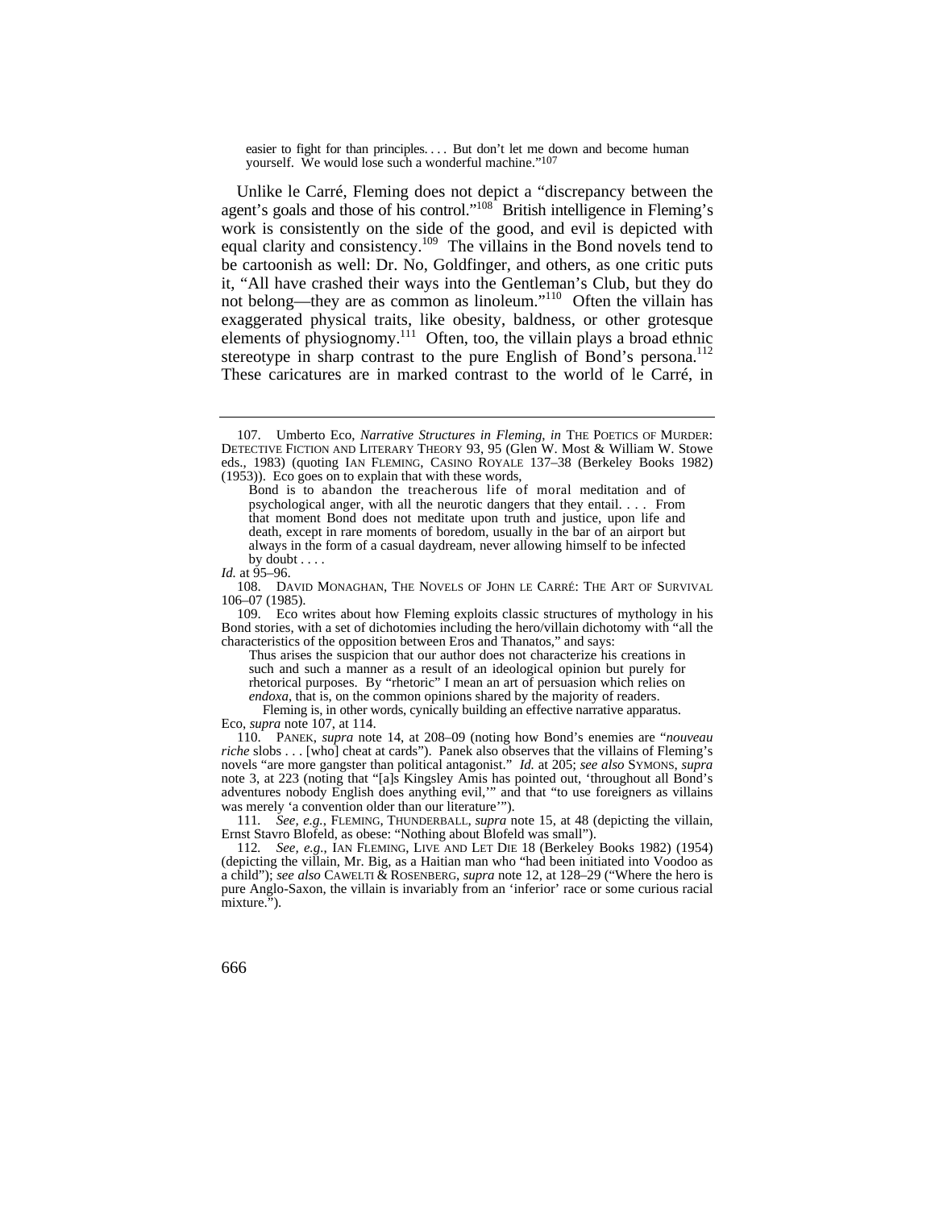> easier to fight for than principles. . . . But don't let me down and become human yourself. We would lose such a wonderful machine."[107]

Unlike le Carré, Fleming does not depict a "discrepancy between the agent's goals and those of his control."[108] British intelligence in Fleming's work is consistently on the side of the good, and evil is depicted with equal clarity and consistency.[109] The villains in the Bond novels tend to be cartoonish as well: Dr. No, Goldfinger, and others, as one critic puts it, "All have crashed their ways into the Gentleman's Club, but they do not belong—they are as common as linoleum."[110] Often the villain has exaggerated physical traits, like obesity, baldness, or other grotesque elements of physiognomy.[111] Often, too, the villain plays a broad ethnic stereotype in sharp contrast to the pure English of Bond's persona.[112] These caricatures are in marked contrast to the world of le Carré, in

---

107. Umberto Eco, *Narrative Structures in Fleming*, *in* THE POETICS OF MURDER: DETECTIVE FICTION AND LITERARY THEORY 93, 95 (Glen W. Most & William W. Stowe eds., 1983) (quoting IAN FLEMING, CASINO ROYALE 137–38 (Berkeley Books 1982) (1953)). Eco goes on to explain that with these words,

> Bond is to abandon the treacherous life of moral meditation and of psychological anger, with all the neurotic dangers that they entail. . . . From that moment Bond does not meditate upon truth and justice, upon life and death, except in rare moments of boredom, usually in the bar of an airport but always in the form of a casual daydream, never allowing himself to be infected by doubt . . . .

*Id.* at 95–96.

108. DAVID MONAGHAN, THE NOVELS OF JOHN LE CARRÉ: THE ART OF SURVIVAL 106–07 (1985).

109. Eco writes about how Fleming exploits classic structures of mythology in his Bond stories, with a set of dichotomies including the hero/villain dichotomy with "all the characteristics of the opposition between Eros and Thanatos," and says:

> Thus arises the suspicion that our author does not characterize his creations in such and such a manner as a result of an ideological opinion but purely for rhetorical purposes. By "rhetoric" I mean an art of persuasion which relies on *endoxa*, that is, on the common opinions shared by the majority of readers.
>
> Fleming is, in other words, cynically building an effective narrative apparatus.

Eco, *supra* note 107, at 114.

110. PANEK, *supra* note 14, at 208–09 (noting how Bond's enemies are "*nouveau riche* slobs . . . [who] cheat at cards"). Panek also observes that the villains of Fleming's novels "are more gangster than political antagonist." *Id.* at 205; *see also* SYMONS, *supra* note 3, at 223 (noting that "[a]s Kingsley Amis has pointed out, 'throughout all Bond's adventures nobody English does anything evil,'" and that "to use foreigners as villains was merely 'a convention older than our literature'").

111. *See, e.g.*, FLEMING, THUNDERBALL, *supra* note 15, at 48 (depicting the villain, Ernst Stavro Blofeld, as obese: "Nothing about Blofeld was small").

112. *See, e.g.*, IAN FLEMING, LIVE AND LET DIE 18 (Berkeley Books 1982) (1954) (depicting the villain, Mr. Big, as a Haitian man who "had been initiated into Voodoo as a child"); *see also* CAWELTI & ROSENBERG, *supra* note 12, at 128–29 ("Where the hero is pure Anglo-Saxon, the villain is invariably from an 'inferior' race or some curious racial mixture.").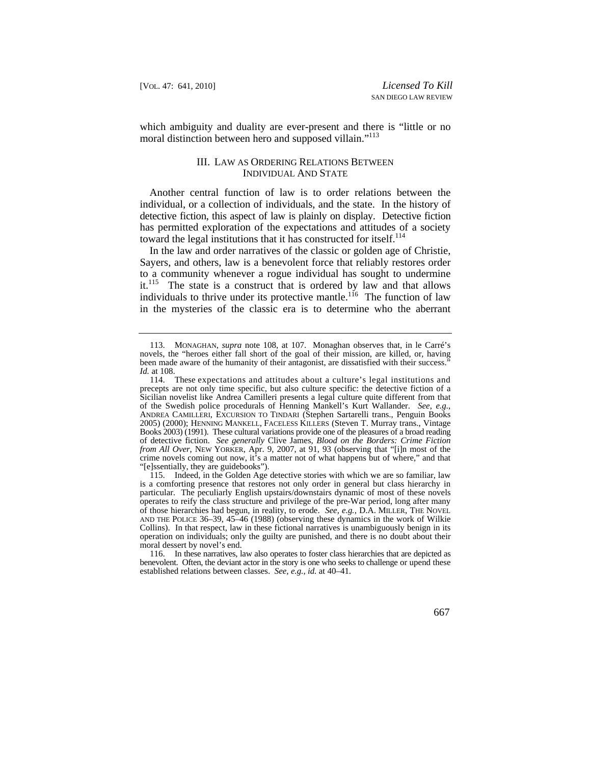which ambiguity and duality are ever-present and there is "little or no moral distinction between hero and supposed villain."[113]

## III. LAW AS ORDERING RELATIONS BETWEEN INDIVIDUAL AND STATE

Another central function of law is to order relations between the individual, or a collection of individuals, and the state. In the history of detective fiction, this aspect of law is plainly on display. Detective fiction has permitted exploration of the expectations and attitudes of a society toward the legal institutions that it has constructed for itself.[114]

In the law and order narratives of the classic or golden age of Christie, Sayers, and others, law is a benevolent force that reliably restores order to a community whenever a rogue individual has sought to undermine it.[115] The state is a construct that is ordered by law and that allows individuals to thrive under its protective mantle.[116] The function of law in the mysteries of the classic era is to determine who the aberrant

---

113. MONAGHAN, *supra* note 108, at 107. Monaghan observes that, in le Carré's novels, the "heroes either fall short of the goal of their mission, are killed, or, having been made aware of the humanity of their antagonist, are dissatisfied with their success." *Id.* at 108.

114. These expectations and attitudes about a culture's legal institutions and precepts are not only time specific, but also culture specific: the detective fiction of a Sicilian novelist like Andrea Camilleri presents a legal culture quite different from that of the Swedish police procedurals of Henning Mankell's Kurt Wallander. *See, e.g.*, ANDREA CAMILLERI, EXCURSION TO TINDARI (Stephen Sartarelli trans., Penguin Books 2005) (2000); HENNING MANKELL, FACELESS KILLERS (Steven T. Murray trans., Vintage Books 2003) (1991). These cultural variations provide one of the pleasures of a broad reading of detective fiction. *See generally* Clive James, *Blood on the Borders: Crime Fiction from All Over*, NEW YORKER, Apr. 9, 2007, at 91, 93 (observing that "[i]n most of the crime novels coming out now, it's a matter not of what happens but of where," and that "[e]ssentially, they are guidebooks").

115. Indeed, in the Golden Age detective stories with which we are so familiar, law is a comforting presence that restores not only order in general but class hierarchy in particular. The peculiarly English upstairs/downstairs dynamic of most of these novels operates to reify the class structure and privilege of the pre-War period, long after many of those hierarchies had begun, in reality, to erode. *See, e.g.*, D.A. MILLER, THE NOVEL AND THE POLICE 36–39, 45–46 (1988) (observing these dynamics in the work of Wilkie Collins). In that respect, law in these fictional narratives is unambiguously benign in its operation on individuals; only the guilty are punished, and there is no doubt about their moral dessert by novel's end.

116. In these narratives, law also operates to foster class hierarchies that are depicted as benevolent. Often, the deviant actor in the story is one who seeks to challenge or upend these established relations between classes. *See, e.g.*, *id.* at 40–41.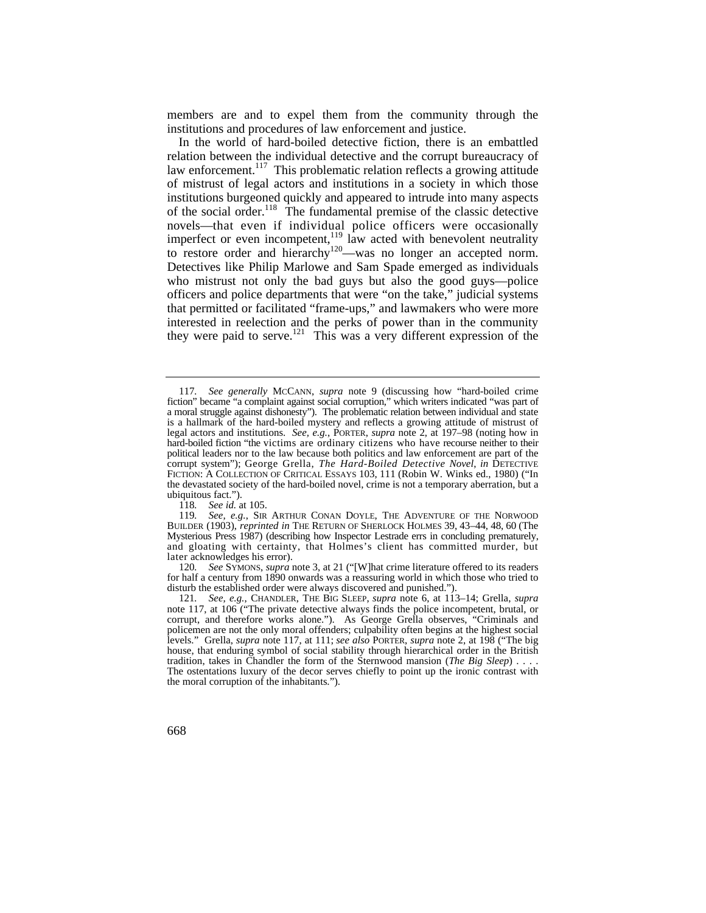members are and to expel them from the community through the institutions and procedures of law enforcement and justice.

In the world of hard-boiled detective fiction, there is an embattled relation between the individual detective and the corrupt bureaucracy of law enforcement.[117] This problematic relation reflects a growing attitude of mistrust of legal actors and institutions in a society in which those institutions burgeoned quickly and appeared to intrude into many aspects of the social order.[118] The fundamental premise of the classic detective novels—that even if individual police officers were occasionally imperfect or even incompetent,[119] law acted with benevolent neutrality to restore order and hierarchy[120]—was no longer an accepted norm. Detectives like Philip Marlowe and Sam Spade emerged as individuals who mistrust not only the bad guys but also the good guys—police officers and police departments that were "on the take," judicial systems that permitted or facilitated "frame-ups," and lawmakers who were more interested in reelection and the perks of power than in the community they were paid to serve.[121] This was a very different expression of the

---

117. *See generally* MCCANN, *supra* note 9 (discussing how "hard-boiled crime fiction" became "a complaint against social corruption," which writers indicated "was part of a moral struggle against dishonesty"). The problematic relation between individual and state is a hallmark of the hard-boiled mystery and reflects a growing attitude of mistrust of legal actors and institutions. *See, e.g.*, PORTER, *supra* note 2, at 197–98 (noting how in hard-boiled fiction "the victims are ordinary citizens who have recourse neither to their political leaders nor to the law because both politics and law enforcement are part of the corrupt system"); George Grella, *The Hard-Boiled Detective Novel*, *in* DETECTIVE FICTION: A COLLECTION OF CRITICAL ESSAYS 103, 111 (Robin W. Winks ed., 1980) ("In the devastated society of the hard-boiled novel, crime is not a temporary aberration, but a ubiquitous fact.").

118. *See id.* at 105.

119. *See, e.g.*, SIR ARTHUR CONAN DOYLE, THE ADVENTURE OF THE NORWOOD BUILDER (1903), *reprinted in* THE RETURN OF SHERLOCK HOLMES 39, 43–44, 48, 60 (The Mysterious Press 1987) (describing how Inspector Lestrade errs in concluding prematurely, and gloating with certainty, that Holmes's client has committed murder, but later acknowledges his error).

120. *See* SYMONS, *supra* note 3, at 21 ("[W]hat crime literature offered to its readers for half a century from 1890 onwards was a reassuring world in which those who tried to disturb the established order were always discovered and punished.").

121. *See, e.g.*, CHANDLER, THE BIG SLEEP, *supra* note 6, at 113–14; Grella, *supra* note 117, at 106 ("The private detective always finds the police incompetent, brutal, or corrupt, and therefore works alone."). As George Grella observes, "Criminals and policemen are not the only moral offenders; culpability often begins at the highest social levels." Grella, *supra* note 117, at 111; *see also* PORTER, *supra* note 2, at 198 ("The big house, that enduring symbol of social stability through hierarchical order in the British tradition, takes in Chandler the form of the Sternwood mansion (*The Big Sleep*) . . . . The ostentations luxury of the decor serves chiefly to point up the ironic contrast with the moral corruption of the inhabitants.").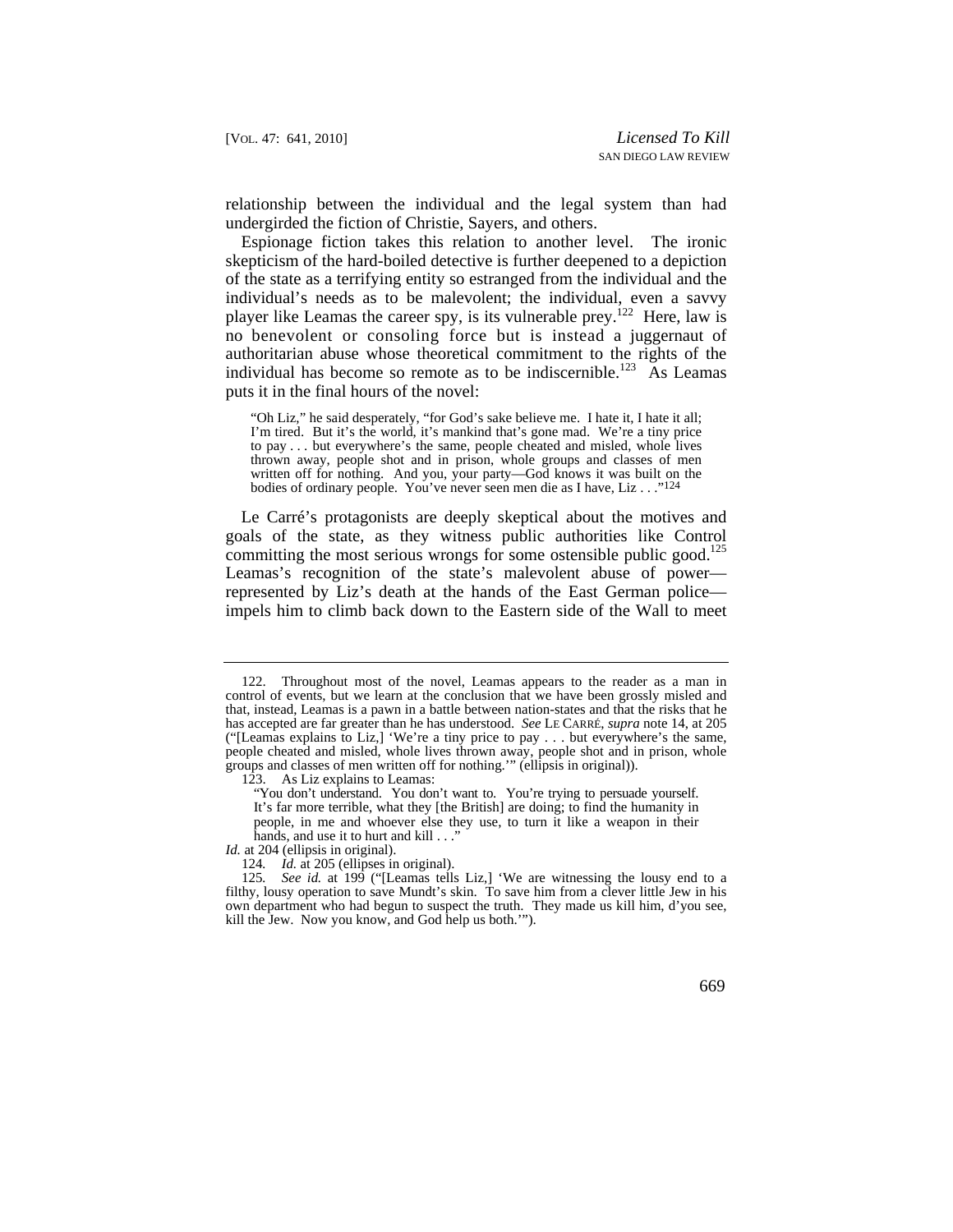relationship between the individual and the legal system than had undergirded the fiction of Christie, Sayers, and others.

Espionage fiction takes this relation to another level. The ironic skepticism of the hard-boiled detective is further deepened to a depiction of the state as a terrifying entity so estranged from the individual and the individual's needs as to be malevolent; the individual, even a savvy player like Leamas the career spy, is its vulnerable prey.[122] Here, law is no benevolent or consoling force but is instead a juggernaut of authoritarian abuse whose theoretical commitment to the rights of the individual has become so remote as to be indiscernible.[123] As Leamas puts it in the final hours of the novel:

> "Oh Liz," he said desperately, "for God's sake believe me. I hate it, I hate it all; I'm tired. But it's the world, it's mankind that's gone mad. We're a tiny price to pay . . . but everywhere's the same, people cheated and misled, whole lives thrown away, people shot and in prison, whole groups and classes of men written off for nothing. And you, your party—God knows it was built on the bodies of ordinary people. You've never seen men die as I have, Liz . . ."[124]

Le Carré's protagonists are deeply skeptical about the motives and goals of the state, as they witness public authorities like Control committing the most serious wrongs for some ostensible public good.[125] Leamas's recognition of the state's malevolent abuse of power—represented by Liz's death at the hands of the East German police—impels him to climb back down to the Eastern side of the Wall to meet

---

122. Throughout most of the novel, Leamas appears to the reader as a man in control of events, but we learn at the conclusion that we have been grossly misled and that, instead, Leamas is a pawn in a battle between nation-states and that the risks that he has accepted are far greater than he has understood. *See* LE CARRÉ, *supra* note 14, at 205 ("[Leamas explains to Liz,] 'We're a tiny price to pay . . . but everywhere's the same, people cheated and misled, whole lives thrown away, people shot and in prison, whole groups and classes of men written off for nothing.'" (ellipsis in original)).

123. As Liz explains to Leamas:

> "You don't understand. You don't want to. You're trying to persuade yourself. It's far more terrible, what they [the British] are doing; to find the humanity in people, in me and whoever else they use, to turn it like a weapon in their hands, and use it to hurt and kill . . ."

*Id.* at 204 (ellipsis in original).

124. *Id.* at 205 (ellipses in original).

125. *See id.* at 199 ("[Leamas tells Liz,] 'We are witnessing the lousy end to a filthy, lousy operation to save Mundt's skin. To save him from a clever little Jew in his own department who had begun to suspect the truth. They made us kill him, d'you see, kill the Jew. Now you know, and God help us both.'").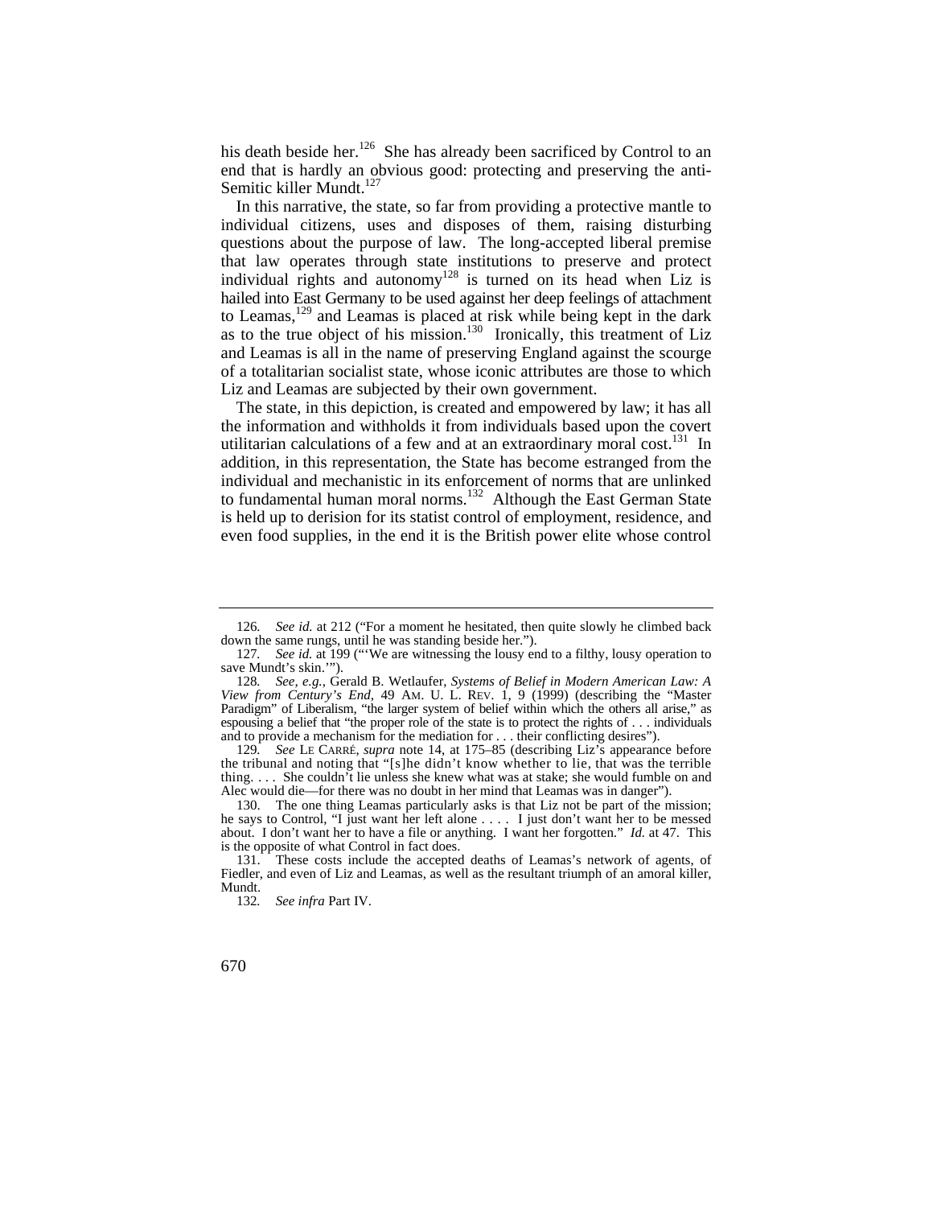his death beside her.[126] She has already been sacrificed by Control to an end that is hardly an obvious good: protecting and preserving the anti-Semitic killer Mundt.[127]

In this narrative, the state, so far from providing a protective mantle to individual citizens, uses and disposes of them, raising disturbing questions about the purpose of law. The long-accepted liberal premise that law operates through state institutions to preserve and protect individual rights and autonomy[128] is turned on its head when Liz is hailed into East Germany to be used against her deep feelings of attachment to Leamas,[129] and Leamas is placed at risk while being kept in the dark as to the true object of his mission.[130] Ironically, this treatment of Liz and Leamas is all in the name of preserving England against the scourge of a totalitarian socialist state, whose iconic attributes are those to which Liz and Leamas are subjected by their own government.

The state, in this depiction, is created and empowered by law; it has all the information and withholds it from individuals based upon the covert utilitarian calculations of a few and at an extraordinary moral cost.[131] In addition, in this representation, the State has become estranged from the individual and mechanistic in its enforcement of norms that are unlinked to fundamental human moral norms.[132] Although the East German State is held up to derision for its statist control of employment, residence, and even food supplies, in the end it is the British power elite whose control

---

126. *See id.* at 212 ("For a moment he hesitated, then quite slowly he climbed back down the same rungs, until he was standing beside her.").

127. *See id.* at 199 ("'We are witnessing the lousy end to a filthy, lousy operation to save Mundt's skin.'").

128. *See, e.g.*, Gerald B. Wetlaufer, *Systems of Belief in Modern American Law: A View from Century's End*, 49 AM. U. L. REV. 1, 9 (1999) (describing the "Master Paradigm" of Liberalism, "the larger system of belief within which the others all arise," as espousing a belief that "the proper role of the state is to protect the rights of . . . individuals and to provide a mechanism for the mediation for . . . their conflicting desires").

129. *See* LE CARRÉ, *supra* note 14, at 175–85 (describing Liz's appearance before the tribunal and noting that "[s]he didn't know whether to lie, that was the terrible thing. . . . She couldn't lie unless she knew what was at stake; she would fumble on and Alec would die—for there was no doubt in her mind that Leamas was in danger").

130. The one thing Leamas particularly asks is that Liz not be part of the mission; he says to Control, "I just want her left alone . . . . I just don't want her to be messed about. I don't want her to have a file or anything. I want her forgotten." *Id.* at 47. This is the opposite of what Control in fact does.

131. These costs include the accepted deaths of Leamas's network of agents, of Fiedler, and even of Liz and Leamas, as well as the resultant triumph of an amoral killer, Mundt.

132. *See infra* Part IV.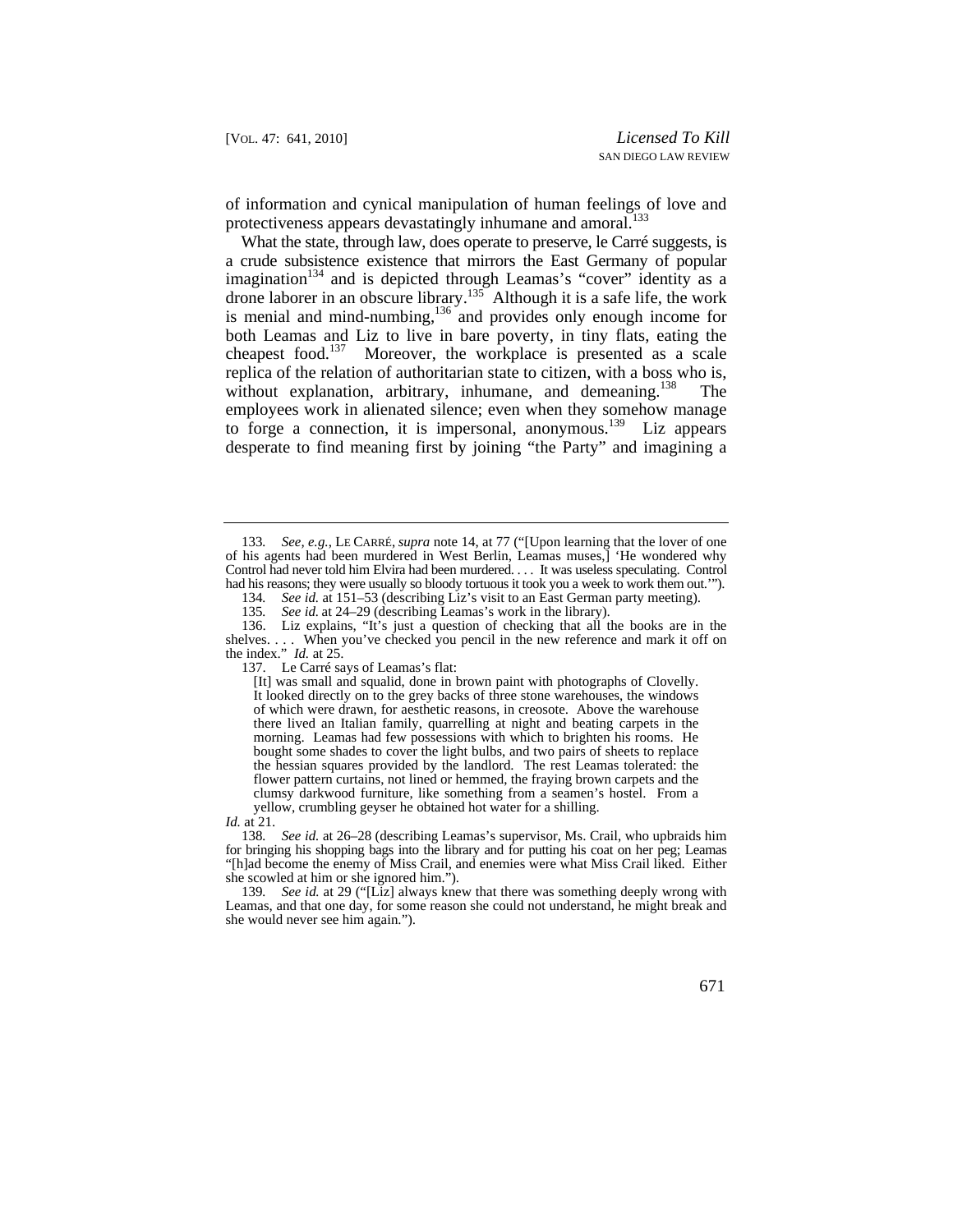of information and cynical manipulation of human feelings of love and protectiveness appears devastatingly inhumane and amoral.[133]

What the state, through law, does operate to preserve, le Carré suggests, is a crude subsistence existence that mirrors the East Germany of popular imagination[134] and is depicted through Leamas's "cover" identity as a drone laborer in an obscure library.[135] Although it is a safe life, the work is menial and mind-numbing,[136] and provides only enough income for both Leamas and Liz to live in bare poverty, in tiny flats, eating the cheapest food.[137] Moreover, the workplace is presented as a scale replica of the relation of authoritarian state to citizen, with a boss who is, without explanation, arbitrary, inhumane, and demeaning.[138] The employees work in alienated silence; even when they somehow manage to forge a connection, it is impersonal, anonymous.[139] Liz appears desperate to find meaning first by joining "the Party" and imagining a

---

133. *See, e.g.*, LE CARRÉ, *supra* note 14, at 77 ("[Upon learning that the lover of one of his agents had been murdered in West Berlin, Leamas muses,] 'He wondered why Control had never told him Elvira had been murdered. . . . It was useless speculating. Control had his reasons; they were usually so bloody tortuous it took you a week to work them out.'").

134. *See id.* at 151–53 (describing Liz's visit to an East German party meeting).

135. *See id.* at 24–29 (describing Leamas's work in the library).

136. Liz explains, "It's just a question of checking that all the books are in the shelves. . . . When you've checked you pencil in the new reference and mark it off on the index." *Id.* at 25.

137. Le Carré says of Leamas's flat:

> [It] was small and squalid, done in brown paint with photographs of Clovelly. It looked directly on to the grey backs of three stone warehouses, the windows of which were drawn, for aesthetic reasons, in creosote. Above the warehouse there lived an Italian family, quarrelling at night and beating carpets in the morning. Leamas had few possessions with which to brighten his rooms. He bought some shades to cover the light bulbs, and two pairs of sheets to replace the hessian squares provided by the landlord. The rest Leamas tolerated: the flower pattern curtains, not lined or hemmed, the fraying brown carpets and the clumsy darkwood furniture, like something from a seamen's hostel. From a yellow, crumbling geyser he obtained hot water for a shilling.

*Id.* at 21.

138. *See id.* at 26–28 (describing Leamas's supervisor, Ms. Crail, who upbraids him for bringing his shopping bags into the library and for putting his coat on her peg; Leamas "[h]ad become the enemy of Miss Crail, and enemies were what Miss Crail liked. Either she scowled at him or she ignored him.").

139. *See id.* at 29 ("[Liz] always knew that there was something deeply wrong with Leamas, and that one day, for some reason she could not understand, he might break and she would never see him again.").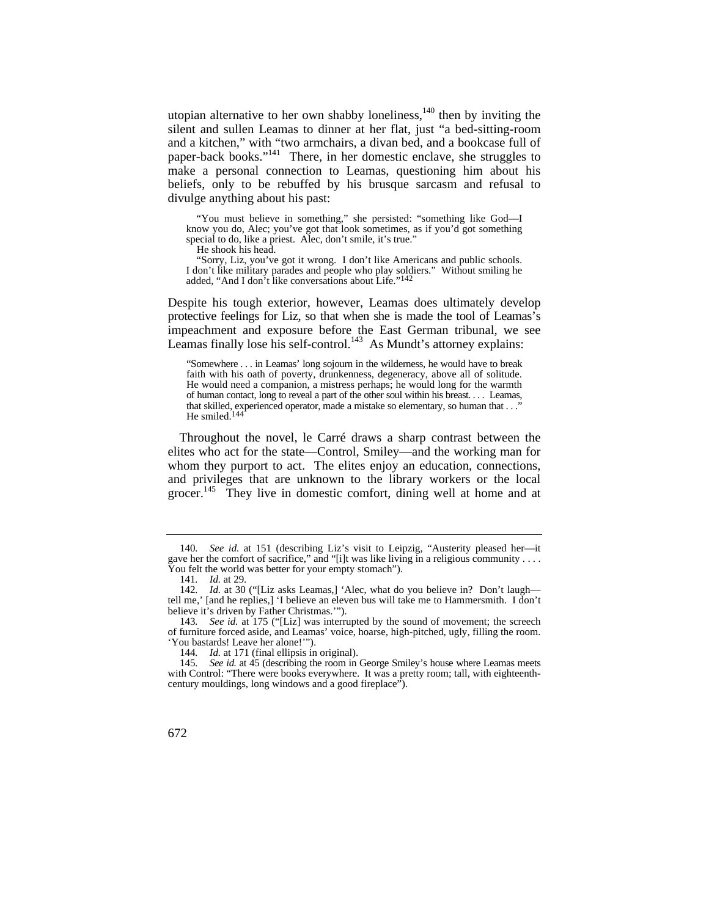utopian alternative to her own shabby loneliness,[140] then by inviting the silent and sullen Leamas to dinner at her flat, just "a bed-sitting-room and a kitchen," with "two armchairs, a divan bed, and a bookcase full of paper-back books."[141] There, in her domestic enclave, she struggles to make a personal connection to Leamas, questioning him about his beliefs, only to be rebuffed by his brusque sarcasm and refusal to divulge anything about his past:

> "You must believe in something," she persisted: "something like God—I know you do, Alec; you've got that look sometimes, as if you'd got something special to do, like a priest. Alec, don't smile, it's true."
>
> He shook his head.
>
> "Sorry, Liz, you've got it wrong. I don't like Americans and public schools. I don't like military parades and people who play soldiers." Without smiling he added, "And I don't like conversations about Life."[142]

Despite his tough exterior, however, Leamas does ultimately develop protective feelings for Liz, so that when she is made the tool of Leamas's impeachment and exposure before the East German tribunal, we see Leamas finally lose his self-control.[143] As Mundt's attorney explains:

> "Somewhere . . . in Leamas' long sojourn in the wilderness, he would have to break faith with his oath of poverty, drunkenness, degeneracy, above all of solitude. He would need a companion, a mistress perhaps; he would long for the warmth of human contact, long to reveal a part of the other soul within his breast. . . . Leamas, that skilled, experienced operator, made a mistake so elementary, so human that . . ." He smiled.[144]

Throughout the novel, le Carré draws a sharp contrast between the elites who act for the state—Control, Smiley—and the working man for whom they purport to act. The elites enjoy an education, connections, and privileges that are unknown to the library workers or the local grocer.[145] They live in domestic comfort, dining well at home and at

---

140. *See id.* at 151 (describing Liz's visit to Leipzig, "Austerity pleased her—it gave her the comfort of sacrifice," and "[i]t was like living in a religious community . . . . You felt the world was better for your empty stomach").

141. *Id.* at 29.

142. *Id.* at 30 ("[Liz asks Leamas,] 'Alec, what do you believe in? Don't laugh—tell me,' [and he replies,] 'I believe an eleven bus will take me to Hammersmith. I don't believe it's driven by Father Christmas.'").

143. *See id.* at 175 ("[Liz] was interrupted by the sound of movement; the screech of furniture forced aside, and Leamas' voice, hoarse, high-pitched, ugly, filling the room. 'You bastards! Leave her alone!'").

144. *Id.* at 171 (final ellipsis in original).

145. *See id.* at 45 (describing the room in George Smiley's house where Leamas meets with Control: "There were books everywhere. It was a pretty room; tall, with eighteenth-century mouldings, long windows and a good fireplace").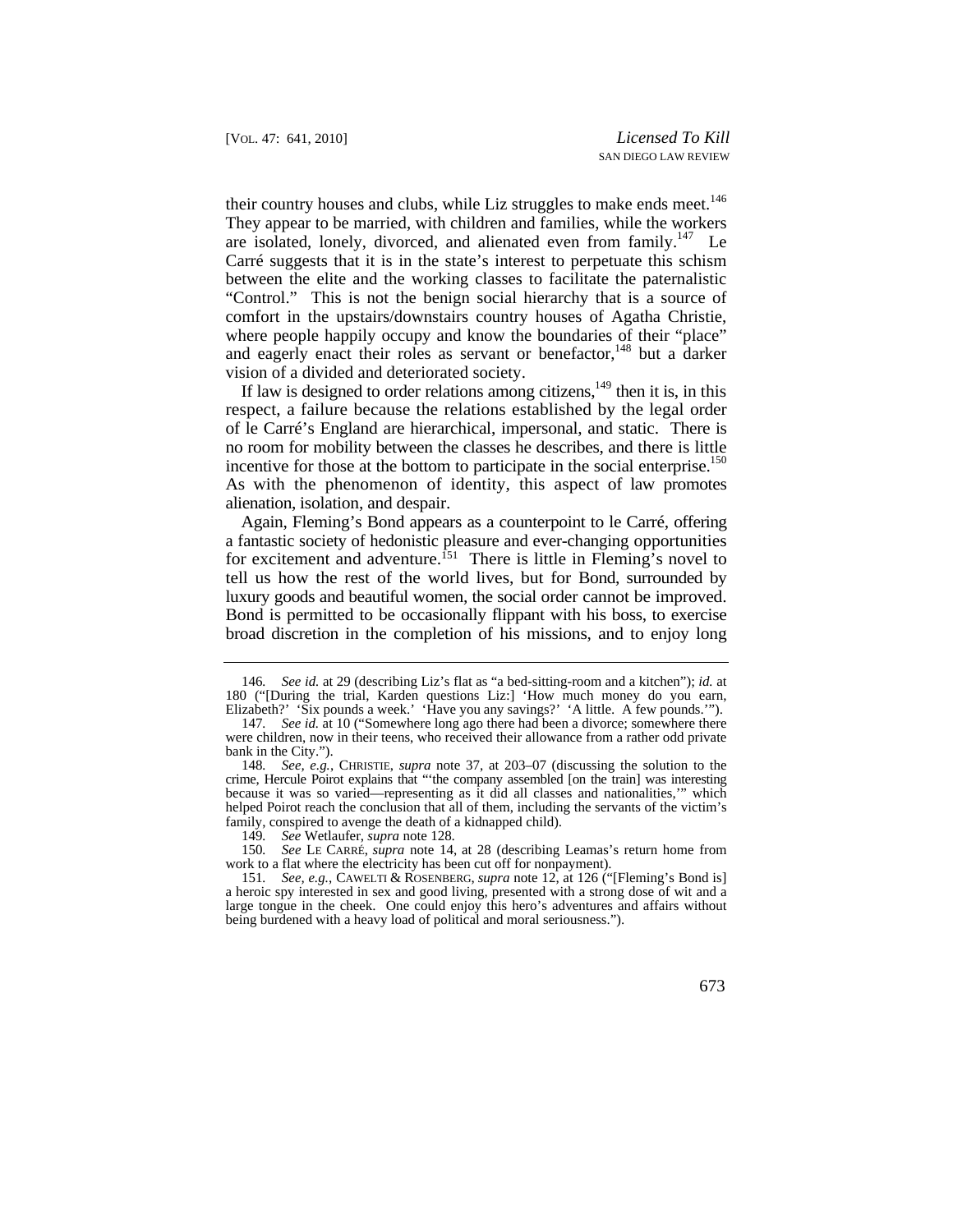their country houses and clubs, while Liz struggles to make ends meet.[146] They appear to be married, with children and families, while the workers are isolated, lonely, divorced, and alienated even from family.[147] Le Carré suggests that it is in the state's interest to perpetuate this schism between the elite and the working classes to facilitate the paternalistic "Control." This is not the benign social hierarchy that is a source of comfort in the upstairs/downstairs country houses of Agatha Christie, where people happily occupy and know the boundaries of their "place" and eagerly enact their roles as servant or benefactor,[148] but a darker vision of a divided and deteriorated society.

If law is designed to order relations among citizens,[149] then it is, in this respect, a failure because the relations established by the legal order of le Carré's England are hierarchical, impersonal, and static. There is no room for mobility between the classes he describes, and there is little incentive for those at the bottom to participate in the social enterprise.[150] As with the phenomenon of identity, this aspect of law promotes alienation, isolation, and despair.

Again, Fleming's Bond appears as a counterpoint to le Carré, offering a fantastic society of hedonistic pleasure and ever-changing opportunities for excitement and adventure.[151] There is little in Fleming's novel to tell us how the rest of the world lives, but for Bond, surrounded by luxury goods and beautiful women, the social order cannot be improved. Bond is permitted to be occasionally flippant with his boss, to exercise broad discretion in the completion of his missions, and to enjoy long

---

146. *See id.* at 29 (describing Liz's flat as "a bed-sitting-room and a kitchen"); *id.* at 180 ("[During the trial, Karden questions Liz:] 'How much money do you earn, Elizabeth?' 'Six pounds a week.' 'Have you any savings?' 'A little. A few pounds.'").

147. *See id.* at 10 ("Somewhere long ago there had been a divorce; somewhere there were children, now in their teens, who received their allowance from a rather odd private bank in the City.").

148. *See, e.g.*, CHRISTIE, *supra* note 37, at 203–07 (discussing the solution to the crime, Hercule Poirot explains that "'the company assembled [on the train] was interesting because it was so varied—representing as it did all classes and nationalities,'" which helped Poirot reach the conclusion that all of them, including the servants of the victim's family, conspired to avenge the death of a kidnapped child).

149. *See* Wetlaufer, *supra* note 128.

150. *See* LE CARRÉ, *supra* note 14, at 28 (describing Leamas's return home from work to a flat where the electricity has been cut off for nonpayment).

151. *See, e.g.*, CAWELTI & ROSENBERG, *supra* note 12, at 126 ("[Fleming's Bond is] a heroic spy interested in sex and good living, presented with a strong dose of wit and a large tongue in the cheek. One could enjoy this hero's adventures and affairs without being burdened with a heavy load of political and moral seriousness.").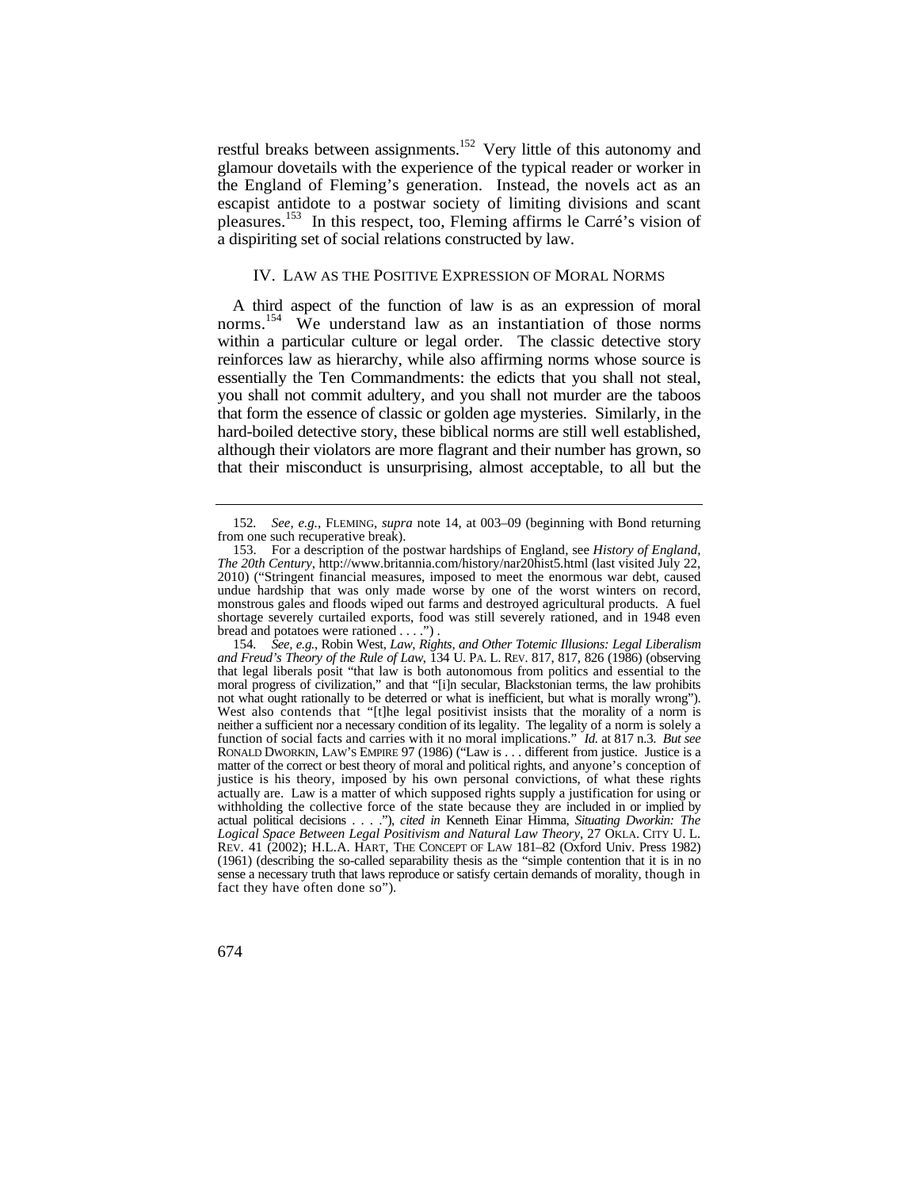restful breaks between assignments.[152] Very little of this autonomy and glamour dovetails with the experience of the typical reader or worker in the England of Fleming's generation. Instead, the novels act as an escapist antidote to a postwar society of limiting divisions and scant pleasures.[153] In this respect, too, Fleming affirms le Carré's vision of a dispiriting set of social relations constructed by law.

## IV. LAW AS THE POSITIVE EXPRESSION OF MORAL NORMS

A third aspect of the function of law is as an expression of moral norms.[154] We understand law as an instantiation of those norms within a particular culture or legal order. The classic detective story reinforces law as hierarchy, while also affirming norms whose source is essentially the Ten Commandments: the edicts that you shall not steal, you shall not commit adultery, and you shall not murder are the taboos that form the essence of classic or golden age mysteries. Similarly, in the hard-boiled detective story, these biblical norms are still well established, although their violators are more flagrant and their number has grown, so that their misconduct is unsurprising, almost acceptable, to all but the

---

152. *See, e.g.*, FLEMING, *supra* note 14, at 003–09 (beginning with Bond returning from one such recuperative break).

153. For a description of the postwar hardships of England, see *History of England, The 20th Century*, http://www.britannia.com/history/nar20hist5.html (last visited July 22, 2010) ("Stringent financial measures, imposed to meet the enormous war debt, caused undue hardship that was only made worse by one of the worst winters on record, monstrous gales and floods wiped out farms and destroyed agricultural products. A fuel shortage severely curtailed exports, food was still severely rationed, and in 1948 even bread and potatoes were rationed . . . .") .

154. *See, e.g.*, Robin West, *Law, Rights, and Other Totemic Illusions: Legal Liberalism and Freud's Theory of the Rule of Law*, 134 U. PA. L. REV. 817, 817, 826 (1986) (observing that legal liberals posit "that law is both autonomous from politics and essential to the moral progress of civilization," and that "[i]n secular, Blackstonian terms, the law prohibits not what ought rationally to be deterred or what is inefficient, but what is morally wrong"). West also contends that "[t]he legal positivist insists that the morality of a norm is neither a sufficient nor a necessary condition of its legality. The legality of a norm is solely a function of social facts and carries with it no moral implications." *Id.* at 817 n.3. *But see* RONALD DWORKIN, LAW'S EMPIRE 97 (1986) ("Law is . . . different from justice. Justice is a matter of the correct or best theory of moral and political rights, and anyone's conception of justice is his theory, imposed by his own personal convictions, of what these rights actually are. Law is a matter of which supposed rights supply a justification for using or withholding the collective force of the state because they are included in or implied by actual political decisions . . . ."), *cited in* Kenneth Einar Himma, *Situating Dworkin: The Logical Space Between Legal Positivism and Natural Law Theory*, 27 OKLA. CITY U. L. REV. 41 (2002); H.L.A. HART, THE CONCEPT OF LAW 181–82 (Oxford Univ. Press 1982) (1961) (describing the so-called separability thesis as the "simple contention that it is in no sense a necessary truth that laws reproduce or satisfy certain demands of morality, though in fact they have often done so").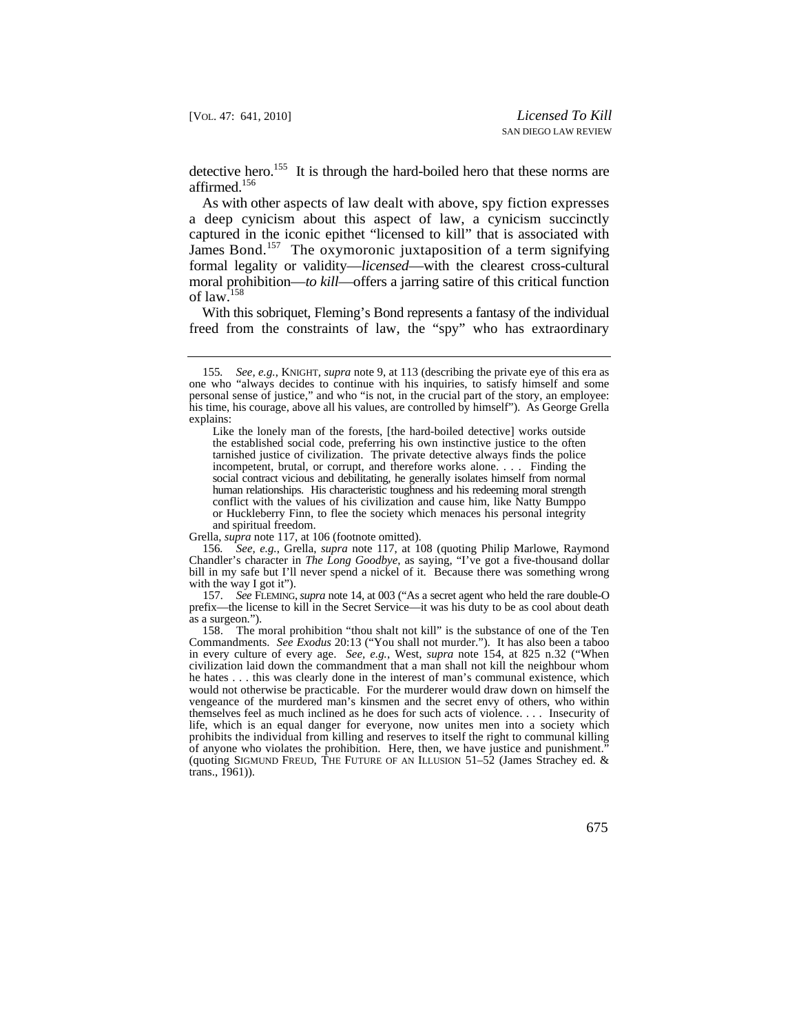detective hero.[155] It is through the hard-boiled hero that these norms are affirmed.[156]

As with other aspects of law dealt with above, spy fiction expresses a deep cynicism about this aspect of law, a cynicism succinctly captured in the iconic epithet "licensed to kill" that is associated with James Bond.[157] The oxymoronic juxtaposition of a term signifying formal legality or validity—*licensed*—with the clearest cross-cultural moral prohibition—*to kill*—offers a jarring satire of this critical function of law.[158]

With this sobriquet, Fleming's Bond represents a fantasy of the individual freed from the constraints of law, the "spy" who has extraordinary

---

155. *See, e.g.*, KNIGHT, *supra* note 9, at 113 (describing the private eye of this era as one who "always decides to continue with his inquiries, to satisfy himself and some personal sense of justice," and who "is not, in the crucial part of the story, an employee: his time, his courage, above all his values, are controlled by himself"). As George Grella explains:

> Like the lonely man of the forests, [the hard-boiled detective] works outside the established social code, preferring his own instinctive justice to the often tarnished justice of civilization. The private detective always finds the police incompetent, brutal, or corrupt, and therefore works alone. . . . Finding the social contract vicious and debilitating, he generally isolates himself from normal human relationships. His characteristic toughness and his redeeming moral strength conflict with the values of his civilization and cause him, like Natty Bumppo or Huckleberry Finn, to flee the society which menaces his personal integrity and spiritual freedom.

Grella, *supra* note 117, at 106 (footnote omitted).

156. *See, e.g.*, Grella, *supra* note 117, at 108 (quoting Philip Marlowe, Raymond Chandler's character in *The Long Goodbye*, as saying, "I've got a five-thousand dollar bill in my safe but I'll never spend a nickel of it. Because there was something wrong with the way I got it").

157. *See* FLEMING, *supra* note 14, at 003 ("As a secret agent who held the rare double-O prefix—the license to kill in the Secret Service—it was his duty to be as cool about death as a surgeon.").

158. The moral prohibition "thou shalt not kill" is the substance of one of the Ten Commandments. *See Exodus* 20:13 ("You shall not murder."). It has also been a taboo in every culture of every age. *See, e.g.*, West, *supra* note 154, at 825 n.32 ("When civilization laid down the commandment that a man shall not kill the neighbour whom he hates . . . this was clearly done in the interest of man's communal existence, which would not otherwise be practicable. For the murderer would draw down on himself the vengeance of the murdered man's kinsmen and the secret envy of others, who within themselves feel as much inclined as he does for such acts of violence. . . . Insecurity of life, which is an equal danger for everyone, now unites men into a society which prohibits the individual from killing and reserves to itself the right to communal killing of anyone who violates the prohibition. Here, then, we have justice and punishment." (quoting SIGMUND FREUD, THE FUTURE OF AN ILLUSION 51–52 (James Strachey ed. & trans., 1961)).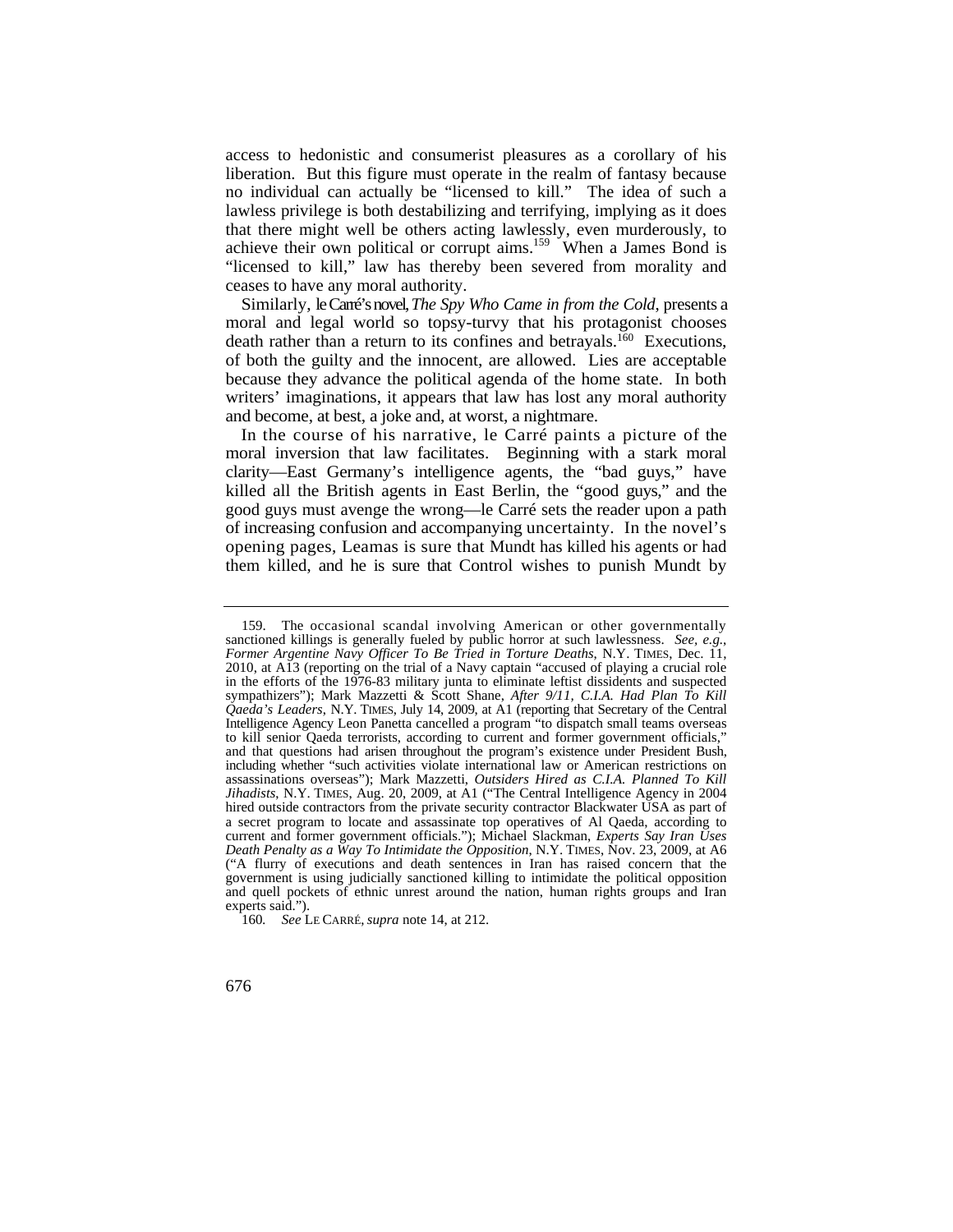access to hedonistic and consumerist pleasures as a corollary of his liberation. But this figure must operate in the realm of fantasy because no individual can actually be "licensed to kill." The idea of such a lawless privilege is both destabilizing and terrifying, implying as it does that there might well be others acting lawlessly, even murderously, to achieve their own political or corrupt aims.[159] When a James Bond is "licensed to kill," law has thereby been severed from morality and ceases to have any moral authority.

Similarly, le Carré's novel, *The Spy Who Came in from the Cold*, presents a moral and legal world so topsy-turvy that his protagonist chooses death rather than a return to its confines and betrayals.[160] Executions, of both the guilty and the innocent, are allowed. Lies are acceptable because they advance the political agenda of the home state. In both writers' imaginations, it appears that law has lost any moral authority and become, at best, a joke and, at worst, a nightmare.

In the course of his narrative, le Carré paints a picture of the moral inversion that law facilitates. Beginning with a stark moral clarity—East Germany's intelligence agents, the "bad guys," have killed all the British agents in East Berlin, the "good guys," and the good guys must avenge the wrong—le Carré sets the reader upon a path of increasing confusion and accompanying uncertainty. In the novel's opening pages, Leamas is sure that Mundt has killed his agents or had them killed, and he is sure that Control wishes to punish Mundt by

---

159. The occasional scandal involving American or other governmentally sanctioned killings is generally fueled by public horror at such lawlessness. *See, e.g.*, *Former Argentine Navy Officer To Be Tried in Torture Deaths*, N.Y. TIMES, Dec. 11, 2010, at A13 (reporting on the trial of a Navy captain "accused of playing a crucial role in the efforts of the 1976-83 military junta to eliminate leftist dissidents and suspected sympathizers"); Mark Mazzetti & Scott Shane, *After 9/11, C.I.A. Had Plan To Kill Qaeda's Leaders*, N.Y. TIMES, July 14, 2009, at A1 (reporting that Secretary of the Central Intelligence Agency Leon Panetta cancelled a program "to dispatch small teams overseas to kill senior Qaeda terrorists, according to current and former government officials," and that questions had arisen throughout the program's existence under President Bush, including whether "such activities violate international law or American restrictions on assassinations overseas"); Mark Mazzetti, *Outsiders Hired as C.I.A. Planned To Kill Jihadists*, N.Y. TIMES, Aug. 20, 2009, at A1 ("The Central Intelligence Agency in 2004 hired outside contractors from the private security contractor Blackwater USA as part of a secret program to locate and assassinate top operatives of Al Qaeda, according to current and former government officials."); Michael Slackman, *Experts Say Iran Uses Death Penalty as a Way To Intimidate the Opposition*, N.Y. TIMES, Nov. 23, 2009, at A6 ("A flurry of executions and death sentences in Iran has raised concern that the government is using judicially sanctioned killing to intimidate the political opposition and quell pockets of ethnic unrest around the nation, human rights groups and Iran experts said.").

160. *See* LE CARRÉ, *supra* note 14, at 212.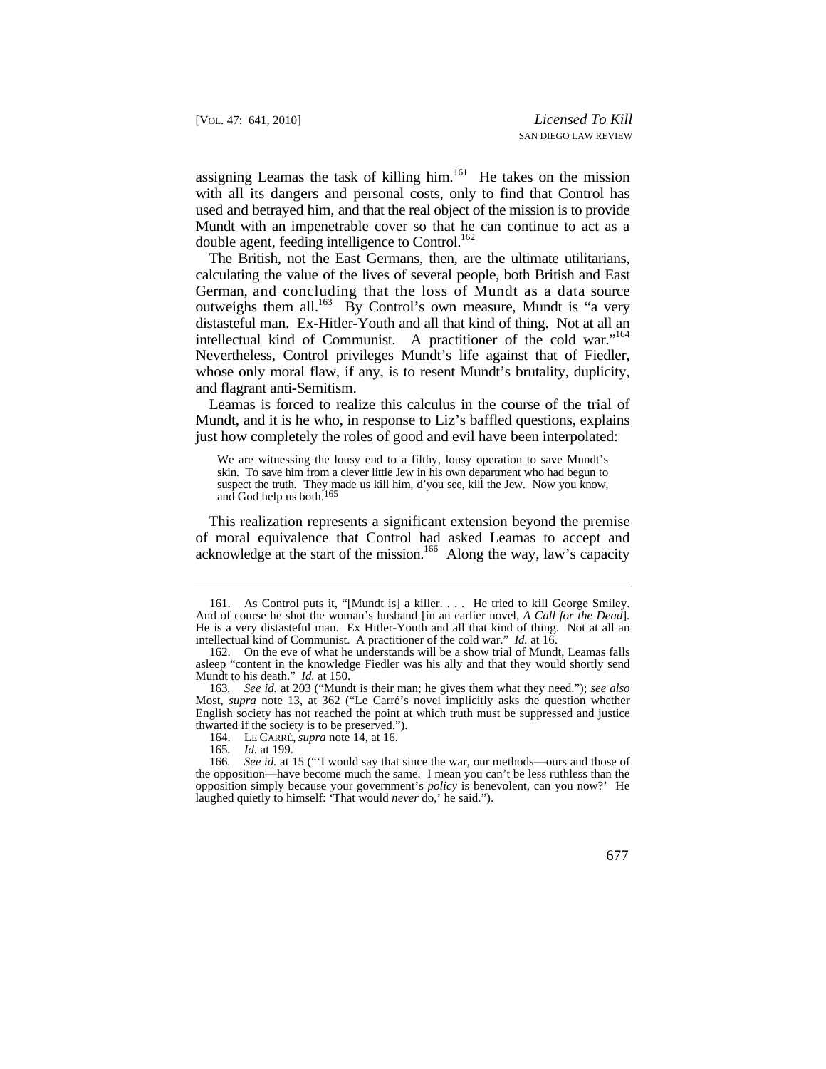assigning Leamas the task of killing him.[161] He takes on the mission with all its dangers and personal costs, only to find that Control has used and betrayed him, and that the real object of the mission is to provide Mundt with an impenetrable cover so that he can continue to act as a double agent, feeding intelligence to Control.[162]

The British, not the East Germans, then, are the ultimate utilitarians, calculating the value of the lives of several people, both British and East German, and concluding that the loss of Mundt as a data source outweighs them all.[163] By Control's own measure, Mundt is "a very distasteful man. Ex-Hitler-Youth and all that kind of thing. Not at all an intellectual kind of Communist. A practitioner of the cold war."[164] Nevertheless, Control privileges Mundt's life against that of Fiedler, whose only moral flaw, if any, is to resent Mundt's brutality, duplicity, and flagrant anti-Semitism.

Leamas is forced to realize this calculus in the course of the trial of Mundt, and it is he who, in response to Liz's baffled questions, explains just how completely the roles of good and evil have been interpolated:

> We are witnessing the lousy end to a filthy, lousy operation to save Mundt's skin. To save him from a clever little Jew in his own department who had begun to suspect the truth. They made us kill him, d'you see, kill the Jew. Now you know, and God help us both.[165]

This realization represents a significant extension beyond the premise of moral equivalence that Control had asked Leamas to accept and acknowledge at the start of the mission.[166] Along the way, law's capacity

---

161. As Control puts it, "[Mundt is] a killer. . . . He tried to kill George Smiley. And of course he shot the woman's husband [in an earlier novel, *A Call for the Dead*]. He is a very distasteful man. Ex Hitler-Youth and all that kind of thing. Not at all an intellectual kind of Communist. A practitioner of the cold war." *Id.* at 16.

162. On the eve of what he understands will be a show trial of Mundt, Leamas falls asleep "content in the knowledge Fiedler was his ally and that they would shortly send Mundt to his death." *Id.* at 150.

163. *See id.* at 203 ("Mundt is their man; he gives them what they need."); *see also* Most, *supra* note 13, at 362 ("Le Carré's novel implicitly asks the question whether English society has not reached the point at which truth must be suppressed and justice thwarted if the society is to be preserved.").

164. LE CARRÉ, *supra* note 14, at 16.

165. *Id.* at 199.

166. *See id.* at 15 ("'I would say that since the war, our methods—ours and those of the opposition—have become much the same. I mean you can't be less ruthless than the opposition simply because your government's *policy* is benevolent, can you now?' He laughed quietly to himself: 'That would *never* do,' he said.").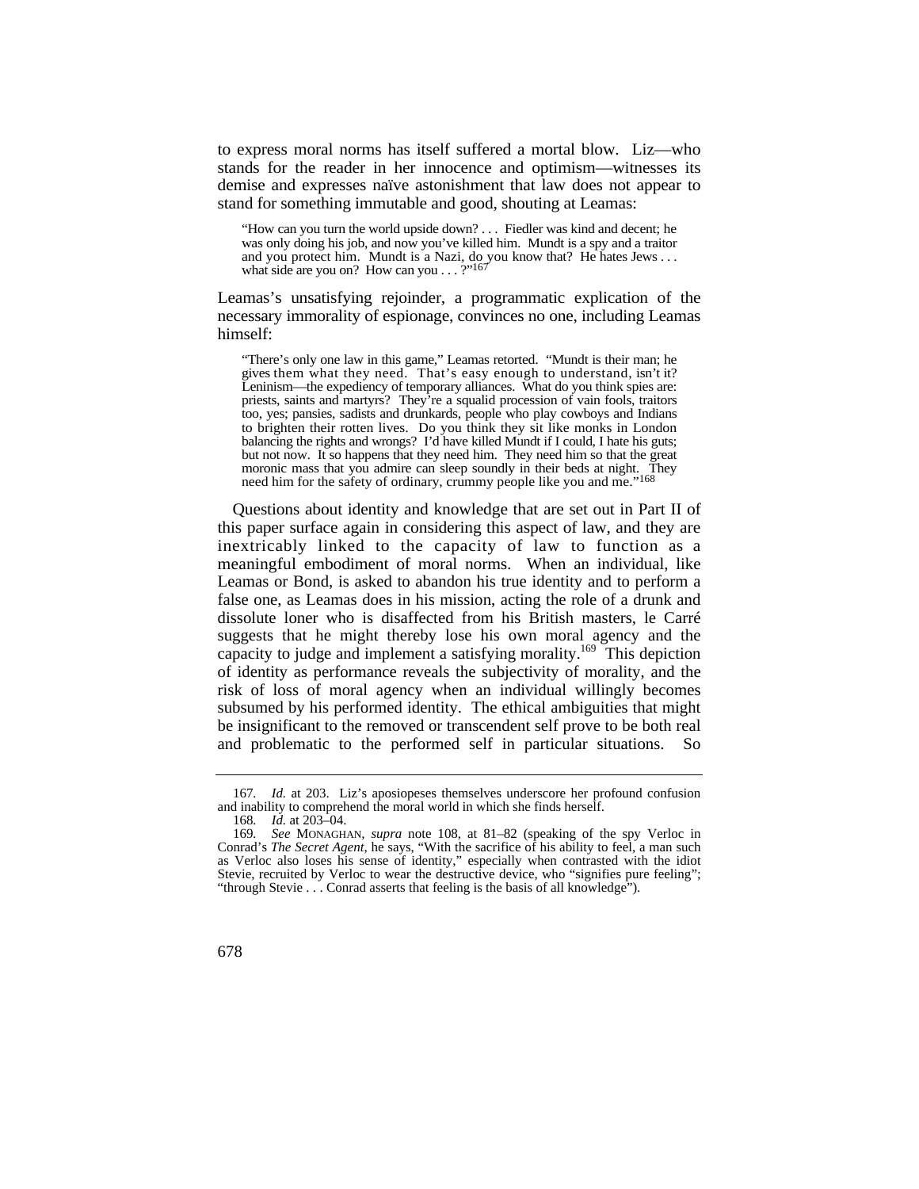to express moral norms has itself suffered a mortal blow. Liz—who stands for the reader in her innocence and optimism—witnesses its demise and expresses naïve astonishment that law does not appear to stand for something immutable and good, shouting at Leamas:

> "How can you turn the world upside down? . . . Fiedler was kind and decent; he was only doing his job, and now you've killed him. Mundt is a spy and a traitor and you protect him. Mundt is a Nazi, do you know that? He hates Jews . . . what side are you on? How can you . . . ?"[167]

Leamas's unsatisfying rejoinder, a programmatic explication of the necessary immorality of espionage, convinces no one, including Leamas himself:

> "There's only one law in this game," Leamas retorted. "Mundt is their man; he gives them what they need. That's easy enough to understand, isn't it? Leninism—the expediency of temporary alliances. What do you think spies are: priests, saints and martyrs? They're a squalid procession of vain fools, traitors too, yes; pansies, sadists and drunkards, people who play cowboys and Indians to brighten their rotten lives. Do you think they sit like monks in London balancing the rights and wrongs? I'd have killed Mundt if I could, I hate his guts; but not now. It so happens that they need him. They need him so that the great moronic mass that you admire can sleep soundly in their beds at night. They need him for the safety of ordinary, crummy people like you and me."[168]

Questions about identity and knowledge that are set out in Part II of this paper surface again in considering this aspect of law, and they are inextricably linked to the capacity of law to function as a meaningful embodiment of moral norms. When an individual, like Leamas or Bond, is asked to abandon his true identity and to perform a false one, as Leamas does in his mission, acting the role of a drunk and dissolute loner who is disaffected from his British masters, le Carré suggests that he might thereby lose his own moral agency and the capacity to judge and implement a satisfying morality.[169] This depiction of identity as performance reveals the subjectivity of morality, and the risk of loss of moral agency when an individual willingly becomes subsumed by his performed identity. The ethical ambiguities that might be insignificant to the removed or transcendent self prove to be both real and problematic to the performed self in particular situations. So

---

167. *Id.* at 203. Liz's aposiopeses themselves underscore her profound confusion and inability to comprehend the moral world in which she finds herself.

168. *Id.* at 203–04.

169. *See* MONAGHAN, *supra* note 108, at 81–82 (speaking of the spy Verloc in Conrad's *The Secret Agent*, he says, "With the sacrifice of his ability to feel, a man such as Verloc also loses his sense of identity," especially when contrasted with the idiot Stevie, recruited by Verloc to wear the destructive device, who "signifies pure feeling"; "through Stevie . . . Conrad asserts that feeling is the basis of all knowledge").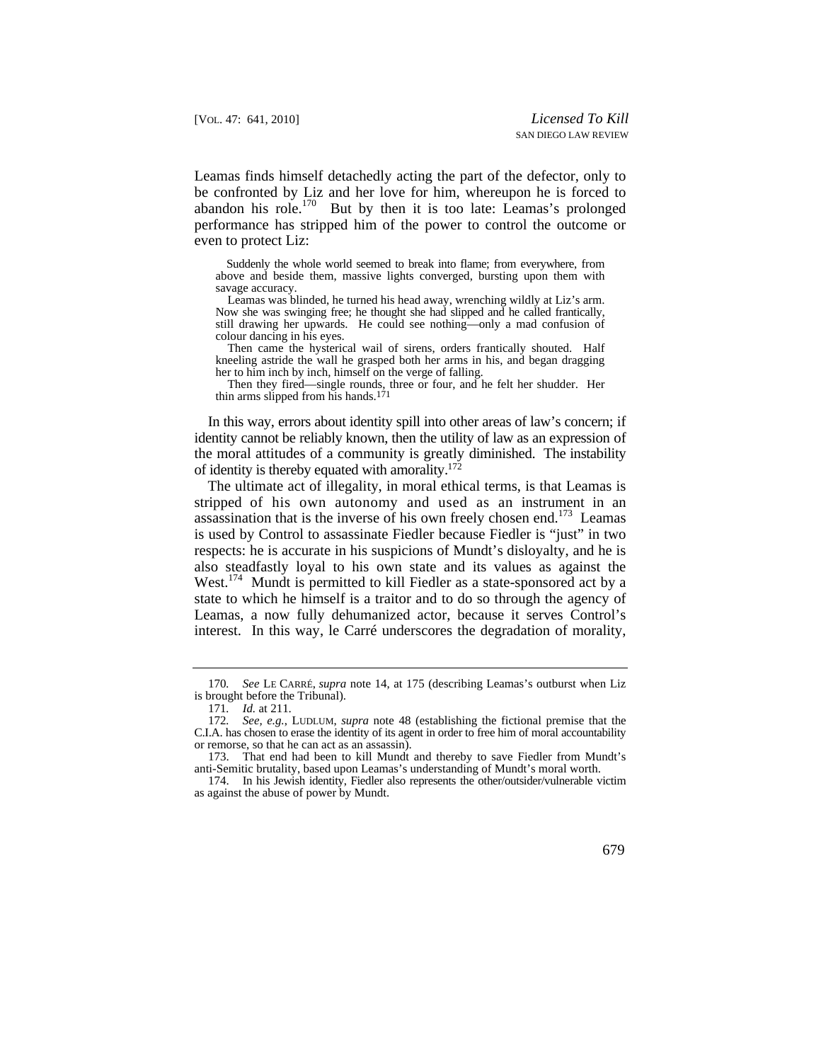Leamas finds himself detachedly acting the part of the defector, only to be confronted by Liz and her love for him, whereupon he is forced to abandon his role.[170] But by then it is too late: Leamas's prolonged performance has stripped him of the power to control the outcome or even to protect Liz:

> Suddenly the whole world seemed to break into flame; from everywhere, from above and beside them, massive lights converged, bursting upon them with savage accuracy.
>
> Leamas was blinded, he turned his head away, wrenching wildly at Liz's arm. Now she was swinging free; he thought she had slipped and he called frantically, still drawing her upwards. He could see nothing—only a mad confusion of colour dancing in his eyes.
>
> Then came the hysterical wail of sirens, orders frantically shouted. Half kneeling astride the wall he grasped both her arms in his, and began dragging her to him inch by inch, himself on the verge of falling.
>
> Then they fired—single rounds, three or four, and he felt her shudder. Her thin arms slipped from his hands.[171]

In this way, errors about identity spill into other areas of law's concern; if identity cannot be reliably known, then the utility of law as an expression of the moral attitudes of a community is greatly diminished. The instability of identity is thereby equated with amorality.[172]

The ultimate act of illegality, in moral ethical terms, is that Leamas is stripped of his own autonomy and used as an instrument in an assassination that is the inverse of his own freely chosen end.[173] Leamas is used by Control to assassinate Fiedler because Fiedler is "just" in two respects: he is accurate in his suspicions of Mundt's disloyalty, and he is also steadfastly loyal to his own state and its values as against the West.[174] Mundt is permitted to kill Fiedler as a state-sponsored act by a state to which he himself is a traitor and to do so through the agency of Leamas, a now fully dehumanized actor, because it serves Control's interest. In this way, le Carré underscores the degradation of morality,

---

170. *See* LE CARRÉ, *supra* note 14, at 175 (describing Leamas's outburst when Liz is brought before the Tribunal).

171. *Id.* at 211.

172. *See, e.g.*, LUDLUM, *supra* note 48 (establishing the fictional premise that the C.I.A. has chosen to erase the identity of its agent in order to free him of moral accountability or remorse, so that he can act as an assassin).

173. That end had been to kill Mundt and thereby to save Fiedler from Mundt's anti-Semitic brutality, based upon Leamas's understanding of Mundt's moral worth.

174. In his Jewish identity, Fiedler also represents the other/outsider/vulnerable victim as against the abuse of power by Mundt.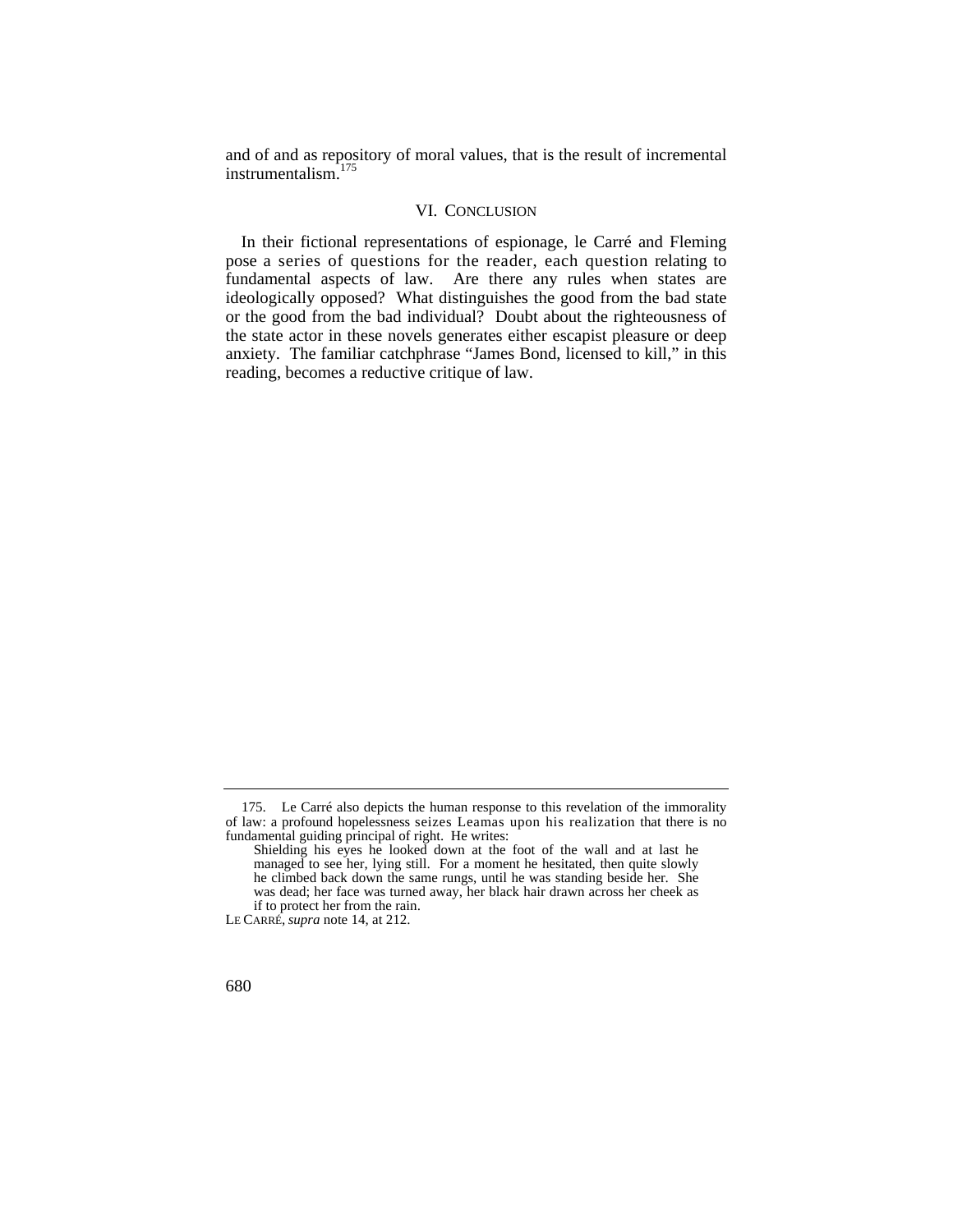and of and as repository of moral values, that is the result of incremental instrumentalism.[175]

## VI. CONCLUSION

In their fictional representations of espionage, le Carré and Fleming pose a series of questions for the reader, each question relating to fundamental aspects of law. Are there any rules when states are ideologically opposed? What distinguishes the good from the bad state or the good from the bad individual? Doubt about the righteousness of the state actor in these novels generates either escapist pleasure or deep anxiety. The familiar catchphrase "James Bond, licensed to kill," in this reading, becomes a reductive critique of law.

---

175. Le Carré also depicts the human response to this revelation of the immorality of law: a profound hopelessness seizes Leamas upon his realization that there is no fundamental guiding principal of right. He writes:

> Shielding his eyes he looked down at the foot of the wall and at last he managed to see her, lying still. For a moment he hesitated, then quite slowly he climbed back down the same rungs, until he was standing beside her. She was dead; her face was turned away, her black hair drawn across her cheek as if to protect her from the rain.

LE CARRÉ, *supra* note 14, at 212.